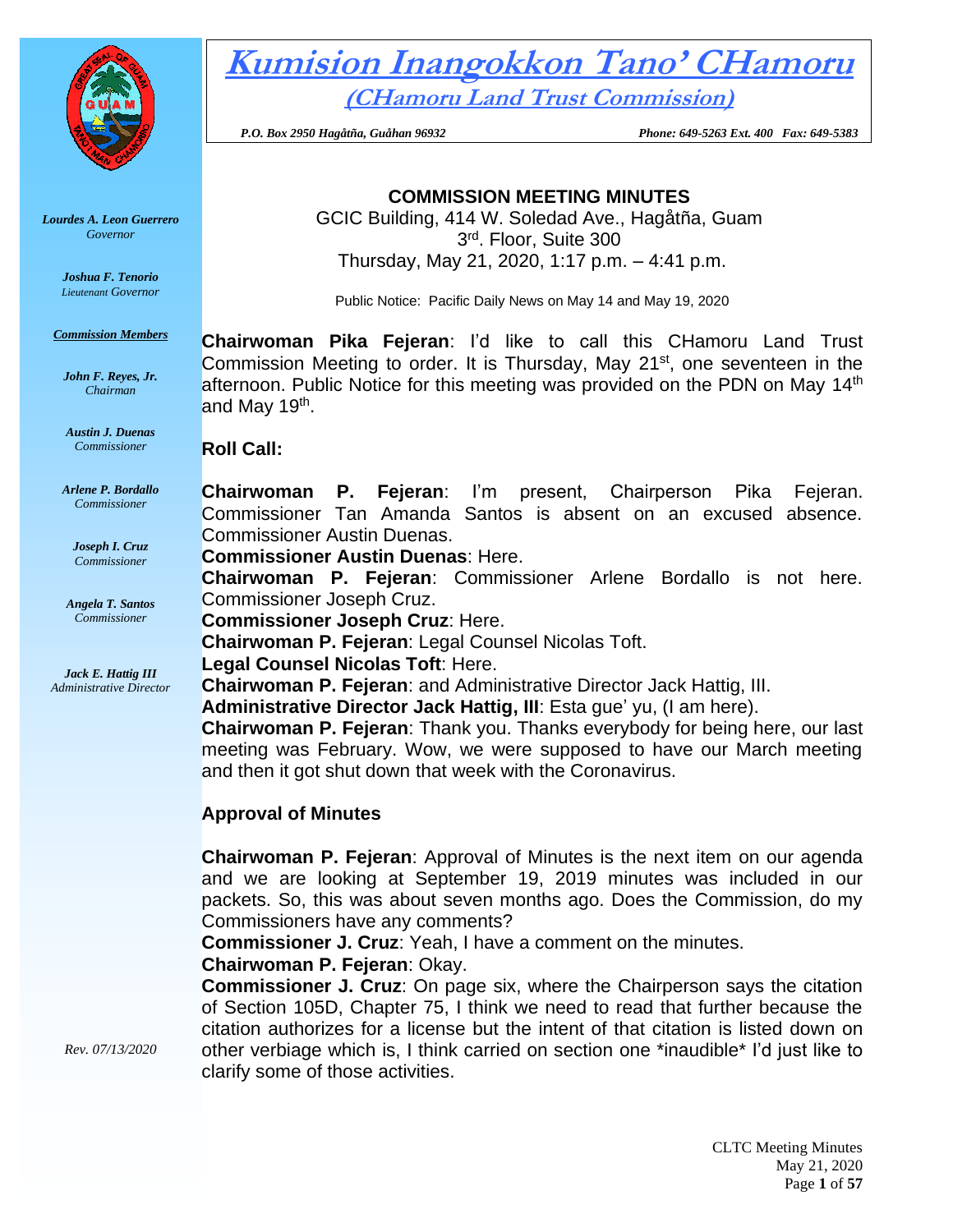# Kumision Inangokkon Tano' CHamoru

## (CHamoru Land Trust Commission)

*P.O. Box 2950 Hagåtña, Guåhan 96932* *Phone: 649-5263 Ext. 400 Fax: 649-5383*

***Lourdes A. Leon Guerrero***
*Governor*

***Joshua F. Tenorio***
*Lieutenant Governor*

***Commission Members***

***John F. Reyes, Jr.***
*Chairman*

***Austin J. Duenas***
*Commissioner*

***Arlene P. Bordallo***
*Commissioner*

***Joseph I. Cruz***
*Commissioner*

***Angela T. Santos***
*Commissioner*

***Jack E. Hattig III***
*Administrative Director*

*Rev. 07/13/2020*

**COMMISSION MEETING MINUTES**

GCIC Building, 414 W. Soledad Ave., Hagåtña, Guam
3rd. Floor, Suite 300
Thursday, May 21, 2020, 1:17 p.m. – 4:41 p.m.

Public Notice: Pacific Daily News on May 14 and May 19, 2020

**Chairwoman Pika Fejeran**: I'd like to call this CHamoru Land Trust Commission Meeting to order. It is Thursday, May 21st, one seventeen in the afternoon. Public Notice for this meeting was provided on the PDN on May 14th and May 19th.

**Roll Call:**

**Chairwoman P. Fejeran**: I'm present, Chairperson Pika Fejeran. Commissioner Tan Amanda Santos is absent on an excused absence. Commissioner Austin Duenas.
**Commissioner Austin Duenas**: Here.
**Chairwoman P. Fejeran**: Commissioner Arlene Bordallo is not here. Commissioner Joseph Cruz.
**Commissioner Joseph Cruz**: Here.
**Chairwoman P. Fejeran**: Legal Counsel Nicolas Toft.
**Legal Counsel Nicolas Toft**: Here.
**Chairwoman P. Fejeran**: and Administrative Director Jack Hattig, III.
**Administrative Director Jack Hattig, III**: Esta gue' yu, (I am here).
**Chairwoman P. Fejeran**: Thank you. Thanks everybody for being here, our last meeting was February. Wow, we were supposed to have our March meeting and then it got shut down that week with the Coronavirus.

**Approval of Minutes**

**Chairwoman P. Fejeran**: Approval of Minutes is the next item on our agenda and we are looking at September 19, 2019 minutes was included in our packets. So, this was about seven months ago. Does the Commission, do my Commissioners have any comments?
**Commissioner J. Cruz**: Yeah, I have a comment on the minutes.
**Chairwoman P. Fejeran**: Okay.
**Commissioner J. Cruz**: On page six, where the Chairperson says the citation of Section 105D, Chapter 75, I think we need to read that further because the citation authorizes for a license but the intent of that citation is listed down on other verbiage which is, I think carried on section one *inaudible* I'd just like to clarify some of those activities.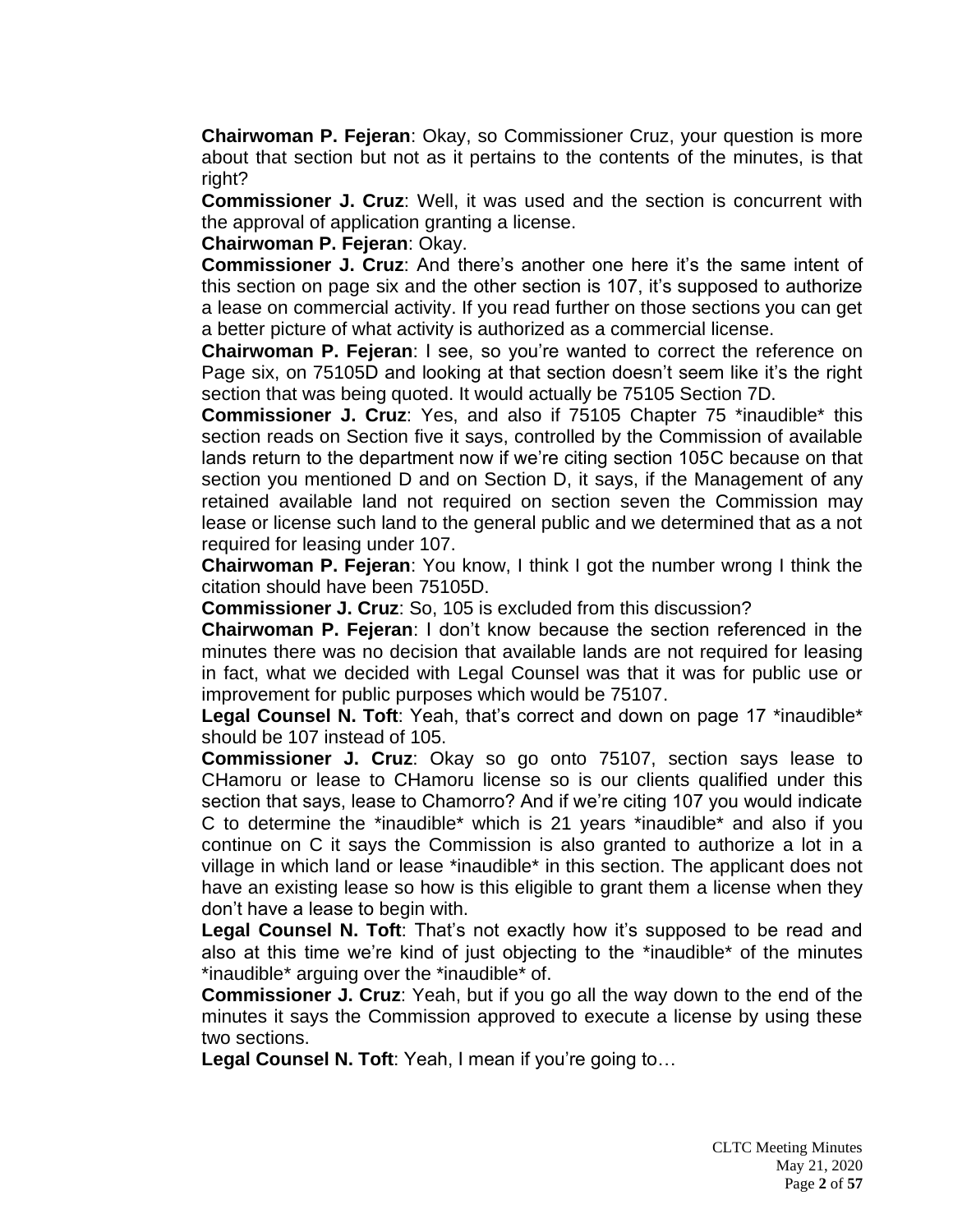**Chairwoman P. Fejeran**: Okay, so Commissioner Cruz, your question is more about that section but not as it pertains to the contents of the minutes, is that right?

**Commissioner J. Cruz**: Well, it was used and the section is concurrent with the approval of application granting a license.

**Chairwoman P. Fejeran**: Okay.

**Commissioner J. Cruz**: And there's another one here it's the same intent of this section on page six and the other section is 107, it's supposed to authorize a lease on commercial activity. If you read further on those sections you can get a better picture of what activity is authorized as a commercial license.

**Chairwoman P. Fejeran**: I see, so you're wanted to correct the reference on Page six, on 75105D and looking at that section doesn't seem like it's the right section that was being quoted. It would actually be 75105 Section 7D.

**Commissioner J. Cruz**: Yes, and also if 75105 Chapter 75 *inaudible* this section reads on Section five it says, controlled by the Commission of available lands return to the department now if we're citing section 105C because on that section you mentioned D and on Section D, it says, if the Management of any retained available land not required on section seven the Commission may lease or license such land to the general public and we determined that as a not required for leasing under 107.

**Chairwoman P. Fejeran**: You know, I think I got the number wrong I think the citation should have been 75105D.

**Commissioner J. Cruz**: So, 105 is excluded from this discussion?

**Chairwoman P. Fejeran**: I don't know because the section referenced in the minutes there was no decision that available lands are not required for leasing in fact, what we decided with Legal Counsel was that it was for public use or improvement for public purposes which would be 75107.

**Legal Counsel N. Toft**: Yeah, that's correct and down on page 17 *inaudible* should be 107 instead of 105.

**Commissioner J. Cruz**: Okay so go onto 75107, section says lease to CHamoru or lease to CHamoru license so is our clients qualified under this section that says, lease to Chamorro? And if we're citing 107 you would indicate C to determine the *inaudible* which is 21 years *inaudible* and also if you continue on C it says the Commission is also granted to authorize a lot in a village in which land or lease *inaudible* in this section. The applicant does not have an existing lease so how is this eligible to grant them a license when they don't have a lease to begin with.

**Legal Counsel N. Toft**: That's not exactly how it's supposed to be read and also at this time we're kind of just objecting to the *inaudible* of the minutes *inaudible* arguing over the *inaudible* of.

**Commissioner J. Cruz**: Yeah, but if you go all the way down to the end of the minutes it says the Commission approved to execute a license by using these two sections.

**Legal Counsel N. Toft**: Yeah, I mean if you're going to…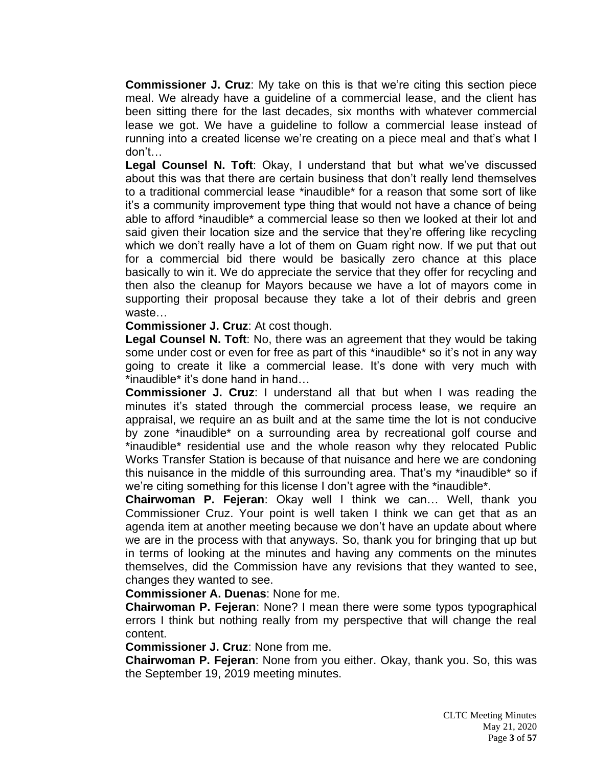**Commissioner J. Cruz**: My take on this is that we're citing this section piece meal. We already have a guideline of a commercial lease, and the client has been sitting there for the last decades, six months with whatever commercial lease we got. We have a guideline to follow a commercial lease instead of running into a created license we're creating on a piece meal and that's what I don't…

**Legal Counsel N. Toft**: Okay, I understand that but what we've discussed about this was that there are certain business that don't really lend themselves to a traditional commercial lease *inaudible* for a reason that some sort of like it's a community improvement type thing that would not have a chance of being able to afford *inaudible* a commercial lease so then we looked at their lot and said given their location size and the service that they're offering like recycling which we don't really have a lot of them on Guam right now. If we put that out for a commercial bid there would be basically zero chance at this place basically to win it. We do appreciate the service that they offer for recycling and then also the cleanup for Mayors because we have a lot of mayors come in supporting their proposal because they take a lot of their debris and green waste…

**Commissioner J. Cruz**: At cost though.

**Legal Counsel N. Toft**: No, there was an agreement that they would be taking some under cost or even for free as part of this *inaudible* so it's not in any way going to create it like a commercial lease. It's done with very much with *inaudible* it's done hand in hand…

**Commissioner J. Cruz**: I understand all that but when I was reading the minutes it's stated through the commercial process lease, we require an appraisal, we require an as built and at the same time the lot is not conducive by zone *inaudible* on a surrounding area by recreational golf course and *inaudible* residential use and the whole reason why they relocated Public Works Transfer Station is because of that nuisance and here we are condoning this nuisance in the middle of this surrounding area. That's my *inaudible* so if we're citing something for this license I don't agree with the *inaudible*.

**Chairwoman P. Fejeran**: Okay well I think we can… Well, thank you Commissioner Cruz. Your point is well taken I think we can get that as an agenda item at another meeting because we don't have an update about where we are in the process with that anyways. So, thank you for bringing that up but in terms of looking at the minutes and having any comments on the minutes themselves, did the Commission have any revisions that they wanted to see, changes they wanted to see.

**Commissioner A. Duenas**: None for me.

**Chairwoman P. Fejeran**: None? I mean there were some typos typographical errors I think but nothing really from my perspective that will change the real content.

**Commissioner J. Cruz**: None from me.

**Chairwoman P. Fejeran**: None from you either. Okay, thank you. So, this was the September 19, 2019 meeting minutes.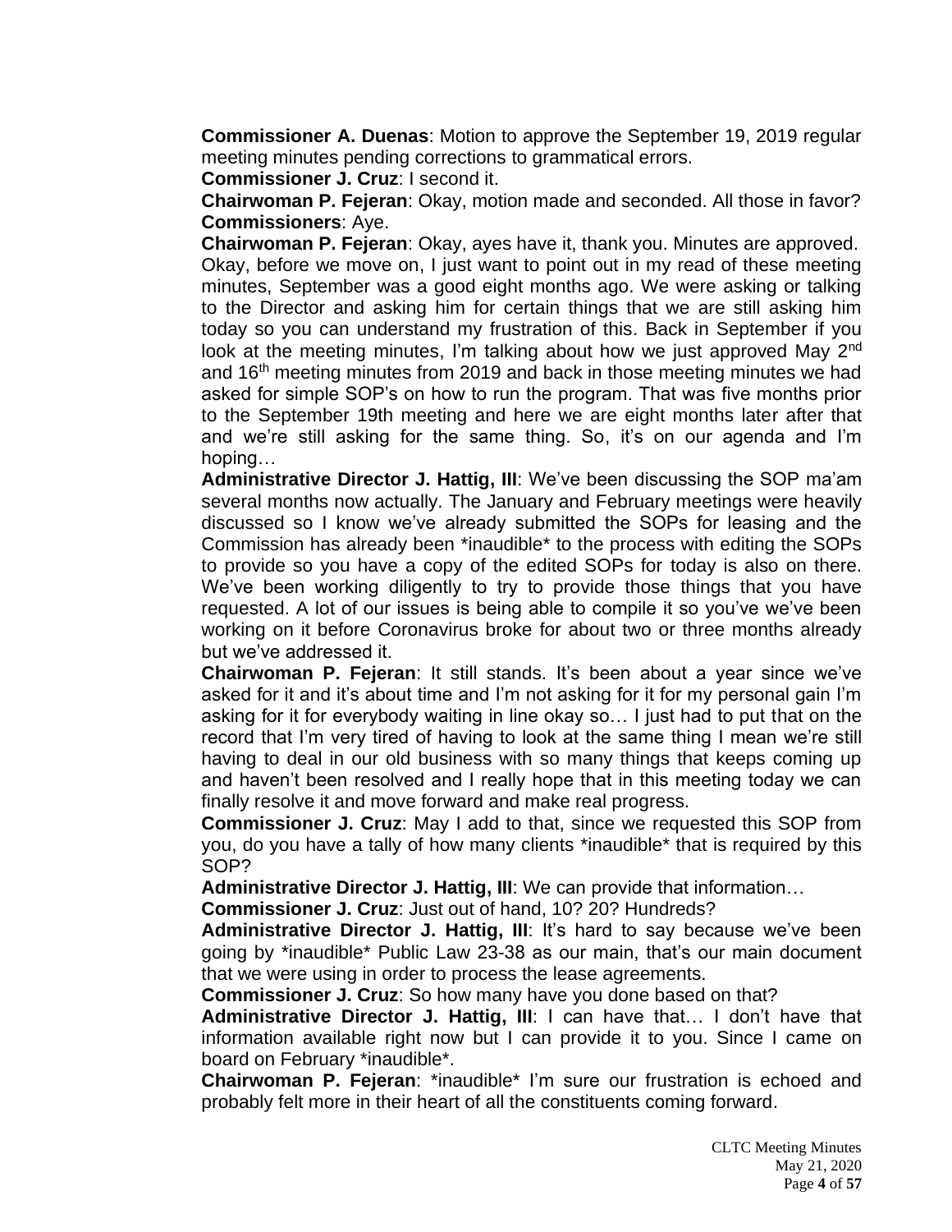**Commissioner A. Duenas**: Motion to approve the September 19, 2019 regular meeting minutes pending corrections to grammatical errors.

**Commissioner J. Cruz**: I second it.

**Chairwoman P. Fejeran**: Okay, motion made and seconded. All those in favor?

**Commissioners**: Aye.

**Chairwoman P. Fejeran**: Okay, ayes have it, thank you. Minutes are approved. Okay, before we move on, I just want to point out in my read of these meeting minutes, September was a good eight months ago. We were asking or talking to the Director and asking him for certain things that we are still asking him today so you can understand my frustration of this. Back in September if you look at the meeting minutes, I'm talking about how we just approved May 2nd and 16th meeting minutes from 2019 and back in those meeting minutes we had asked for simple SOP's on how to run the program. That was five months prior to the September 19th meeting and here we are eight months later after that and we're still asking for the same thing. So, it's on our agenda and I'm hoping…

**Administrative Director J. Hattig, III**: We've been discussing the SOP ma'am several months now actually. The January and February meetings were heavily discussed so I know we've already submitted the SOPs for leasing and the Commission has already been *inaudible* to the process with editing the SOPs to provide so you have a copy of the edited SOPs for today is also on there. We've been working diligently to try to provide those things that you have requested. A lot of our issues is being able to compile it so you've we've been working on it before Coronavirus broke for about two or three months already but we've addressed it.

**Chairwoman P. Fejeran**: It still stands. It's been about a year since we've asked for it and it's about time and I'm not asking for it for my personal gain I'm asking for it for everybody waiting in line okay so… I just had to put that on the record that I'm very tired of having to look at the same thing I mean we're still having to deal in our old business with so many things that keeps coming up and haven't been resolved and I really hope that in this meeting today we can finally resolve it and move forward and make real progress.

**Commissioner J. Cruz**: May I add to that, since we requested this SOP from you, do you have a tally of how many clients *inaudible* that is required by this SOP?

**Administrative Director J. Hattig, III**: We can provide that information…

**Commissioner J. Cruz**: Just out of hand, 10? 20? Hundreds?

**Administrative Director J. Hattig, III**: It's hard to say because we've been going by *inaudible* Public Law 23-38 as our main, that's our main document that we were using in order to process the lease agreements.

**Commissioner J. Cruz**: So how many have you done based on that?

**Administrative Director J. Hattig, III**: I can have that… I don't have that information available right now but I can provide it to you. Since I came on board on February *inaudible*.

**Chairwoman P. Fejeran**: *inaudible* I'm sure our frustration is echoed and probably felt more in their heart of all the constituents coming forward.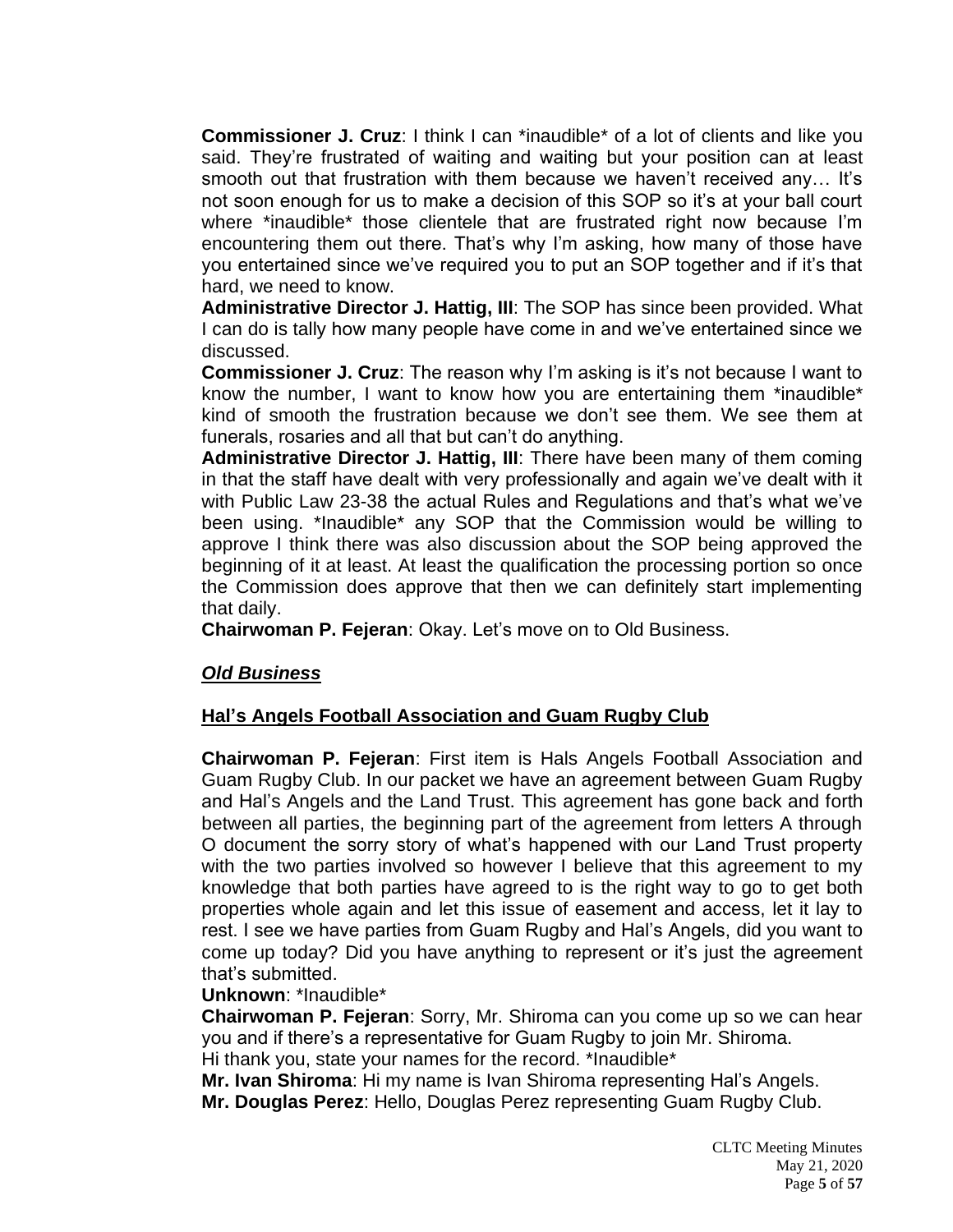**Commissioner J. Cruz**: I think I can *inaudible* of a lot of clients and like you said. They're frustrated of waiting and waiting but your position can at least smooth out that frustration with them because we haven't received any… It's not soon enough for us to make a decision of this SOP so it's at your ball court where *inaudible* those clientele that are frustrated right now because I'm encountering them out there. That's why I'm asking, how many of those have you entertained since we've required you to put an SOP together and if it's that hard, we need to know.

**Administrative Director J. Hattig, III**: The SOP has since been provided. What I can do is tally how many people have come in and we've entertained since we discussed.

**Commissioner J. Cruz**: The reason why I'm asking is it's not because I want to know the number, I want to know how you are entertaining them *inaudible* kind of smooth the frustration because we don't see them. We see them at funerals, rosaries and all that but can't do anything.

**Administrative Director J. Hattig, III**: There have been many of them coming in that the staff have dealt with very professionally and again we've dealt with it with Public Law 23-38 the actual Rules and Regulations and that's what we've been using. *Inaudible* any SOP that the Commission would be willing to approve I think there was also discussion about the SOP being approved the beginning of it at least. At least the qualification the processing portion so once the Commission does approve that then we can definitely start implementing that daily.

**Chairwoman P. Fejeran**: Okay. Let's move on to Old Business.

***Old Business***

**Hal's Angels Football Association and Guam Rugby Club**

**Chairwoman P. Fejeran**: First item is Hals Angels Football Association and Guam Rugby Club. In our packet we have an agreement between Guam Rugby and Hal's Angels and the Land Trust. This agreement has gone back and forth between all parties, the beginning part of the agreement from letters A through O document the sorry story of what's happened with our Land Trust property with the two parties involved so however I believe that this agreement to my knowledge that both parties have agreed to is the right way to go to get both properties whole again and let this issue of easement and access, let it lay to rest. I see we have parties from Guam Rugby and Hal's Angels, did you want to come up today? Did you have anything to represent or it's just the agreement that's submitted.

**Unknown**: *Inaudible*

**Chairwoman P. Fejeran**: Sorry, Mr. Shiroma can you come up so we can hear you and if there's a representative for Guam Rugby to join Mr. Shiroma. Hi thank you, state your names for the record. *Inaudible*

**Mr. Ivan Shiroma**: Hi my name is Ivan Shiroma representing Hal's Angels.

**Mr. Douglas Perez**: Hello, Douglas Perez representing Guam Rugby Club.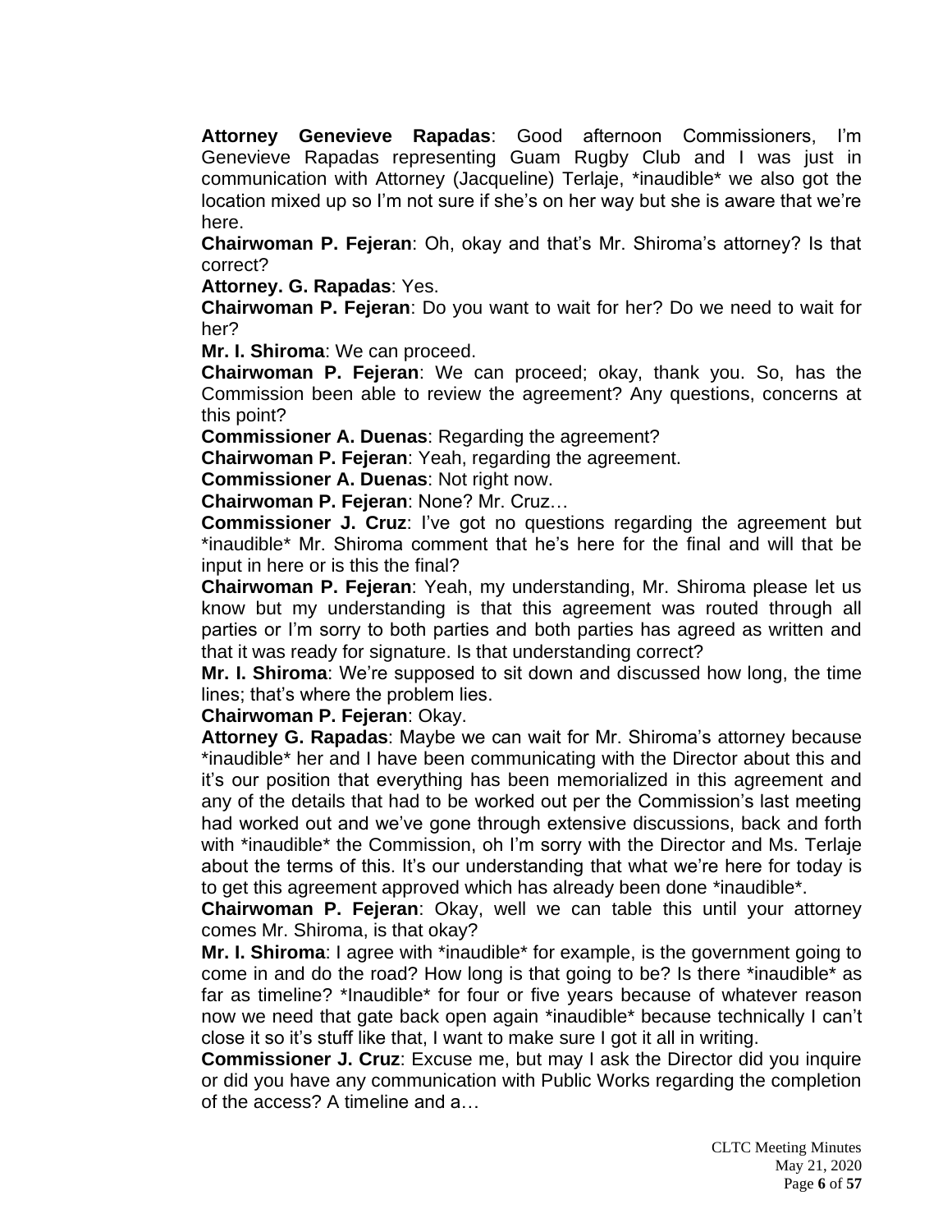**Attorney Genevieve Rapadas**: Good afternoon Commissioners, I'm Genevieve Rapadas representing Guam Rugby Club and I was just in communication with Attorney (Jacqueline) Terlaje, *inaudible* we also got the location mixed up so I'm not sure if she's on her way but she is aware that we're here.

**Chairwoman P. Fejeran**: Oh, okay and that's Mr. Shiroma's attorney? Is that correct?

**Attorney. G. Rapadas**: Yes.

**Chairwoman P. Fejeran**: Do you want to wait for her? Do we need to wait for her?

**Mr. I. Shiroma**: We can proceed.

**Chairwoman P. Fejeran**: We can proceed; okay, thank you. So, has the Commission been able to review the agreement? Any questions, concerns at this point?

**Commissioner A. Duenas**: Regarding the agreement?

**Chairwoman P. Fejeran**: Yeah, regarding the agreement.

**Commissioner A. Duenas**: Not right now.

**Chairwoman P. Fejeran**: None? Mr. Cruz…

**Commissioner J. Cruz**: I've got no questions regarding the agreement but *inaudible* Mr. Shiroma comment that he's here for the final and will that be input in here or is this the final?

**Chairwoman P. Fejeran**: Yeah, my understanding, Mr. Shiroma please let us know but my understanding is that this agreement was routed through all parties or I'm sorry to both parties and both parties has agreed as written and that it was ready for signature. Is that understanding correct?

**Mr. I. Shiroma**: We're supposed to sit down and discussed how long, the time lines; that's where the problem lies.

**Chairwoman P. Fejeran**: Okay.

**Attorney G. Rapadas**: Maybe we can wait for Mr. Shiroma's attorney because *inaudible* her and I have been communicating with the Director about this and it's our position that everything has been memorialized in this agreement and any of the details that had to be worked out per the Commission's last meeting had worked out and we've gone through extensive discussions, back and forth with *inaudible* the Commission, oh I'm sorry with the Director and Ms. Terlaje about the terms of this. It's our understanding that what we're here for today is to get this agreement approved which has already been done *inaudible*.

**Chairwoman P. Fejeran**: Okay, well we can table this until your attorney comes Mr. Shiroma, is that okay?

**Mr. I. Shiroma**: I agree with *inaudible* for example, is the government going to come in and do the road? How long is that going to be? Is there *inaudible* as far as timeline? *Inaudible* for four or five years because of whatever reason now we need that gate back open again *inaudible* because technically I can't close it so it's stuff like that, I want to make sure I got it all in writing.

**Commissioner J. Cruz**: Excuse me, but may I ask the Director did you inquire or did you have any communication with Public Works regarding the completion of the access? A timeline and a…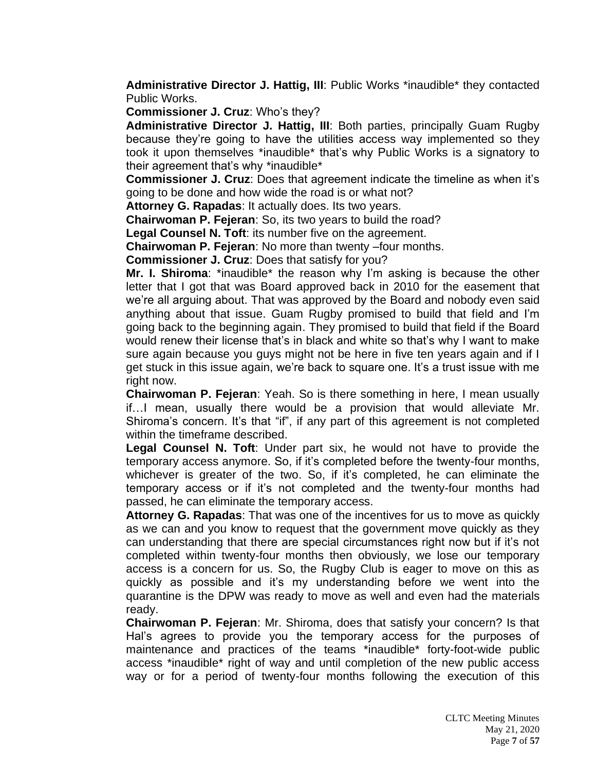**Administrative Director J. Hattig, III**: Public Works *inaudible* they contacted Public Works.

**Commissioner J. Cruz**: Who's they?

**Administrative Director J. Hattig, III**: Both parties, principally Guam Rugby because they're going to have the utilities access way implemented so they took it upon themselves *inaudible* that's why Public Works is a signatory to their agreement that's why *inaudible*

**Commissioner J. Cruz**: Does that agreement indicate the timeline as when it's going to be done and how wide the road is or what not?

**Attorney G. Rapadas**: It actually does. Its two years.

**Chairwoman P. Fejeran**: So, its two years to build the road?

**Legal Counsel N. Toft**: its number five on the agreement.

**Chairwoman P. Fejeran**: No more than twenty –four months.

**Commissioner J. Cruz**: Does that satisfy for you?

**Mr. I. Shiroma**: *inaudible* the reason why I'm asking is because the other letter that I got that was Board approved back in 2010 for the easement that we're all arguing about. That was approved by the Board and nobody even said anything about that issue. Guam Rugby promised to build that field and I'm going back to the beginning again. They promised to build that field if the Board would renew their license that's in black and white so that's why I want to make sure again because you guys might not be here in five ten years again and if I get stuck in this issue again, we're back to square one. It's a trust issue with me right now.

**Chairwoman P. Fejeran**: Yeah. So is there something in here, I mean usually if…I mean, usually there would be a provision that would alleviate Mr. Shiroma's concern. It's that "if", if any part of this agreement is not completed within the timeframe described.

**Legal Counsel N. Toft**: Under part six, he would not have to provide the temporary access anymore. So, if it's completed before the twenty-four months, whichever is greater of the two. So, if it's completed, he can eliminate the temporary access or if it's not completed and the twenty-four months had passed, he can eliminate the temporary access.

**Attorney G. Rapadas**: That was one of the incentives for us to move as quickly as we can and you know to request that the government move quickly as they can understanding that there are special circumstances right now but if it's not completed within twenty-four months then obviously, we lose our temporary access is a concern for us. So, the Rugby Club is eager to move on this as quickly as possible and it's my understanding before we went into the quarantine is the DPW was ready to move as well and even had the materials ready.

**Chairwoman P. Fejeran**: Mr. Shiroma, does that satisfy your concern? Is that Hal's agrees to provide you the temporary access for the purposes of maintenance and practices of the teams *inaudible* forty-foot-wide public access *inaudible* right of way and until completion of the new public access way or for a period of twenty-four months following the execution of this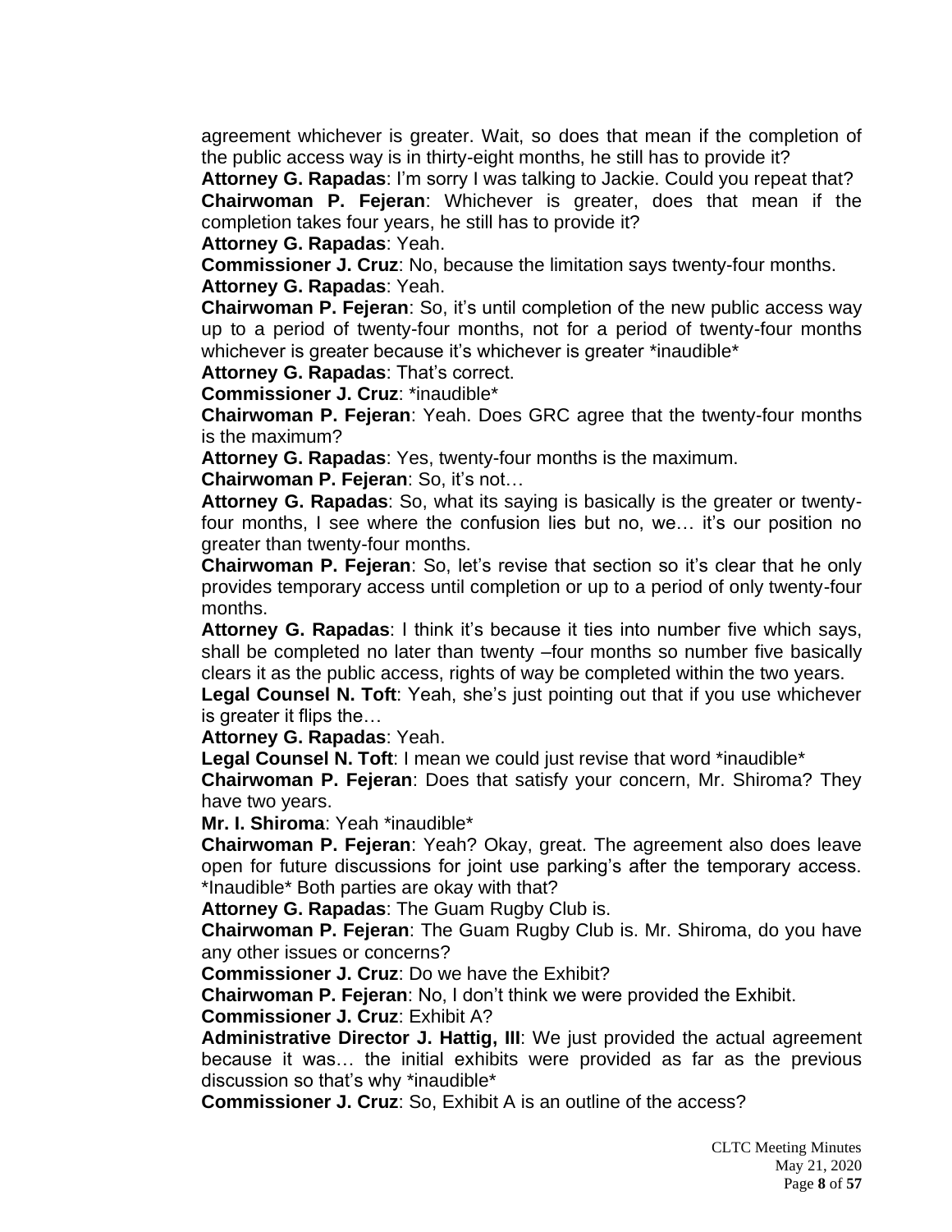agreement whichever is greater. Wait, so does that mean if the completion of the public access way is in thirty-eight months, he still has to provide it?

**Attorney G. Rapadas**: I'm sorry I was talking to Jackie. Could you repeat that?

**Chairwoman P. Fejeran**: Whichever is greater, does that mean if the completion takes four years, he still has to provide it?

**Attorney G. Rapadas**: Yeah.

**Commissioner J. Cruz**: No, because the limitation says twenty-four months.

**Attorney G. Rapadas**: Yeah.

**Chairwoman P. Fejeran**: So, it's until completion of the new public access way up to a period of twenty-four months, not for a period of twenty-four months whichever is greater because it's whichever is greater *inaudible*

**Attorney G. Rapadas**: That's correct.

**Commissioner J. Cruz**: *inaudible*

**Chairwoman P. Fejeran**: Yeah. Does GRC agree that the twenty-four months is the maximum?

**Attorney G. Rapadas**: Yes, twenty-four months is the maximum.

**Chairwoman P. Fejeran**: So, it's not…

**Attorney G. Rapadas**: So, what its saying is basically is the greater or twenty-four months, I see where the confusion lies but no, we… it's our position no greater than twenty-four months.

**Chairwoman P. Fejeran**: So, let's revise that section so it's clear that he only provides temporary access until completion or up to a period of only twenty-four months.

**Attorney G. Rapadas**: I think it's because it ties into number five which says, shall be completed no later than twenty –four months so number five basically clears it as the public access, rights of way be completed within the two years.

**Legal Counsel N. Toft**: Yeah, she's just pointing out that if you use whichever is greater it flips the…

**Attorney G. Rapadas**: Yeah.

**Legal Counsel N. Toft**: I mean we could just revise that word *inaudible*

**Chairwoman P. Fejeran**: Does that satisfy your concern, Mr. Shiroma? They have two years.

**Mr. I. Shiroma**: Yeah *inaudible*

**Chairwoman P. Fejeran**: Yeah? Okay, great. The agreement also does leave open for future discussions for joint use parking's after the temporary access. *Inaudible* Both parties are okay with that?

**Attorney G. Rapadas**: The Guam Rugby Club is.

**Chairwoman P. Fejeran**: The Guam Rugby Club is. Mr. Shiroma, do you have any other issues or concerns?

**Commissioner J. Cruz**: Do we have the Exhibit?

**Chairwoman P. Fejeran**: No, I don't think we were provided the Exhibit.

**Commissioner J. Cruz**: Exhibit A?

**Administrative Director J. Hattig, III**: We just provided the actual agreement because it was… the initial exhibits were provided as far as the previous discussion so that's why *inaudible*

**Commissioner J. Cruz**: So, Exhibit A is an outline of the access?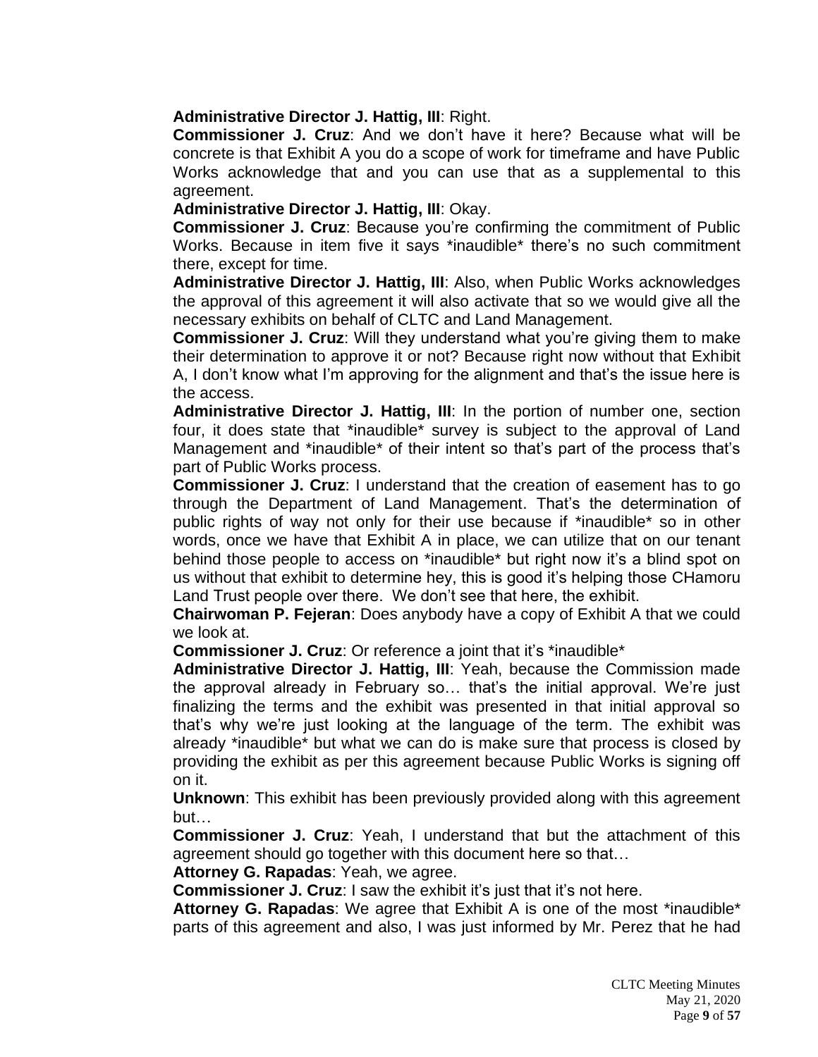**Administrative Director J. Hattig, III**: Right.

**Commissioner J. Cruz**: And we don't have it here? Because what will be concrete is that Exhibit A you do a scope of work for timeframe and have Public Works acknowledge that and you can use that as a supplemental to this agreement.

**Administrative Director J. Hattig, III**: Okay.

**Commissioner J. Cruz**: Because you're confirming the commitment of Public Works. Because in item five it says *inaudible* there's no such commitment there, except for time.

**Administrative Director J. Hattig, III**: Also, when Public Works acknowledges the approval of this agreement it will also activate that so we would give all the necessary exhibits on behalf of CLTC and Land Management.

**Commissioner J. Cruz**: Will they understand what you're giving them to make their determination to approve it or not? Because right now without that Exhibit A, I don't know what I'm approving for the alignment and that's the issue here is the access.

**Administrative Director J. Hattig, III**: In the portion of number one, section four, it does state that *inaudible* survey is subject to the approval of Land Management and *inaudible* of their intent so that's part of the process that's part of Public Works process.

**Commissioner J. Cruz**: I understand that the creation of easement has to go through the Department of Land Management. That's the determination of public rights of way not only for their use because if *inaudible* so in other words, once we have that Exhibit A in place, we can utilize that on our tenant behind those people to access on *inaudible* but right now it's a blind spot on us without that exhibit to determine hey, this is good it's helping those CHamoru Land Trust people over there. We don't see that here, the exhibit.

**Chairwoman P. Fejeran**: Does anybody have a copy of Exhibit A that we could we look at.

**Commissioner J. Cruz**: Or reference a joint that it's *inaudible*

**Administrative Director J. Hattig, III**: Yeah, because the Commission made the approval already in February so… that's the initial approval. We're just finalizing the terms and the exhibit was presented in that initial approval so that's why we're just looking at the language of the term. The exhibit was already *inaudible* but what we can do is make sure that process is closed by providing the exhibit as per this agreement because Public Works is signing off on it.

**Unknown**: This exhibit has been previously provided along with this agreement but…

**Commissioner J. Cruz**: Yeah, I understand that but the attachment of this agreement should go together with this document here so that…

**Attorney G. Rapadas**: Yeah, we agree.

**Commissioner J. Cruz**: I saw the exhibit it's just that it's not here.

**Attorney G. Rapadas**: We agree that Exhibit A is one of the most *inaudible* parts of this agreement and also, I was just informed by Mr. Perez that he had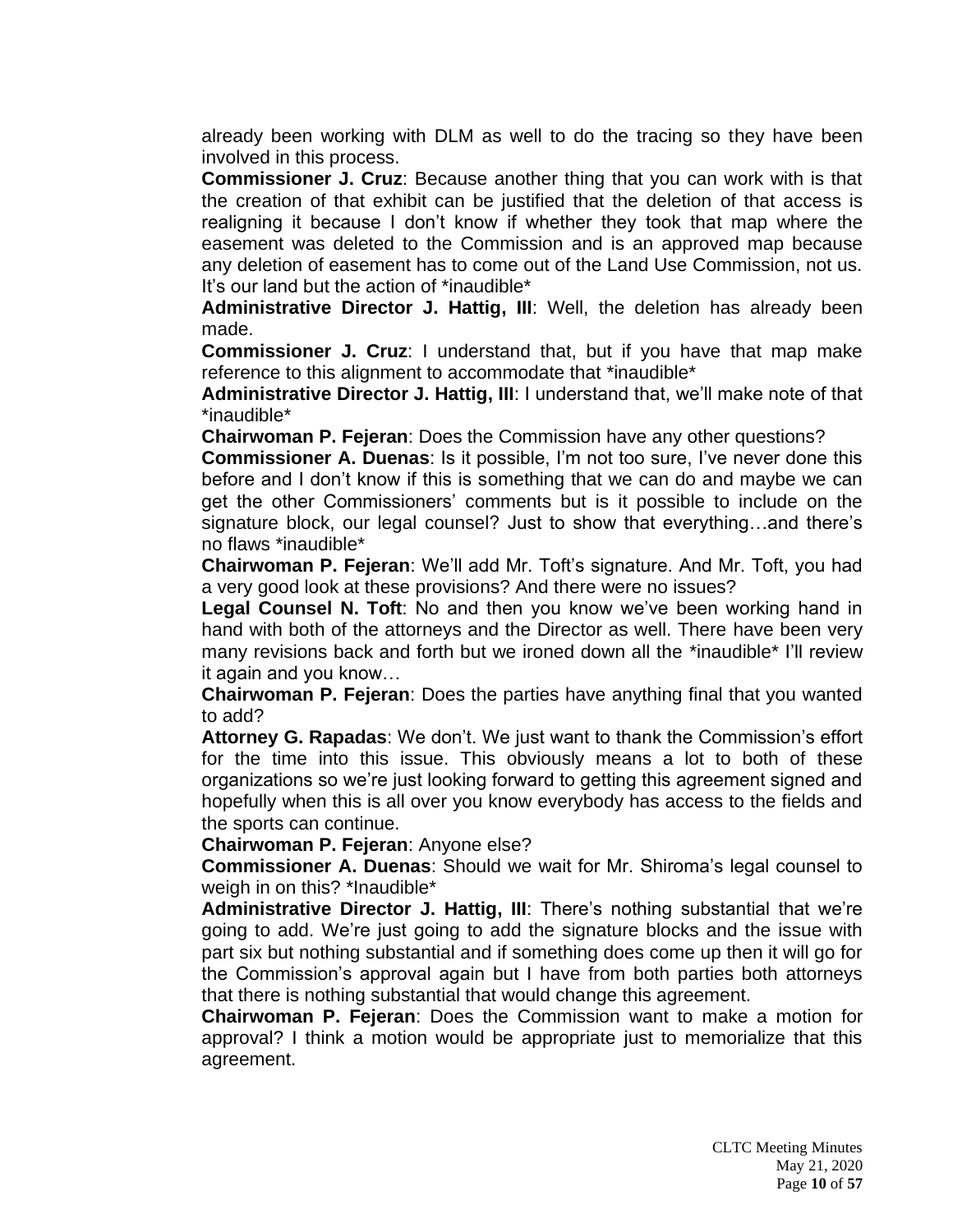already been working with DLM as well to do the tracing so they have been involved in this process.

**Commissioner J. Cruz**: Because another thing that you can work with is that the creation of that exhibit can be justified that the deletion of that access is realigning it because I don't know if whether they took that map where the easement was deleted to the Commission and is an approved map because any deletion of easement has to come out of the Land Use Commission, not us. It's our land but the action of *inaudible*

**Administrative Director J. Hattig, III**: Well, the deletion has already been made.

**Commissioner J. Cruz**: I understand that, but if you have that map make reference to this alignment to accommodate that *inaudible*

**Administrative Director J. Hattig, III**: I understand that, we'll make note of that *inaudible*

**Chairwoman P. Fejeran**: Does the Commission have any other questions?

**Commissioner A. Duenas**: Is it possible, I'm not too sure, I've never done this before and I don't know if this is something that we can do and maybe we can get the other Commissioners' comments but is it possible to include on the signature block, our legal counsel? Just to show that everything…and there's no flaws *inaudible*

**Chairwoman P. Fejeran**: We'll add Mr. Toft's signature. And Mr. Toft, you had a very good look at these provisions? And there were no issues?

**Legal Counsel N. Toft**: No and then you know we've been working hand in hand with both of the attorneys and the Director as well. There have been very many revisions back and forth but we ironed down all the *inaudible* I'll review it again and you know…

**Chairwoman P. Fejeran**: Does the parties have anything final that you wanted to add?

**Attorney G. Rapadas**: We don't. We just want to thank the Commission's effort for the time into this issue. This obviously means a lot to both of these organizations so we're just looking forward to getting this agreement signed and hopefully when this is all over you know everybody has access to the fields and the sports can continue.

**Chairwoman P. Fejeran**: Anyone else?

**Commissioner A. Duenas**: Should we wait for Mr. Shiroma's legal counsel to weigh in on this? *Inaudible*

**Administrative Director J. Hattig, III**: There's nothing substantial that we're going to add. We're just going to add the signature blocks and the issue with part six but nothing substantial and if something does come up then it will go for the Commission's approval again but I have from both parties both attorneys that there is nothing substantial that would change this agreement.

**Chairwoman P. Fejeran**: Does the Commission want to make a motion for approval? I think a motion would be appropriate just to memorialize that this agreement.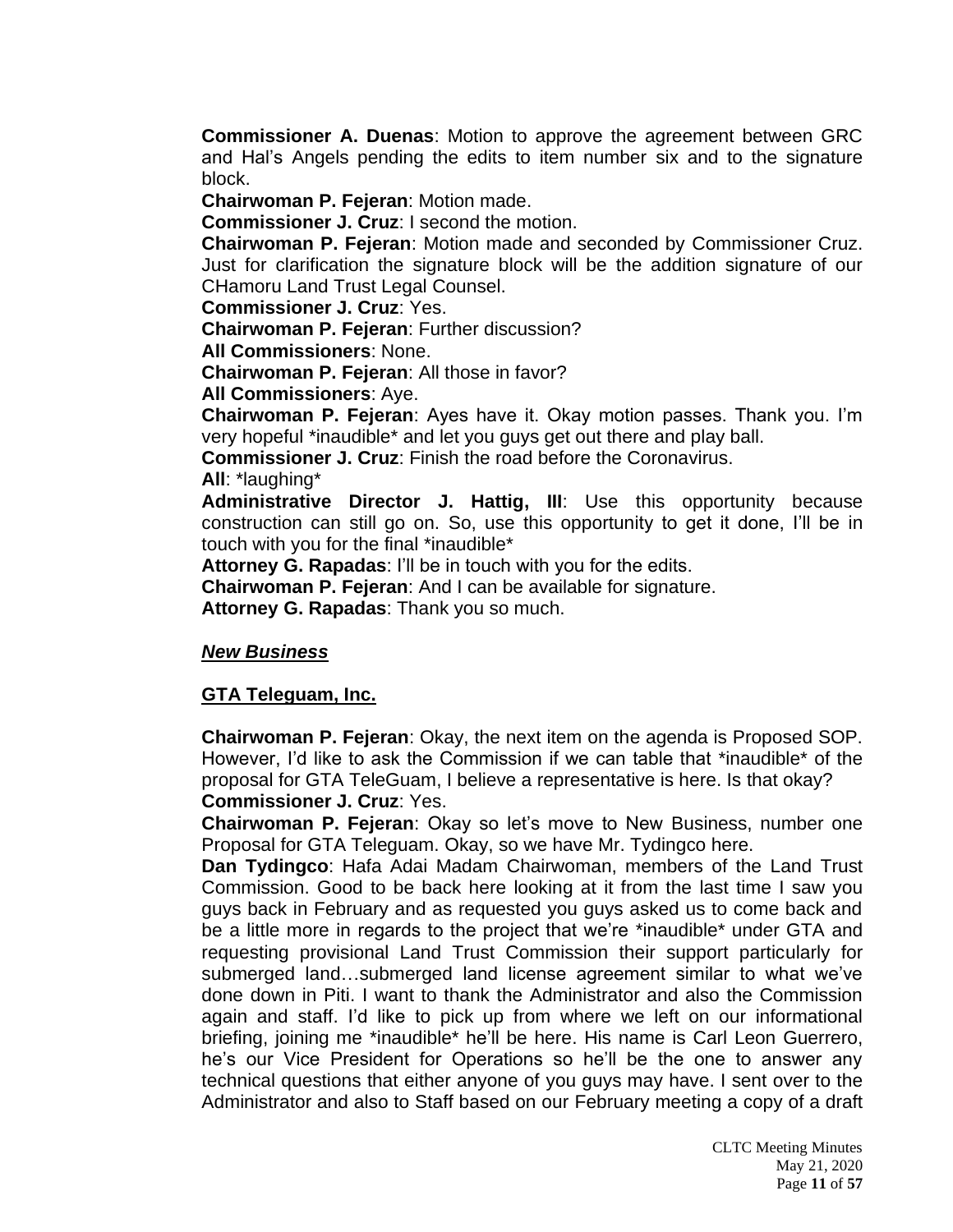**Commissioner A. Duenas**: Motion to approve the agreement between GRC and Hal's Angels pending the edits to item number six and to the signature block.

**Chairwoman P. Fejeran**: Motion made.

**Commissioner J. Cruz**: I second the motion.

**Chairwoman P. Fejeran**: Motion made and seconded by Commissioner Cruz. Just for clarification the signature block will be the addition signature of our CHamoru Land Trust Legal Counsel.

**Commissioner J. Cruz**: Yes.

**Chairwoman P. Fejeran**: Further discussion?

**All Commissioners**: None.

**Chairwoman P. Fejeran**: All those in favor?

**All Commissioners**: Aye.

**Chairwoman P. Fejeran**: Ayes have it. Okay motion passes. Thank you. I'm very hopeful *inaudible* and let you guys get out there and play ball.

**Commissioner J. Cruz**: Finish the road before the Coronavirus.

**All**: *laughing*

**Administrative Director J. Hattig, III**: Use this opportunity because construction can still go on. So, use this opportunity to get it done, I'll be in touch with you for the final *inaudible*

**Attorney G. Rapadas**: I'll be in touch with you for the edits.

**Chairwoman P. Fejeran**: And I can be available for signature.

**Attorney G. Rapadas**: Thank you so much.

***New Business***

**GTA Teleguam, Inc.**

**Chairwoman P. Fejeran**: Okay, the next item on the agenda is Proposed SOP. However, I'd like to ask the Commission if we can table that *inaudible* of the proposal for GTA TeleGuam, I believe a representative is here. Is that okay?

**Commissioner J. Cruz**: Yes.

**Chairwoman P. Fejeran**: Okay so let's move to New Business, number one Proposal for GTA Teleguam. Okay, so we have Mr. Tydingco here.

**Dan Tydingco**: Hafa Adai Madam Chairwoman, members of the Land Trust Commission. Good to be back here looking at it from the last time I saw you guys back in February and as requested you guys asked us to come back and be a little more in regards to the project that we're *inaudible* under GTA and requesting provisional Land Trust Commission their support particularly for submerged land…submerged land license agreement similar to what we've done down in Piti. I want to thank the Administrator and also the Commission again and staff. I'd like to pick up from where we left on our informational briefing, joining me *inaudible* he'll be here. His name is Carl Leon Guerrero, he's our Vice President for Operations so he'll be the one to answer any technical questions that either anyone of you guys may have. I sent over to the Administrator and also to Staff based on our February meeting a copy of a draft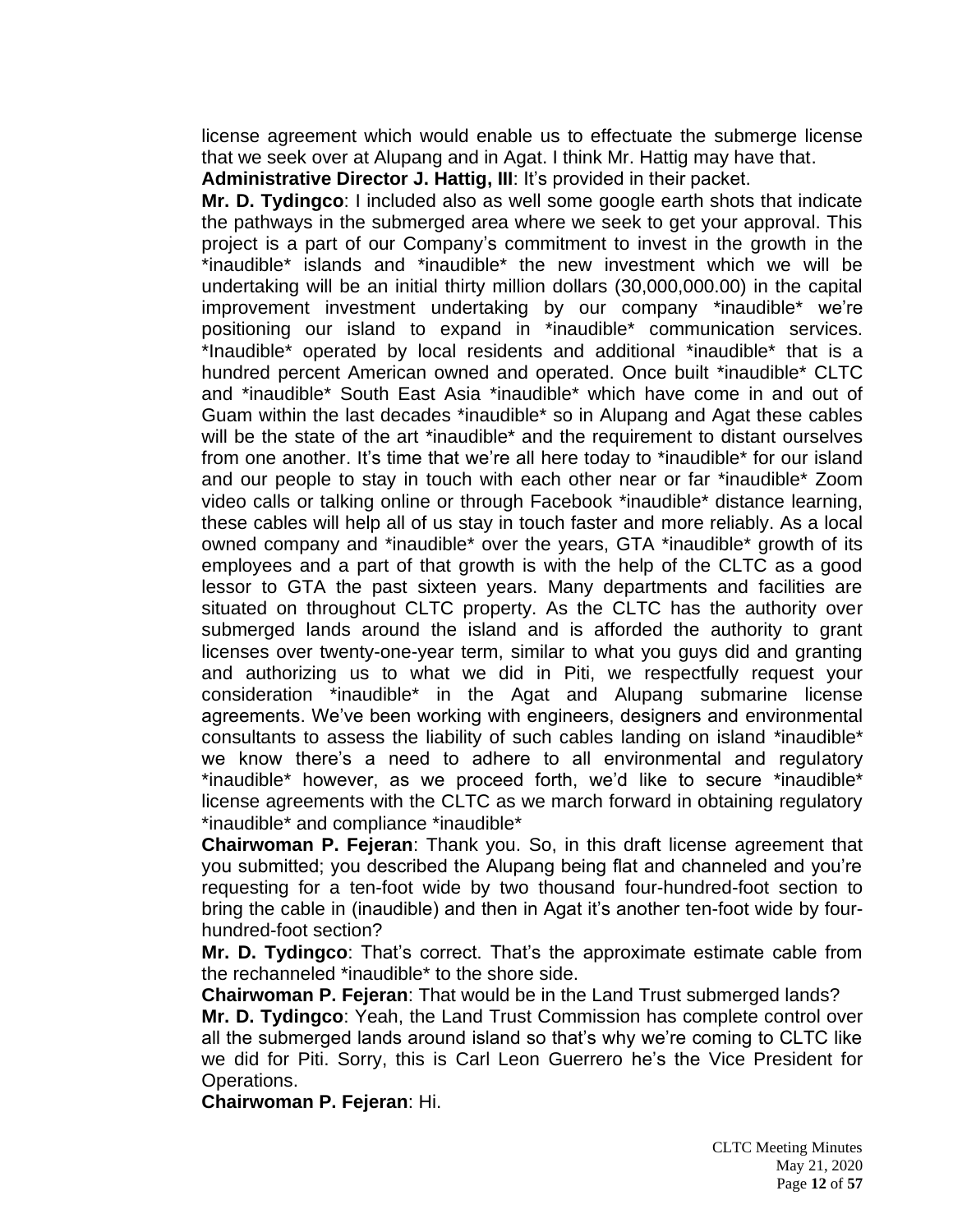license agreement which would enable us to effectuate the submerge license that we seek over at Alupang and in Agat. I think Mr. Hattig may have that.

**Administrative Director J. Hattig, III**: It's provided in their packet.

**Mr. D. Tydingco**: I included also as well some google earth shots that indicate the pathways in the submerged area where we seek to get your approval. This project is a part of our Company's commitment to invest in the growth in the *inaudible* islands and *inaudible* the new investment which we will be undertaking will be an initial thirty million dollars (30,000,000.00) in the capital improvement investment undertaking by our company *inaudible* we're positioning our island to expand in *inaudible* communication services. *Inaudible* operated by local residents and additional *inaudible* that is a hundred percent American owned and operated. Once built *inaudible* CLTC and *inaudible* South East Asia *inaudible* which have come in and out of Guam within the last decades *inaudible* so in Alupang and Agat these cables will be the state of the art *inaudible* and the requirement to distant ourselves from one another. It's time that we're all here today to *inaudible* for our island and our people to stay in touch with each other near or far *inaudible* Zoom video calls or talking online or through Facebook *inaudible* distance learning, these cables will help all of us stay in touch faster and more reliably. As a local owned company and *inaudible* over the years, GTA *inaudible* growth of its employees and a part of that growth is with the help of the CLTC as a good lessor to GTA the past sixteen years. Many departments and facilities are situated on throughout CLTC property. As the CLTC has the authority over submerged lands around the island and is afforded the authority to grant licenses over twenty-one-year term, similar to what you guys did and granting and authorizing us to what we did in Piti, we respectfully request your consideration *inaudible* in the Agat and Alupang submarine license agreements. We've been working with engineers, designers and environmental consultants to assess the liability of such cables landing on island *inaudible* we know there's a need to adhere to all environmental and regulatory *inaudible* however, as we proceed forth, we'd like to secure *inaudible* license agreements with the CLTC as we march forward in obtaining regulatory *inaudible* and compliance *inaudible*

**Chairwoman P. Fejeran**: Thank you. So, in this draft license agreement that you submitted; you described the Alupang being flat and channeled and you're requesting for a ten-foot wide by two thousand four-hundred-foot section to bring the cable in (inaudible) and then in Agat it's another ten-foot wide by four-hundred-foot section?

**Mr. D. Tydingco**: That's correct. That's the approximate estimate cable from the rechanneled *inaudible* to the shore side.

**Chairwoman P. Fejeran**: That would be in the Land Trust submerged lands?

**Mr. D. Tydingco**: Yeah, the Land Trust Commission has complete control over all the submerged lands around island so that's why we're coming to CLTC like we did for Piti. Sorry, this is Carl Leon Guerrero he's the Vice President for Operations.

**Chairwoman P. Fejeran**: Hi.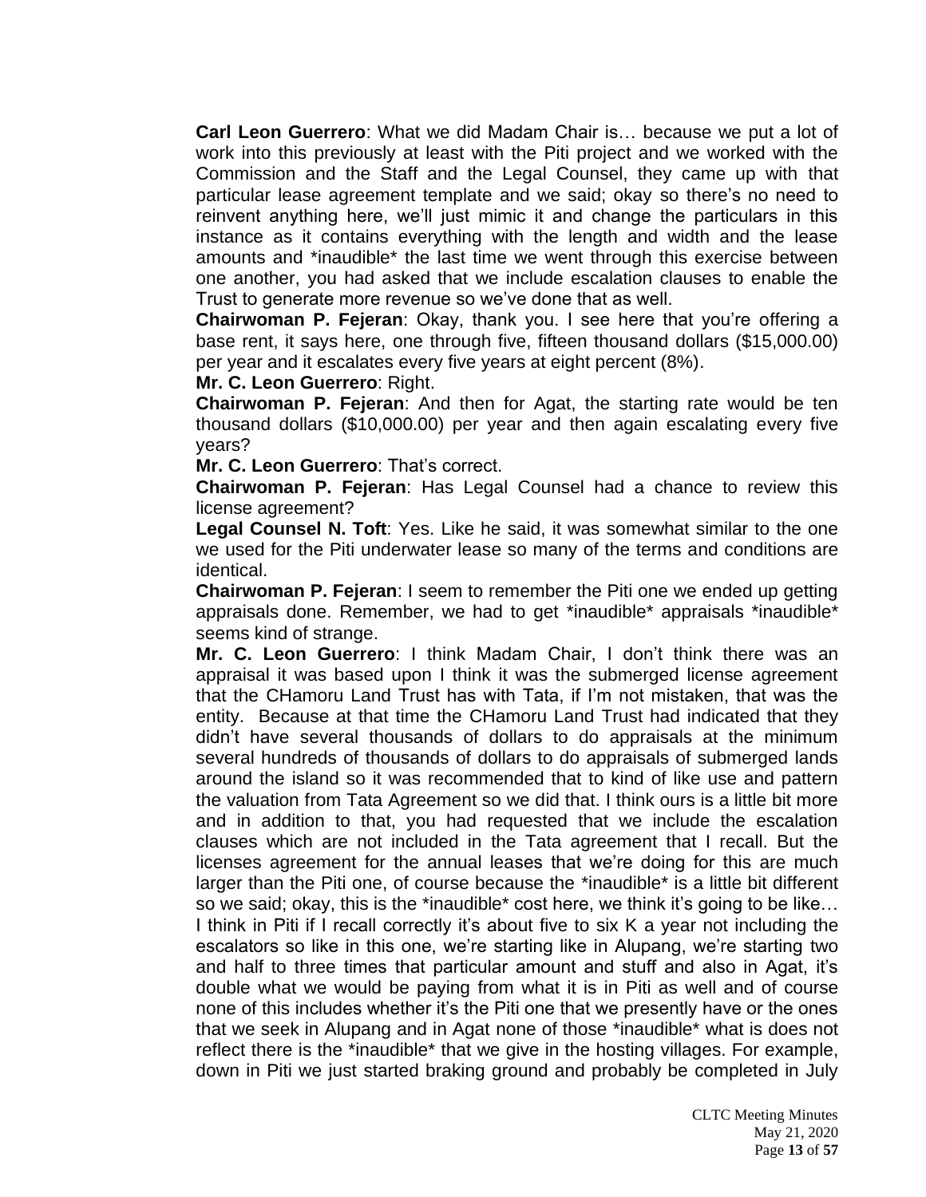**Carl Leon Guerrero**: What we did Madam Chair is… because we put a lot of work into this previously at least with the Piti project and we worked with the Commission and the Staff and the Legal Counsel, they came up with that particular lease agreement template and we said; okay so there's no need to reinvent anything here, we'll just mimic it and change the particulars in this instance as it contains everything with the length and width and the lease amounts and *inaudible* the last time we went through this exercise between one another, you had asked that we include escalation clauses to enable the Trust to generate more revenue so we've done that as well.

**Chairwoman P. Fejeran**: Okay, thank you. I see here that you're offering a base rent, it says here, one through five, fifteen thousand dollars ($15,000.00) per year and it escalates every five years at eight percent (8%).

**Mr. C. Leon Guerrero**: Right.

**Chairwoman P. Fejeran**: And then for Agat, the starting rate would be ten thousand dollars ($10,000.00) per year and then again escalating every five years?

**Mr. C. Leon Guerrero**: That's correct.

**Chairwoman P. Fejeran**: Has Legal Counsel had a chance to review this license agreement?

**Legal Counsel N. Toft**: Yes. Like he said, it was somewhat similar to the one we used for the Piti underwater lease so many of the terms and conditions are identical.

**Chairwoman P. Fejeran**: I seem to remember the Piti one we ended up getting appraisals done. Remember, we had to get *inaudible* appraisals *inaudible* seems kind of strange.

**Mr. C. Leon Guerrero**: I think Madam Chair, I don't think there was an appraisal it was based upon I think it was the submerged license agreement that the CHamoru Land Trust has with Tata, if I'm not mistaken, that was the entity. Because at that time the CHamoru Land Trust had indicated that they didn't have several thousands of dollars to do appraisals at the minimum several hundreds of thousands of dollars to do appraisals of submerged lands around the island so it was recommended that to kind of like use and pattern the valuation from Tata Agreement so we did that. I think ours is a little bit more and in addition to that, you had requested that we include the escalation clauses which are not included in the Tata agreement that I recall. But the licenses agreement for the annual leases that we're doing for this are much larger than the Piti one, of course because the *inaudible* is a little bit different so we said; okay, this is the *inaudible* cost here, we think it's going to be like… I think in Piti if I recall correctly it's about five to six K a year not including the escalators so like in this one, we're starting like in Alupang, we're starting two and half to three times that particular amount and stuff and also in Agat, it's double what we would be paying from what it is in Piti as well and of course none of this includes whether it's the Piti one that we presently have or the ones that we seek in Alupang and in Agat none of those *inaudible* what is does not reflect there is the *inaudible* that we give in the hosting villages. For example, down in Piti we just started braking ground and probably be completed in July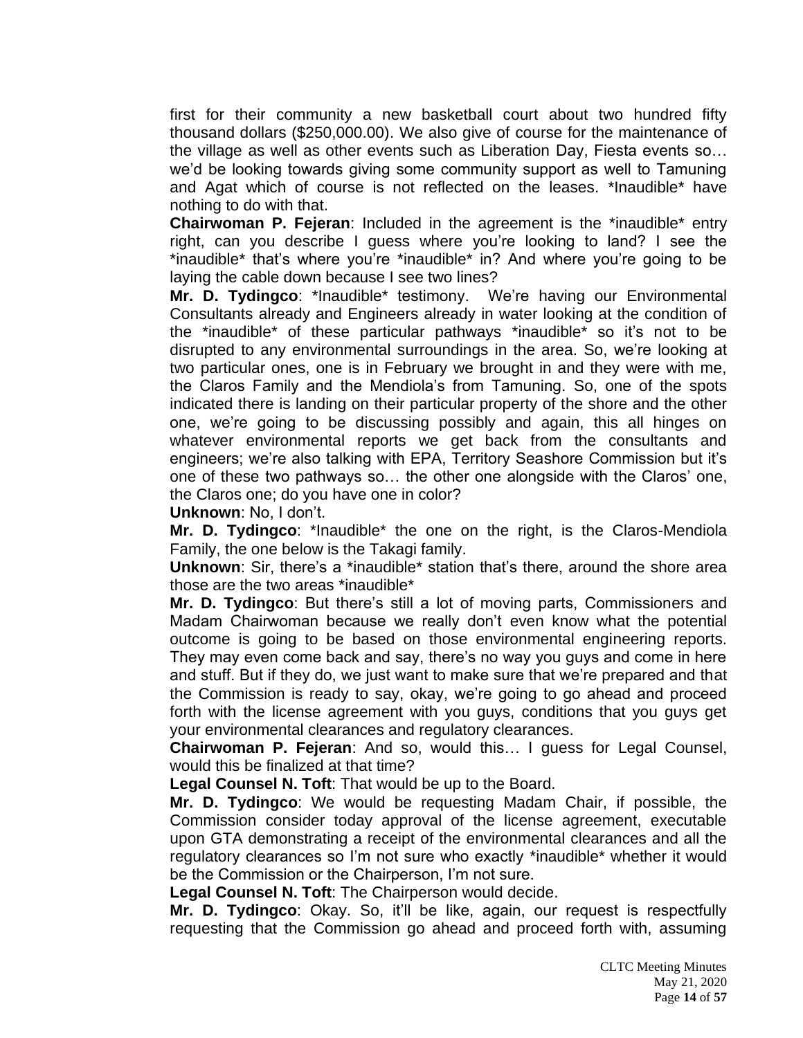first for their community a new basketball court about two hundred fifty thousand dollars ($250,000.00). We also give of course for the maintenance of the village as well as other events such as Liberation Day, Fiesta events so… we'd be looking towards giving some community support as well to Tamuning and Agat which of course is not reflected on the leases. *Inaudible* have nothing to do with that.

**Chairwoman P. Fejeran**: Included in the agreement is the *inaudible* entry right, can you describe I guess where you're looking to land? I see the *inaudible* that's where you're *inaudible* in? And where you're going to be laying the cable down because I see two lines?

**Mr. D. Tydingco**: *Inaudible* testimony. We're having our Environmental Consultants already and Engineers already in water looking at the condition of the *inaudible* of these particular pathways *inaudible* so it's not to be disrupted to any environmental surroundings in the area. So, we're looking at two particular ones, one is in February we brought in and they were with me, the Claros Family and the Mendiola's from Tamuning. So, one of the spots indicated there is landing on their particular property of the shore and the other one, we're going to be discussing possibly and again, this all hinges on whatever environmental reports we get back from the consultants and engineers; we're also talking with EPA, Territory Seashore Commission but it's one of these two pathways so… the other one alongside with the Claros' one, the Claros one; do you have one in color?

**Unknown**: No, I don't.

**Mr. D. Tydingco**: *Inaudible* the one on the right, is the Claros-Mendiola Family, the one below is the Takagi family.

**Unknown**: Sir, there's a *inaudible* station that's there, around the shore area those are the two areas *inaudible*

**Mr. D. Tydingco**: But there's still a lot of moving parts, Commissioners and Madam Chairwoman because we really don't even know what the potential outcome is going to be based on those environmental engineering reports. They may even come back and say, there's no way you guys and come in here and stuff. But if they do, we just want to make sure that we're prepared and that the Commission is ready to say, okay, we're going to go ahead and proceed forth with the license agreement with you guys, conditions that you guys get your environmental clearances and regulatory clearances.

**Chairwoman P. Fejeran**: And so, would this… I guess for Legal Counsel, would this be finalized at that time?

**Legal Counsel N. Toft**: That would be up to the Board.

**Mr. D. Tydingco**: We would be requesting Madam Chair, if possible, the Commission consider today approval of the license agreement, executable upon GTA demonstrating a receipt of the environmental clearances and all the regulatory clearances so I'm not sure who exactly *inaudible* whether it would be the Commission or the Chairperson, I'm not sure.

**Legal Counsel N. Toft**: The Chairperson would decide.

**Mr. D. Tydingco**: Okay. So, it'll be like, again, our request is respectfully requesting that the Commission go ahead and proceed forth with, assuming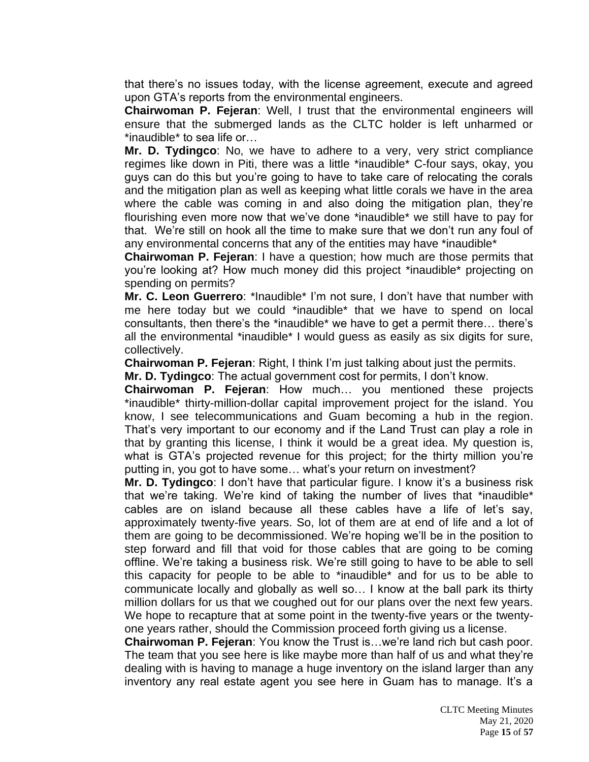that there's no issues today, with the license agreement, execute and agreed upon GTA's reports from the environmental engineers.

**Chairwoman P. Fejeran**: Well, I trust that the environmental engineers will ensure that the submerged lands as the CLTC holder is left unharmed or *inaudible* to sea life or…

**Mr. D. Tydingco**: No, we have to adhere to a very, very strict compliance regimes like down in Piti, there was a little *inaudible* C-four says, okay, you guys can do this but you're going to have to take care of relocating the corals and the mitigation plan as well as keeping what little corals we have in the area where the cable was coming in and also doing the mitigation plan, they're flourishing even more now that we've done *inaudible* we still have to pay for that. We're still on hook all the time to make sure that we don't run any foul of any environmental concerns that any of the entities may have *inaudible*

**Chairwoman P. Fejeran**: I have a question; how much are those permits that you're looking at? How much money did this project *inaudible* projecting on spending on permits?

**Mr. C. Leon Guerrero**: *Inaudible* I'm not sure, I don't have that number with me here today but we could *inaudible* that we have to spend on local consultants, then there's the *inaudible* we have to get a permit there… there's all the environmental *inaudible* I would guess as easily as six digits for sure, collectively.

**Chairwoman P. Fejeran**: Right, I think I'm just talking about just the permits.

**Mr. D. Tydingco**: The actual government cost for permits, I don't know.

**Chairwoman P. Fejeran**: How much… you mentioned these projects *inaudible* thirty-million-dollar capital improvement project for the island. You know, I see telecommunications and Guam becoming a hub in the region. That's very important to our economy and if the Land Trust can play a role in that by granting this license, I think it would be a great idea. My question is, what is GTA's projected revenue for this project; for the thirty million you're putting in, you got to have some… what's your return on investment?

**Mr. D. Tydingco**: I don't have that particular figure. I know it's a business risk that we're taking. We're kind of taking the number of lives that *inaudible* cables are on island because all these cables have a life of let's say, approximately twenty-five years. So, lot of them are at end of life and a lot of them are going to be decommissioned. We're hoping we'll be in the position to step forward and fill that void for those cables that are going to be coming offline. We're taking a business risk. We're still going to have to be able to sell this capacity for people to be able to *inaudible* and for us to be able to communicate locally and globally as well so… I know at the ball park its thirty million dollars for us that we coughed out for our plans over the next few years. We hope to recapture that at some point in the twenty-five years or the twenty-one years rather, should the Commission proceed forth giving us a license.

**Chairwoman P. Fejeran**: You know the Trust is…we're land rich but cash poor. The team that you see here is like maybe more than half of us and what they're dealing with is having to manage a huge inventory on the island larger than any inventory any real estate agent you see here in Guam has to manage. It's a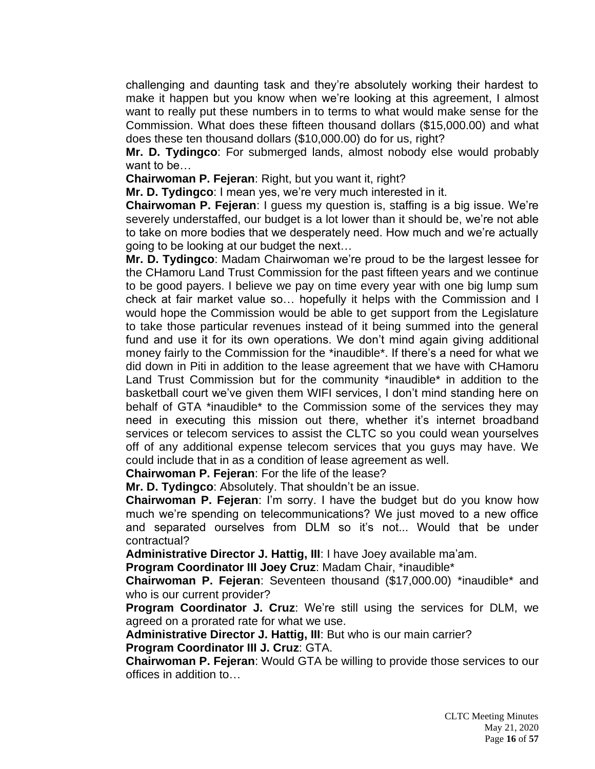challenging and daunting task and they're absolutely working their hardest to make it happen but you know when we're looking at this agreement, I almost want to really put these numbers in to terms to what would make sense for the Commission. What does these fifteen thousand dollars ($15,000.00) and what does these ten thousand dollars ($10,000.00) do for us, right?

**Mr. D. Tydingco**: For submerged lands, almost nobody else would probably want to be…

**Chairwoman P. Fejeran**: Right, but you want it, right?

**Mr. D. Tydingco**: I mean yes, we're very much interested in it.

**Chairwoman P. Fejeran**: I guess my question is, staffing is a big issue. We're severely understaffed, our budget is a lot lower than it should be, we're not able to take on more bodies that we desperately need. How much and we're actually going to be looking at our budget the next…

**Mr. D. Tydingco**: Madam Chairwoman we're proud to be the largest lessee for the CHamoru Land Trust Commission for the past fifteen years and we continue to be good payers. I believe we pay on time every year with one big lump sum check at fair market value so… hopefully it helps with the Commission and I would hope the Commission would be able to get support from the Legislature to take those particular revenues instead of it being summed into the general fund and use it for its own operations. We don't mind again giving additional money fairly to the Commission for the *inaudible*. If there's a need for what we did down in Piti in addition to the lease agreement that we have with CHamoru Land Trust Commission but for the community *inaudible* in addition to the basketball court we've given them WIFI services, I don't mind standing here on behalf of GTA *inaudible* to the Commission some of the services they may need in executing this mission out there, whether it's internet broadband services or telecom services to assist the CLTC so you could wean yourselves off of any additional expense telecom services that you guys may have. We could include that in as a condition of lease agreement as well.

**Chairwoman P. Fejeran**: For the life of the lease?

**Mr. D. Tydingco**: Absolutely. That shouldn't be an issue.

**Chairwoman P. Fejeran**: I'm sorry. I have the budget but do you know how much we're spending on telecommunications? We just moved to a new office and separated ourselves from DLM so it's not... Would that be under contractual?

**Administrative Director J. Hattig, III**: I have Joey available ma'am.

**Program Coordinator III Joey Cruz**: Madam Chair, *inaudible*

**Chairwoman P. Fejeran**: Seventeen thousand ($17,000.00) *inaudible* and who is our current provider?

**Program Coordinator J. Cruz**: We're still using the services for DLM, we agreed on a prorated rate for what we use.

**Administrative Director J. Hattig, III**: But who is our main carrier?

**Program Coordinator III J. Cruz**: GTA.

**Chairwoman P. Fejeran**: Would GTA be willing to provide those services to our offices in addition to…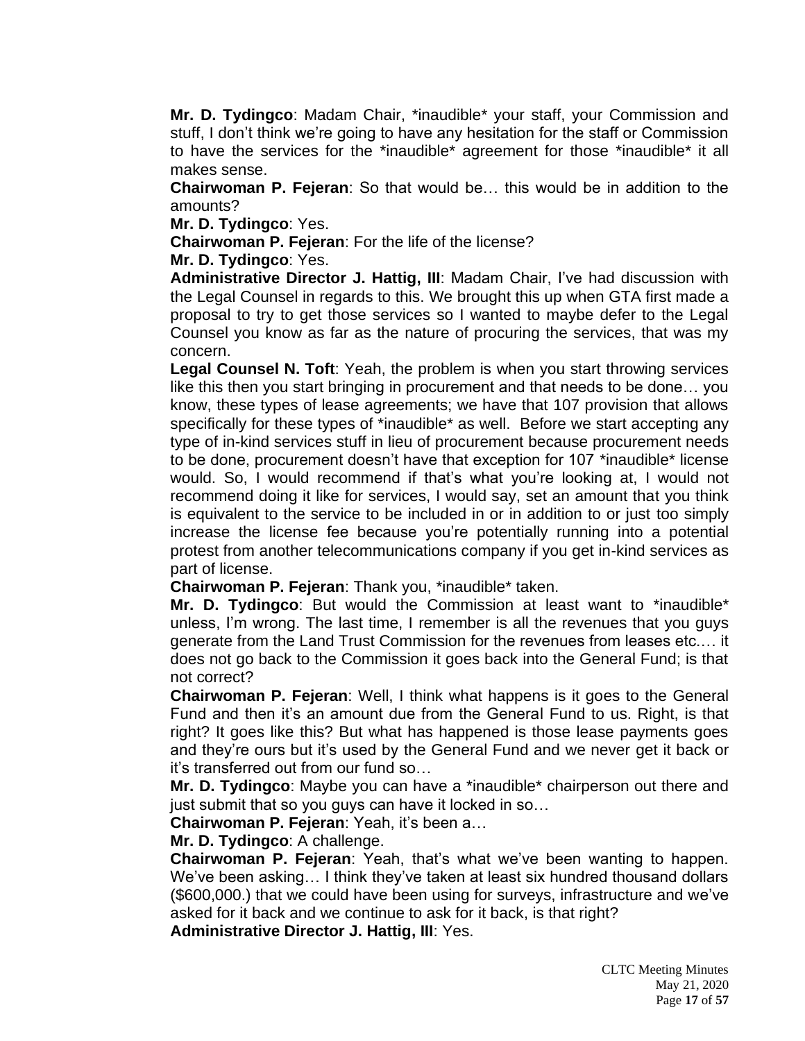**Mr. D. Tydingco**: Madam Chair, *inaudible* your staff, your Commission and stuff, I don't think we're going to have any hesitation for the staff or Commission to have the services for the *inaudible* agreement for those *inaudible* it all makes sense.

**Chairwoman P. Fejeran**: So that would be… this would be in addition to the amounts?

**Mr. D. Tydingco**: Yes.

**Chairwoman P. Fejeran**: For the life of the license?

**Mr. D. Tydingco**: Yes.

**Administrative Director J. Hattig, III**: Madam Chair, I've had discussion with the Legal Counsel in regards to this. We brought this up when GTA first made a proposal to try to get those services so I wanted to maybe defer to the Legal Counsel you know as far as the nature of procuring the services, that was my concern.

**Legal Counsel N. Toft**: Yeah, the problem is when you start throwing services like this then you start bringing in procurement and that needs to be done… you know, these types of lease agreements; we have that 107 provision that allows specifically for these types of *inaudible* as well. Before we start accepting any type of in-kind services stuff in lieu of procurement because procurement needs to be done, procurement doesn't have that exception for 107 *inaudible* license would. So, I would recommend if that's what you're looking at, I would not recommend doing it like for services, I would say, set an amount that you think is equivalent to the service to be included in or in addition to or just too simply increase the license fee because you're potentially running into a potential protest from another telecommunications company if you get in-kind services as part of license.

**Chairwoman P. Fejeran**: Thank you, *inaudible* taken.

**Mr. D. Tydingco**: But would the Commission at least want to *inaudible* unless, I'm wrong. The last time, I remember is all the revenues that you guys generate from the Land Trust Commission for the revenues from leases etc.… it does not go back to the Commission it goes back into the General Fund; is that not correct?

**Chairwoman P. Fejeran**: Well, I think what happens is it goes to the General Fund and then it's an amount due from the General Fund to us. Right, is that right? It goes like this? But what has happened is those lease payments goes and they're ours but it's used by the General Fund and we never get it back or it's transferred out from our fund so…

**Mr. D. Tydingco**: Maybe you can have a *inaudible* chairperson out there and just submit that so you guys can have it locked in so…

**Chairwoman P. Fejeran**: Yeah, it's been a…

**Mr. D. Tydingco**: A challenge.

**Chairwoman P. Fejeran**: Yeah, that's what we've been wanting to happen. We've been asking… I think they've taken at least six hundred thousand dollars ($600,000.) that we could have been using for surveys, infrastructure and we've asked for it back and we continue to ask for it back, is that right?

**Administrative Director J. Hattig, III**: Yes.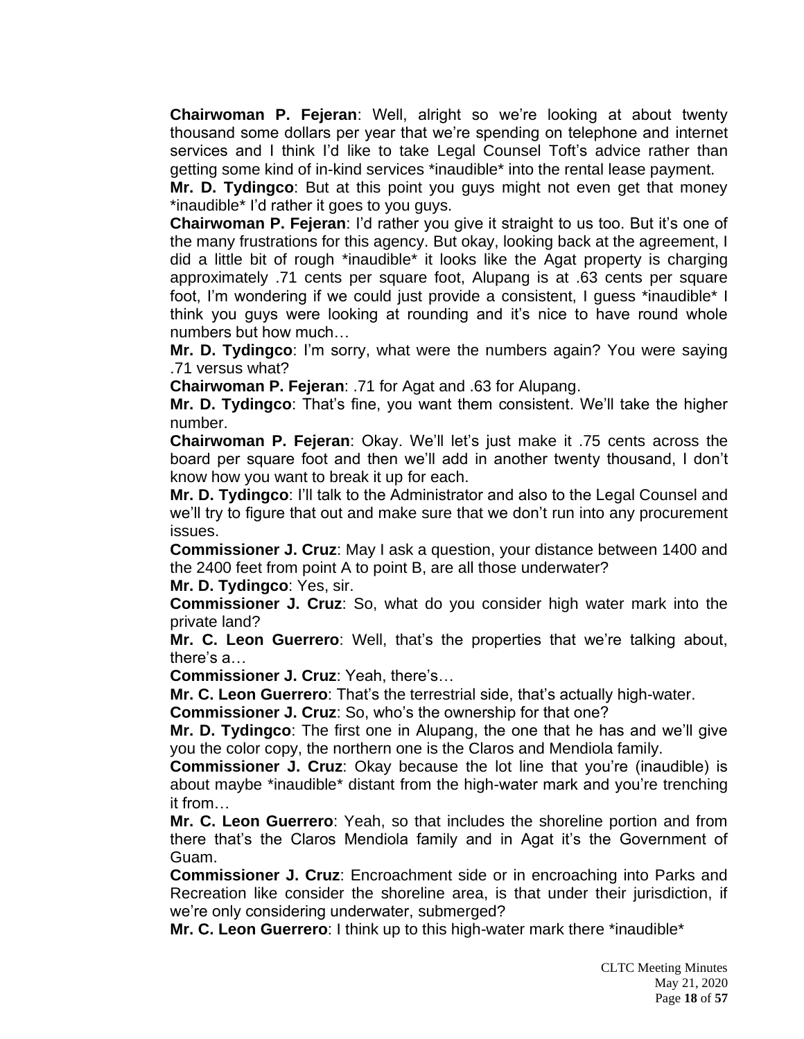**Chairwoman P. Fejeran**: Well, alright so we're looking at about twenty thousand some dollars per year that we're spending on telephone and internet services and I think I'd like to take Legal Counsel Toft's advice rather than getting some kind of in-kind services *inaudible* into the rental lease payment.

**Mr. D. Tydingco**: But at this point you guys might not even get that money *inaudible* I'd rather it goes to you guys.

**Chairwoman P. Fejeran**: I'd rather you give it straight to us too. But it's one of the many frustrations for this agency. But okay, looking back at the agreement, I did a little bit of rough *inaudible* it looks like the Agat property is charging approximately .71 cents per square foot, Alupang is at .63 cents per square foot, I'm wondering if we could just provide a consistent, I guess *inaudible* I think you guys were looking at rounding and it's nice to have round whole numbers but how much…

**Mr. D. Tydingco**: I'm sorry, what were the numbers again? You were saying .71 versus what?

**Chairwoman P. Fejeran**: .71 for Agat and .63 for Alupang.

**Mr. D. Tydingco**: That's fine, you want them consistent. We'll take the higher number.

**Chairwoman P. Fejeran**: Okay. We'll let's just make it .75 cents across the board per square foot and then we'll add in another twenty thousand, I don't know how you want to break it up for each.

**Mr. D. Tydingco**: I'll talk to the Administrator and also to the Legal Counsel and we'll try to figure that out and make sure that we don't run into any procurement issues.

**Commissioner J. Cruz**: May I ask a question, your distance between 1400 and the 2400 feet from point A to point B, are all those underwater?

**Mr. D. Tydingco**: Yes, sir.

**Commissioner J. Cruz**: So, what do you consider high water mark into the private land?

**Mr. C. Leon Guerrero**: Well, that's the properties that we're talking about, there's a…

**Commissioner J. Cruz**: Yeah, there's…

**Mr. C. Leon Guerrero**: That's the terrestrial side, that's actually high-water.

**Commissioner J. Cruz**: So, who's the ownership for that one?

**Mr. D. Tydingco**: The first one in Alupang, the one that he has and we'll give you the color copy, the northern one is the Claros and Mendiola family.

**Commissioner J. Cruz**: Okay because the lot line that you're (inaudible) is about maybe *inaudible* distant from the high-water mark and you're trenching it from…

**Mr. C. Leon Guerrero**: Yeah, so that includes the shoreline portion and from there that's the Claros Mendiola family and in Agat it's the Government of Guam.

**Commissioner J. Cruz**: Encroachment side or in encroaching into Parks and Recreation like consider the shoreline area, is that under their jurisdiction, if we're only considering underwater, submerged?

**Mr. C. Leon Guerrero**: I think up to this high-water mark there *inaudible*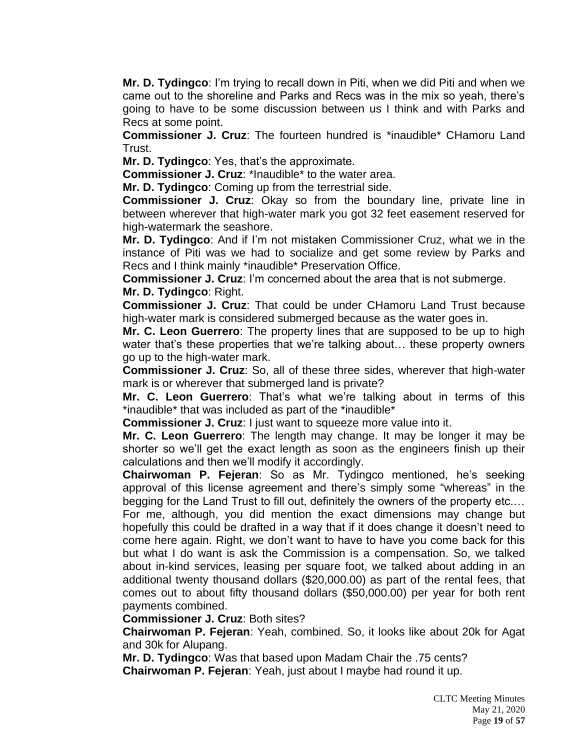**Mr. D. Tydingco**: I'm trying to recall down in Piti, when we did Piti and when we came out to the shoreline and Parks and Recs was in the mix so yeah, there's going to have to be some discussion between us I think and with Parks and Recs at some point.

**Commissioner J. Cruz**: The fourteen hundred is *inaudible* CHamoru Land Trust.

**Mr. D. Tydingco**: Yes, that's the approximate.

**Commissioner J. Cruz**: *Inaudible* to the water area.

**Mr. D. Tydingco**: Coming up from the terrestrial side.

**Commissioner J. Cruz**: Okay so from the boundary line, private line in between wherever that high-water mark you got 32 feet easement reserved for high-watermark the seashore.

**Mr. D. Tydingco**: And if I'm not mistaken Commissioner Cruz, what we in the instance of Piti was we had to socialize and get some review by Parks and Recs and I think mainly *inaudible* Preservation Office.

**Commissioner J. Cruz**: I'm concerned about the area that is not submerge.

**Mr. D. Tydingco**: Right.

**Commissioner J. Cruz**: That could be under CHamoru Land Trust because high-water mark is considered submerged because as the water goes in.

**Mr. C. Leon Guerrero**: The property lines that are supposed to be up to high water that's these properties that we're talking about… these property owners go up to the high-water mark.

**Commissioner J. Cruz**: So, all of these three sides, wherever that high-water mark is or wherever that submerged land is private?

**Mr. C. Leon Guerrero**: That's what we're talking about in terms of this *inaudible* that was included as part of the *inaudible*

**Commissioner J. Cruz**: I just want to squeeze more value into it.

**Mr. C. Leon Guerrero**: The length may change. It may be longer it may be shorter so we'll get the exact length as soon as the engineers finish up their calculations and then we'll modify it accordingly.

**Chairwoman P. Fejeran**: So as Mr. Tydingco mentioned, he's seeking approval of this license agreement and there's simply some "whereas" in the begging for the Land Trust to fill out, definitely the owners of the property etc.… For me, although, you did mention the exact dimensions may change but hopefully this could be drafted in a way that if it does change it doesn't need to come here again. Right, we don't want to have to have you come back for this but what I do want is ask the Commission is a compensation. So, we talked about in-kind services, leasing per square foot, we talked about adding in an additional twenty thousand dollars ($20,000.00) as part of the rental fees, that comes out to about fifty thousand dollars ($50,000.00) per year for both rent payments combined.

**Commissioner J. Cruz**: Both sites?

**Chairwoman P. Fejeran**: Yeah, combined. So, it looks like about 20k for Agat and 30k for Alupang.

**Mr. D. Tydingco**: Was that based upon Madam Chair the .75 cents?

**Chairwoman P. Fejeran**: Yeah, just about I maybe had round it up.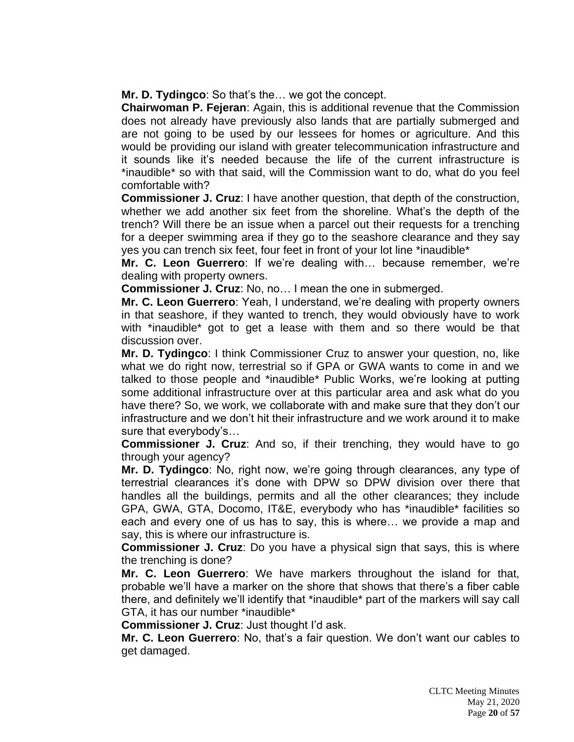**Mr. D. Tydingco**: So that's the… we got the concept.

**Chairwoman P. Fejeran**: Again, this is additional revenue that the Commission does not already have previously also lands that are partially submerged and are not going to be used by our lessees for homes or agriculture. And this would be providing our island with greater telecommunication infrastructure and it sounds like it's needed because the life of the current infrastructure is *inaudible* so with that said, will the Commission want to do, what do you feel comfortable with?

**Commissioner J. Cruz**: I have another question, that depth of the construction, whether we add another six feet from the shoreline. What's the depth of the trench? Will there be an issue when a parcel out their requests for a trenching for a deeper swimming area if they go to the seashore clearance and they say yes you can trench six feet, four feet in front of your lot line *inaudible*

**Mr. C. Leon Guerrero**: If we're dealing with… because remember, we're dealing with property owners.

**Commissioner J. Cruz**: No, no… I mean the one in submerged.

**Mr. C. Leon Guerrero**: Yeah, I understand, we're dealing with property owners in that seashore, if they wanted to trench, they would obviously have to work with *inaudible* got to get a lease with them and so there would be that discussion over.

**Mr. D. Tydingco**: I think Commissioner Cruz to answer your question, no, like what we do right now, terrestrial so if GPA or GWA wants to come in and we talked to those people and *inaudible* Public Works, we're looking at putting some additional infrastructure over at this particular area and ask what do you have there? So, we work, we collaborate with and make sure that they don't our infrastructure and we don't hit their infrastructure and we work around it to make sure that everybody's…

**Commissioner J. Cruz**: And so, if their trenching, they would have to go through your agency?

**Mr. D. Tydingco**: No, right now, we're going through clearances, any type of terrestrial clearances it's done with DPW so DPW division over there that handles all the buildings, permits and all the other clearances; they include GPA, GWA, GTA, Docomo, IT&E, everybody who has *inaudible* facilities so each and every one of us has to say, this is where… we provide a map and say, this is where our infrastructure is.

**Commissioner J. Cruz**: Do you have a physical sign that says, this is where the trenching is done?

**Mr. C. Leon Guerrero**: We have markers throughout the island for that, probable we'll have a marker on the shore that shows that there's a fiber cable there, and definitely we'll identify that *inaudible* part of the markers will say call GTA, it has our number *inaudible*

**Commissioner J. Cruz**: Just thought I'd ask.

**Mr. C. Leon Guerrero**: No, that's a fair question. We don't want our cables to get damaged.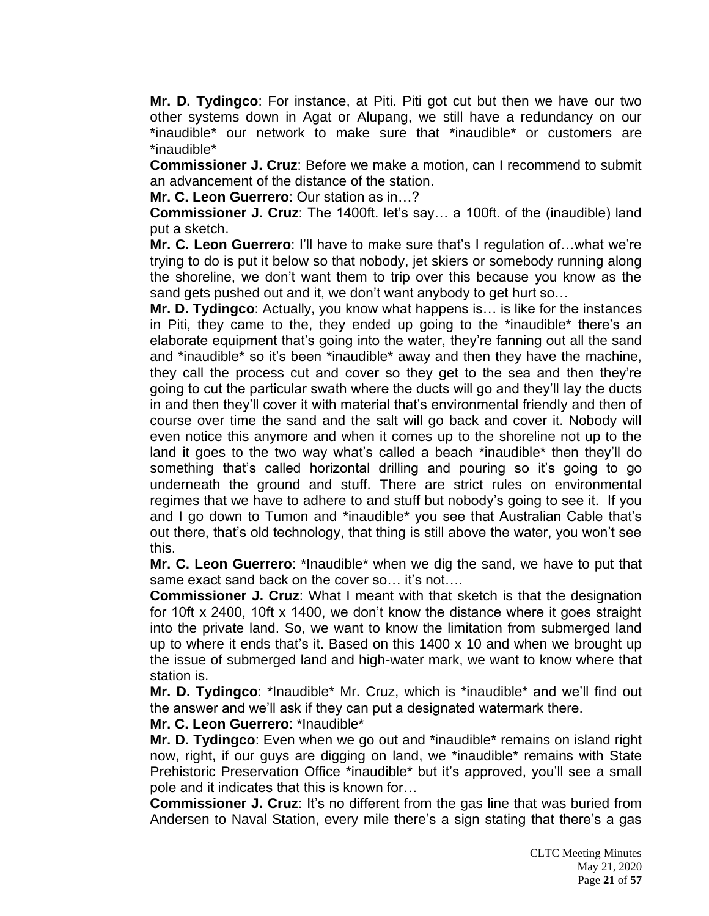**Mr. D. Tydingco**: For instance, at Piti. Piti got cut but then we have our two other systems down in Agat or Alupang, we still have a redundancy on our *inaudible* our network to make sure that *inaudible* or customers are *inaudible*

**Commissioner J. Cruz**: Before we make a motion, can I recommend to submit an advancement of the distance of the station.

**Mr. C. Leon Guerrero**: Our station as in…?

**Commissioner J. Cruz**: The 1400ft. let's say… a 100ft. of the (inaudible) land put a sketch.

**Mr. C. Leon Guerrero**: I'll have to make sure that's I regulation of…what we're trying to do is put it below so that nobody, jet skiers or somebody running along the shoreline, we don't want them to trip over this because you know as the sand gets pushed out and it, we don't want anybody to get hurt so…

**Mr. D. Tydingco**: Actually, you know what happens is… is like for the instances in Piti, they came to the, they ended up going to the *inaudible* there's an elaborate equipment that's going into the water, they're fanning out all the sand and *inaudible* so it's been *inaudible* away and then they have the machine, they call the process cut and cover so they get to the sea and then they're going to cut the particular swath where the ducts will go and they'll lay the ducts in and then they'll cover it with material that's environmental friendly and then of course over time the sand and the salt will go back and cover it. Nobody will even notice this anymore and when it comes up to the shoreline not up to the land it goes to the two way what's called a beach *inaudible* then they'll do something that's called horizontal drilling and pouring so it's going to go underneath the ground and stuff. There are strict rules on environmental regimes that we have to adhere to and stuff but nobody's going to see it. If you and I go down to Tumon and *inaudible* you see that Australian Cable that's out there, that's old technology, that thing is still above the water, you won't see this.

**Mr. C. Leon Guerrero**: *Inaudible* when we dig the sand, we have to put that same exact sand back on the cover so… it's not….

**Commissioner J. Cruz**: What I meant with that sketch is that the designation for 10ft x 2400, 10ft x 1400, we don't know the distance where it goes straight into the private land. So, we want to know the limitation from submerged land up to where it ends that's it. Based on this 1400 x 10 and when we brought up the issue of submerged land and high-water mark, we want to know where that station is.

**Mr. D. Tydingco**: *Inaudible* Mr. Cruz, which is *inaudible* and we'll find out the answer and we'll ask if they can put a designated watermark there.

**Mr. C. Leon Guerrero**: *Inaudible*

**Mr. D. Tydingco**: Even when we go out and *inaudible* remains on island right now, right, if our guys are digging on land, we *inaudible* remains with State Prehistoric Preservation Office *inaudible* but it's approved, you'll see a small pole and it indicates that this is known for…

**Commissioner J. Cruz**: It's no different from the gas line that was buried from Andersen to Naval Station, every mile there's a sign stating that there's a gas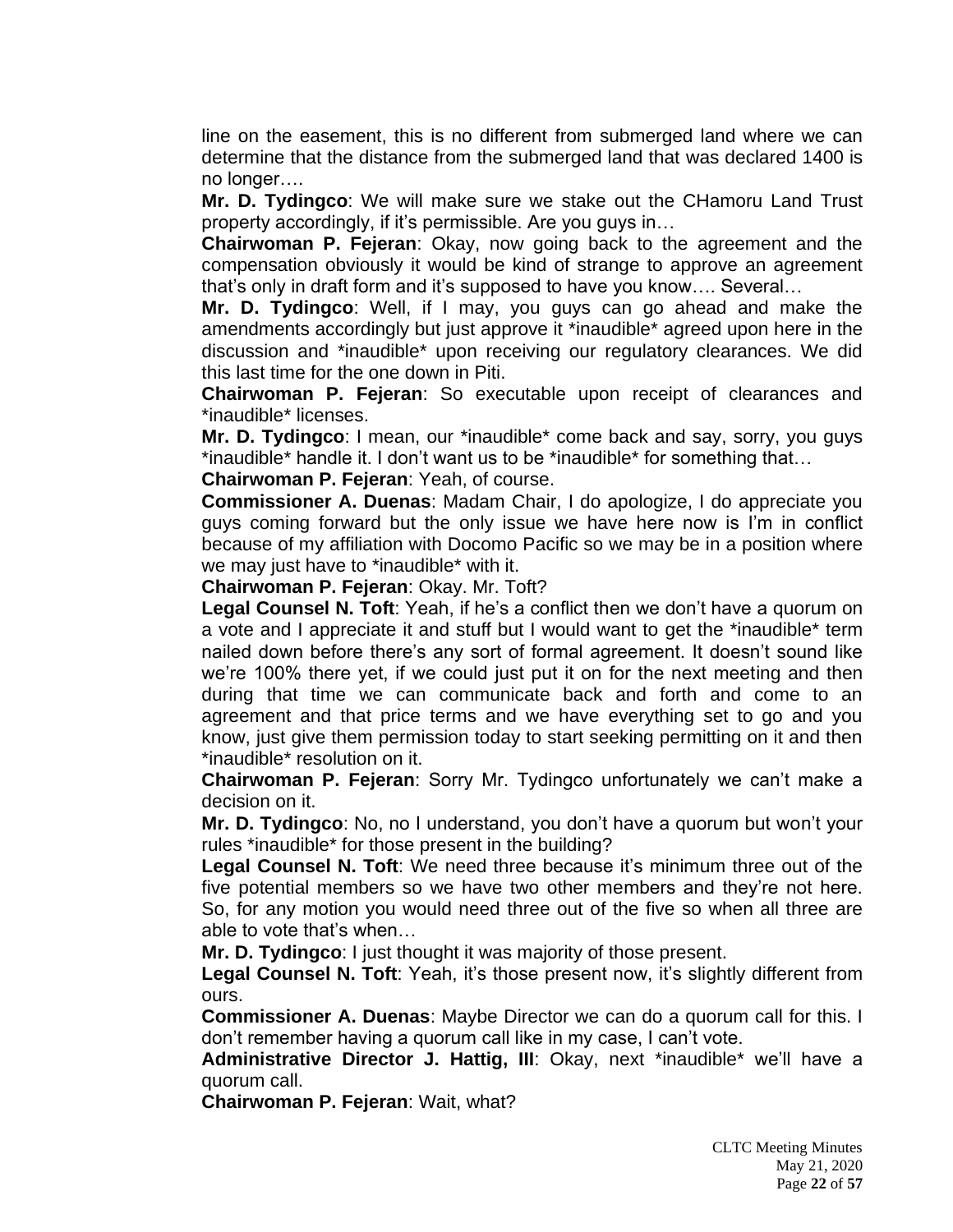line on the easement, this is no different from submerged land where we can determine that the distance from the submerged land that was declared 1400 is no longer….

**Mr. D. Tydingco**: We will make sure we stake out the CHamoru Land Trust property accordingly, if it's permissible. Are you guys in…

**Chairwoman P. Fejeran**: Okay, now going back to the agreement and the compensation obviously it would be kind of strange to approve an agreement that's only in draft form and it's supposed to have you know…. Several…

**Mr. D. Tydingco**: Well, if I may, you guys can go ahead and make the amendments accordingly but just approve it *inaudible* agreed upon here in the discussion and *inaudible* upon receiving our regulatory clearances. We did this last time for the one down in Piti.

**Chairwoman P. Fejeran**: So executable upon receipt of clearances and *inaudible* licenses.

**Mr. D. Tydingco**: I mean, our *inaudible* come back and say, sorry, you guys *inaudible* handle it. I don't want us to be *inaudible* for something that…

**Chairwoman P. Fejeran**: Yeah, of course.

**Commissioner A. Duenas**: Madam Chair, I do apologize, I do appreciate you guys coming forward but the only issue we have here now is I'm in conflict because of my affiliation with Docomo Pacific so we may be in a position where we may just have to *inaudible* with it.

**Chairwoman P. Fejeran**: Okay. Mr. Toft?

**Legal Counsel N. Toft**: Yeah, if he's a conflict then we don't have a quorum on a vote and I appreciate it and stuff but I would want to get the *inaudible* term nailed down before there's any sort of formal agreement. It doesn't sound like we're 100% there yet, if we could just put it on for the next meeting and then during that time we can communicate back and forth and come to an agreement and that price terms and we have everything set to go and you know, just give them permission today to start seeking permitting on it and then *inaudible* resolution on it.

**Chairwoman P. Fejeran**: Sorry Mr. Tydingco unfortunately we can't make a decision on it.

**Mr. D. Tydingco**: No, no I understand, you don't have a quorum but won't your rules *inaudible* for those present in the building?

**Legal Counsel N. Toft**: We need three because it's minimum three out of the five potential members so we have two other members and they're not here. So, for any motion you would need three out of the five so when all three are able to vote that's when…

**Mr. D. Tydingco**: I just thought it was majority of those present.

**Legal Counsel N. Toft**: Yeah, it's those present now, it's slightly different from ours.

**Commissioner A. Duenas**: Maybe Director we can do a quorum call for this. I don't remember having a quorum call like in my case, I can't vote.

**Administrative Director J. Hattig, III**: Okay, next *inaudible* we'll have a quorum call.

**Chairwoman P. Fejeran**: Wait, what?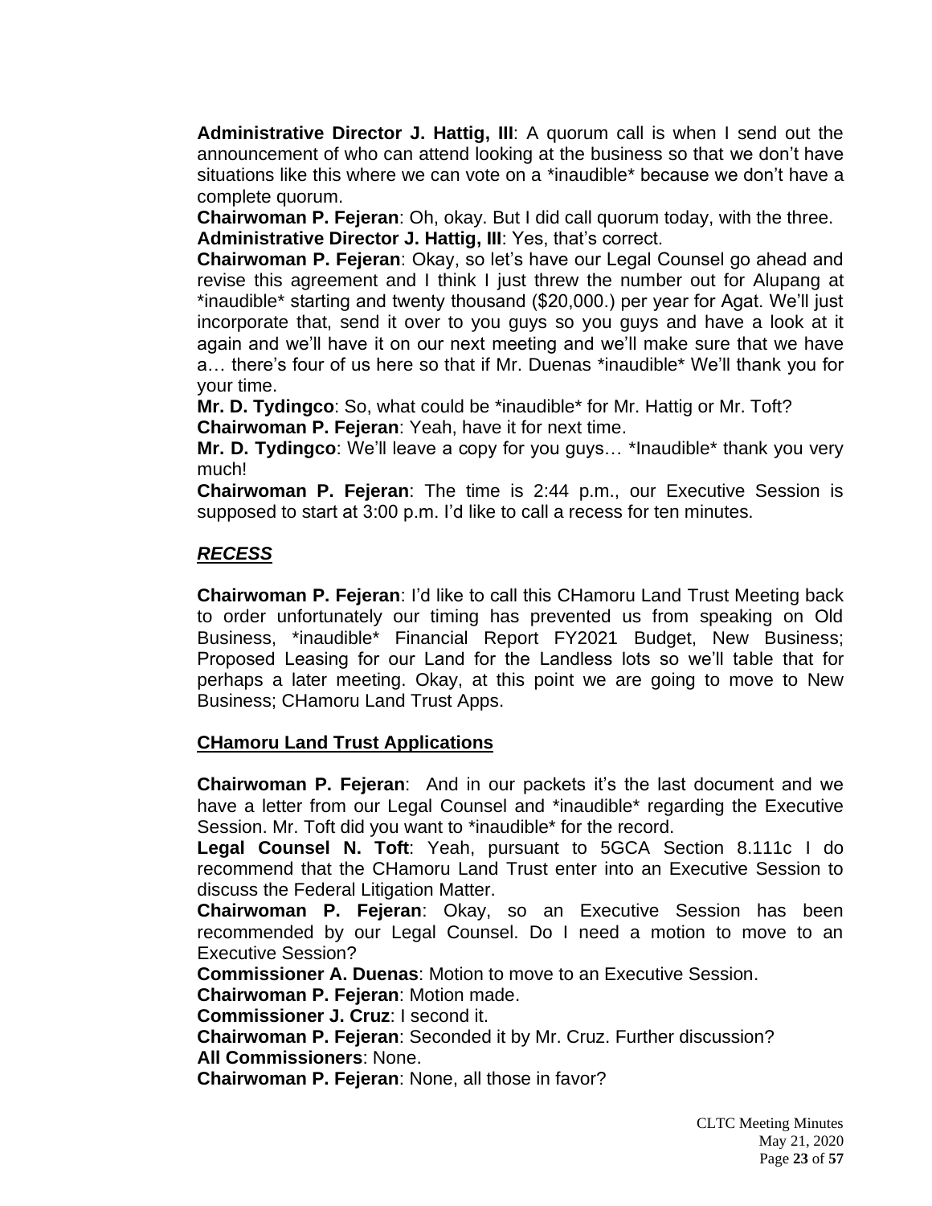**Administrative Director J. Hattig, III**: A quorum call is when I send out the announcement of who can attend looking at the business so that we don't have situations like this where we can vote on a *inaudible* because we don't have a complete quorum.

**Chairwoman P. Fejeran**: Oh, okay. But I did call quorum today, with the three.

**Administrative Director J. Hattig, III**: Yes, that's correct.

**Chairwoman P. Fejeran**: Okay, so let's have our Legal Counsel go ahead and revise this agreement and I think I just threw the number out for Alupang at *inaudible* starting and twenty thousand ($20,000.) per year for Agat. We'll just incorporate that, send it over to you guys so you guys and have a look at it again and we'll have it on our next meeting and we'll make sure that we have a… there's four of us here so that if Mr. Duenas *inaudible* We'll thank you for your time.

**Mr. D. Tydingco**: So, what could be *inaudible* for Mr. Hattig or Mr. Toft?

**Chairwoman P. Fejeran**: Yeah, have it for next time.

**Mr. D. Tydingco**: We'll leave a copy for you guys… *Inaudible* thank you very much!

**Chairwoman P. Fejeran**: The time is 2:44 p.m., our Executive Session is supposed to start at 3:00 p.m. I'd like to call a recess for ten minutes.

***RECESS***

**Chairwoman P. Fejeran**: I'd like to call this CHamoru Land Trust Meeting back to order unfortunately our timing has prevented us from speaking on Old Business, *inaudible* Financial Report FY2021 Budget, New Business; Proposed Leasing for our Land for the Landless lots so we'll table that for perhaps a later meeting. Okay, at this point we are going to move to New Business; CHamoru Land Trust Apps.

**CHamoru Land Trust Applications**

**Chairwoman P. Fejeran**: And in our packets it's the last document and we have a letter from our Legal Counsel and *inaudible* regarding the Executive Session. Mr. Toft did you want to *inaudible* for the record.

**Legal Counsel N. Toft**: Yeah, pursuant to 5GCA Section 8.111c I do recommend that the CHamoru Land Trust enter into an Executive Session to discuss the Federal Litigation Matter.

**Chairwoman P. Fejeran**: Okay, so an Executive Session has been recommended by our Legal Counsel. Do I need a motion to move to an Executive Session?

**Commissioner A. Duenas**: Motion to move to an Executive Session.

**Chairwoman P. Fejeran**: Motion made.

**Commissioner J. Cruz**: I second it.

**Chairwoman P. Fejeran**: Seconded it by Mr. Cruz. Further discussion?

**All Commissioners**: None.

**Chairwoman P. Fejeran**: None, all those in favor?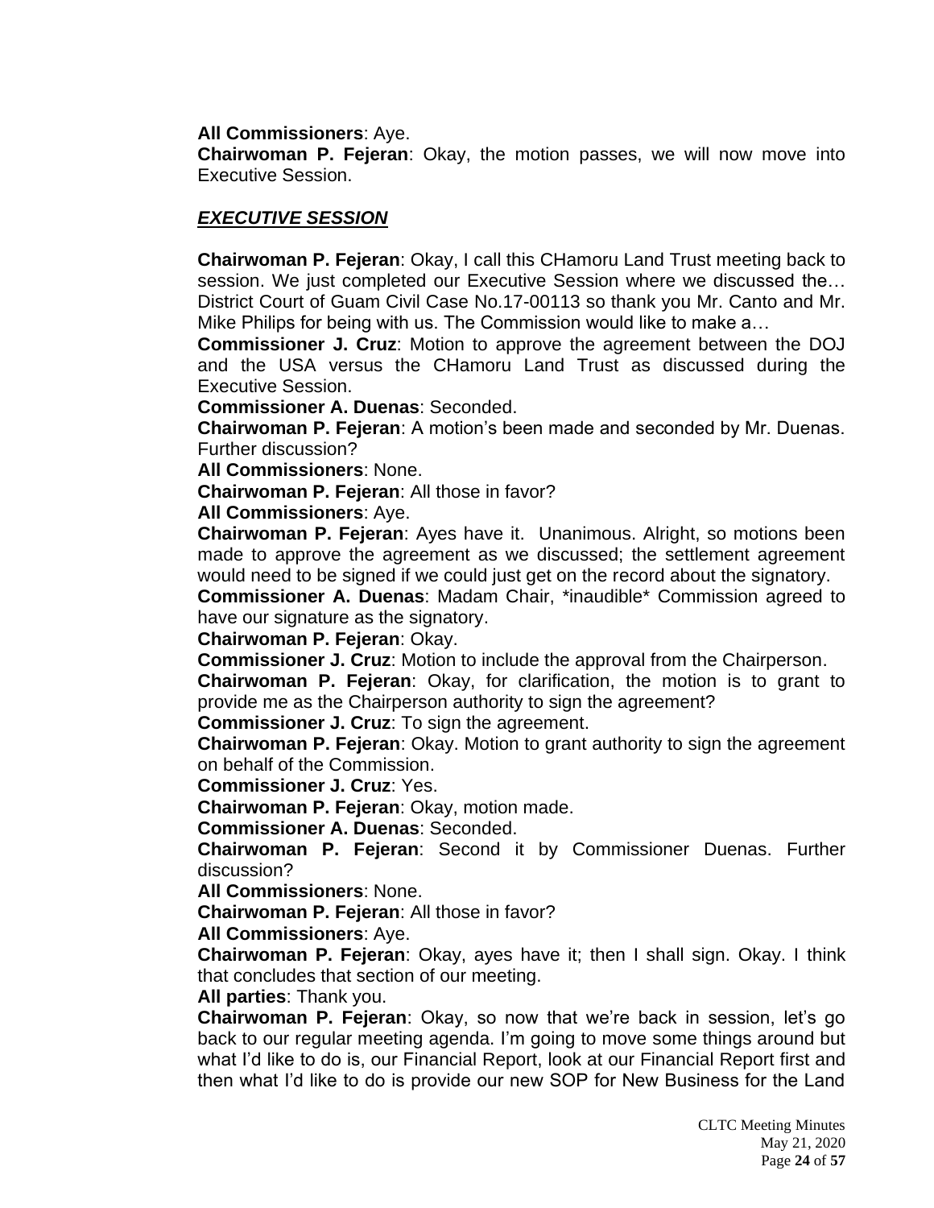**All Commissioners**: Aye.

**Chairwoman P. Fejeran**: Okay, the motion passes, we will now move into Executive Session.

## ***EXECUTIVE SESSION***

**Chairwoman P. Fejeran**: Okay, I call this CHamoru Land Trust meeting back to session. We just completed our Executive Session where we discussed the… District Court of Guam Civil Case No.17-00113 so thank you Mr. Canto and Mr. Mike Philips for being with us. The Commission would like to make a…

**Commissioner J. Cruz**: Motion to approve the agreement between the DOJ and the USA versus the CHamoru Land Trust as discussed during the Executive Session.

**Commissioner A. Duenas**: Seconded.

**Chairwoman P. Fejeran**: A motion's been made and seconded by Mr. Duenas. Further discussion?

**All Commissioners**: None.

**Chairwoman P. Fejeran**: All those in favor?

**All Commissioners**: Aye.

**Chairwoman P. Fejeran**: Ayes have it. Unanimous. Alright, so motions been made to approve the agreement as we discussed; the settlement agreement would need to be signed if we could just get on the record about the signatory.

**Commissioner A. Duenas**: Madam Chair, *inaudible* Commission agreed to have our signature as the signatory.

**Chairwoman P. Fejeran**: Okay.

**Commissioner J. Cruz**: Motion to include the approval from the Chairperson.

**Chairwoman P. Fejeran**: Okay, for clarification, the motion is to grant to provide me as the Chairperson authority to sign the agreement?

**Commissioner J. Cruz**: To sign the agreement.

**Chairwoman P. Fejeran**: Okay. Motion to grant authority to sign the agreement on behalf of the Commission.

**Commissioner J. Cruz**: Yes.

**Chairwoman P. Fejeran**: Okay, motion made.

**Commissioner A. Duenas**: Seconded.

**Chairwoman P. Fejeran**: Second it by Commissioner Duenas. Further discussion?

**All Commissioners**: None.

**Chairwoman P. Fejeran**: All those in favor?

**All Commissioners**: Aye.

**Chairwoman P. Fejeran**: Okay, ayes have it; then I shall sign. Okay. I think that concludes that section of our meeting.

**All parties**: Thank you.

**Chairwoman P. Fejeran**: Okay, so now that we're back in session, let's go back to our regular meeting agenda. I'm going to move some things around but what I'd like to do is, our Financial Report, look at our Financial Report first and then what I'd like to do is provide our new SOP for New Business for the Land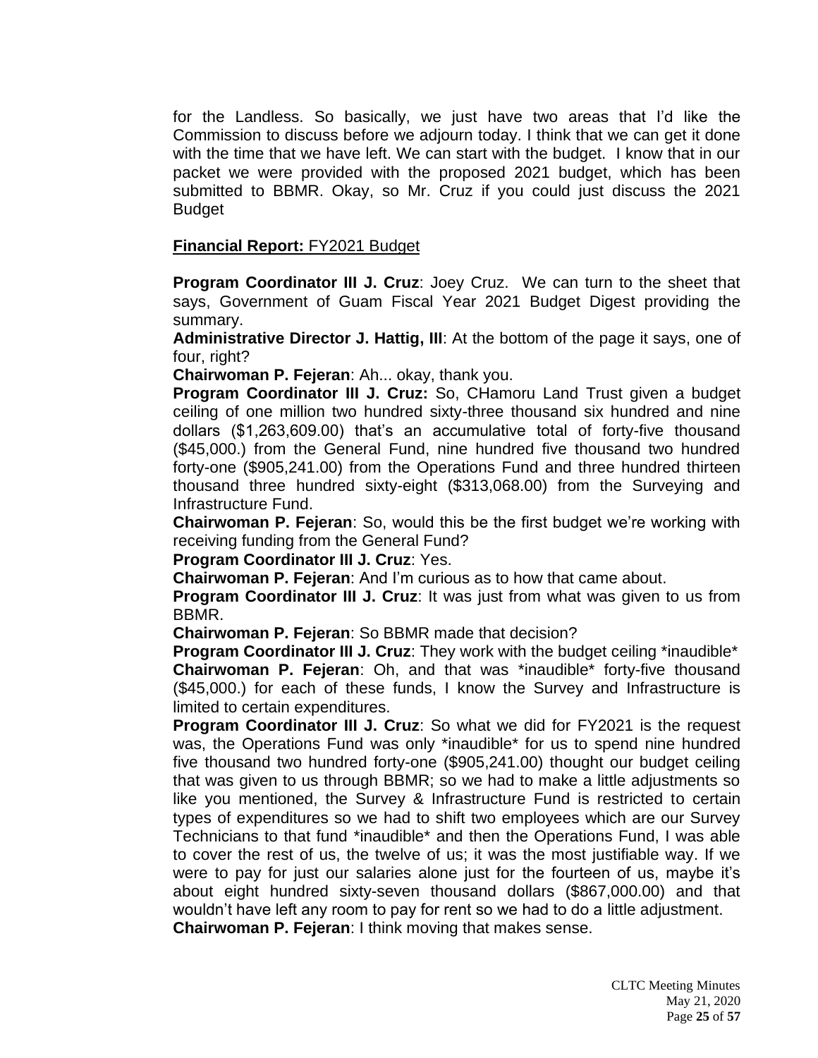for the Landless. So basically, we just have two areas that I'd like the Commission to discuss before we adjourn today. I think that we can get it done with the time that we have left. We can start with the budget. I know that in our packet we were provided with the proposed 2021 budget, which has been submitted to BBMR. Okay, so Mr. Cruz if you could just discuss the 2021 Budget

**Financial Report:** FY2021 Budget

**Program Coordinator III J. Cruz**: Joey Cruz. We can turn to the sheet that says, Government of Guam Fiscal Year 2021 Budget Digest providing the summary.
**Administrative Director J. Hattig, III**: At the bottom of the page it says, one of four, right?
**Chairwoman P. Fejeran**: Ah... okay, thank you.
**Program Coordinator III J. Cruz:** So, CHamoru Land Trust given a budget ceiling of one million two hundred sixty-three thousand six hundred and nine dollars ($1,263,609.00) that's an accumulative total of forty-five thousand ($45,000.) from the General Fund, nine hundred five thousand two hundred forty-one ($905,241.00) from the Operations Fund and three hundred thirteen thousand three hundred sixty-eight ($313,068.00) from the Surveying and Infrastructure Fund.
**Chairwoman P. Fejeran**: So, would this be the first budget we're working with receiving funding from the General Fund?
**Program Coordinator III J. Cruz**: Yes.
**Chairwoman P. Fejeran**: And I'm curious as to how that came about.
**Program Coordinator III J. Cruz**: It was just from what was given to us from BBMR.
**Chairwoman P. Fejeran**: So BBMR made that decision?
**Program Coordinator III J. Cruz**: They work with the budget ceiling *inaudible*
**Chairwoman P. Fejeran**: Oh, and that was *inaudible* forty-five thousand ($45,000.) for each of these funds, I know the Survey and Infrastructure is limited to certain expenditures.
**Program Coordinator III J. Cruz**: So what we did for FY2021 is the request was, the Operations Fund was only *inaudible* for us to spend nine hundred five thousand two hundred forty-one ($905,241.00) thought our budget ceiling that was given to us through BBMR; so we had to make a little adjustments so like you mentioned, the Survey & Infrastructure Fund is restricted to certain types of expenditures so we had to shift two employees which are our Survey Technicians to that fund *inaudible* and then the Operations Fund, I was able to cover the rest of us, the twelve of us; it was the most justifiable way. If we were to pay for just our salaries alone just for the fourteen of us, maybe it's about eight hundred sixty-seven thousand dollars ($867,000.00) and that wouldn't have left any room to pay for rent so we had to do a little adjustment.
**Chairwoman P. Fejeran**: I think moving that makes sense.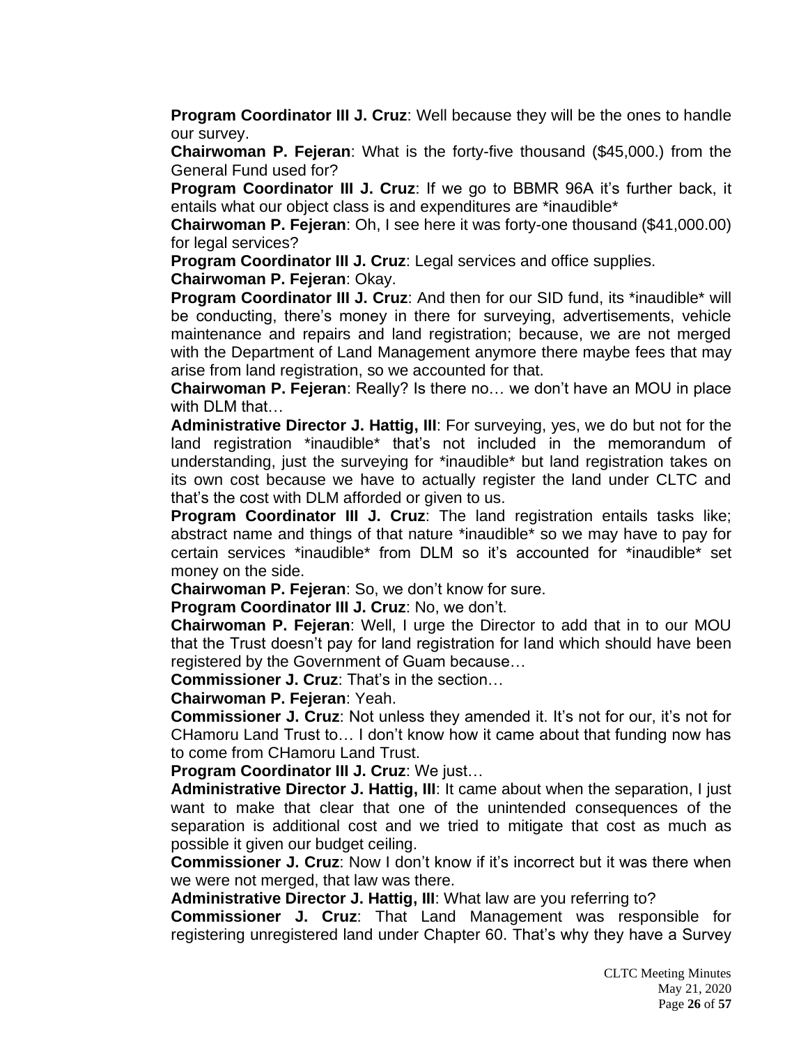**Program Coordinator III J. Cruz**: Well because they will be the ones to handle our survey.

**Chairwoman P. Fejeran**: What is the forty-five thousand ($45,000.) from the General Fund used for?

**Program Coordinator III J. Cruz**: If we go to BBMR 96A it's further back, it entails what our object class is and expenditures are *inaudible*

**Chairwoman P. Fejeran**: Oh, I see here it was forty-one thousand ($41,000.00) for legal services?

**Program Coordinator III J. Cruz**: Legal services and office supplies.

**Chairwoman P. Fejeran**: Okay.

**Program Coordinator III J. Cruz**: And then for our SID fund, its *inaudible* will be conducting, there's money in there for surveying, advertisements, vehicle maintenance and repairs and land registration; because, we are not merged with the Department of Land Management anymore there maybe fees that may arise from land registration, so we accounted for that.

**Chairwoman P. Fejeran**: Really? Is there no… we don't have an MOU in place with DLM that…

**Administrative Director J. Hattig, III**: For surveying, yes, we do but not for the land registration *inaudible* that's not included in the memorandum of understanding, just the surveying for *inaudible* but land registration takes on its own cost because we have to actually register the land under CLTC and that's the cost with DLM afforded or given to us.

**Program Coordinator III J. Cruz**: The land registration entails tasks like; abstract name and things of that nature *inaudible* so we may have to pay for certain services *inaudible* from DLM so it's accounted for *inaudible* set money on the side.

**Chairwoman P. Fejeran**: So, we don't know for sure.

**Program Coordinator III J. Cruz**: No, we don't.

**Chairwoman P. Fejeran**: Well, I urge the Director to add that in to our MOU that the Trust doesn't pay for land registration for land which should have been registered by the Government of Guam because…

**Commissioner J. Cruz**: That's in the section…

**Chairwoman P. Fejeran**: Yeah.

**Commissioner J. Cruz**: Not unless they amended it. It's not for our, it's not for CHamoru Land Trust to… I don't know how it came about that funding now has to come from CHamoru Land Trust.

**Program Coordinator III J. Cruz**: We just…

**Administrative Director J. Hattig, III**: It came about when the separation, I just want to make that clear that one of the unintended consequences of the separation is additional cost and we tried to mitigate that cost as much as possible it given our budget ceiling.

**Commissioner J. Cruz**: Now I don't know if it's incorrect but it was there when we were not merged, that law was there.

**Administrative Director J. Hattig, III**: What law are you referring to?

**Commissioner J. Cruz**: That Land Management was responsible for registering unregistered land under Chapter 60. That's why they have a Survey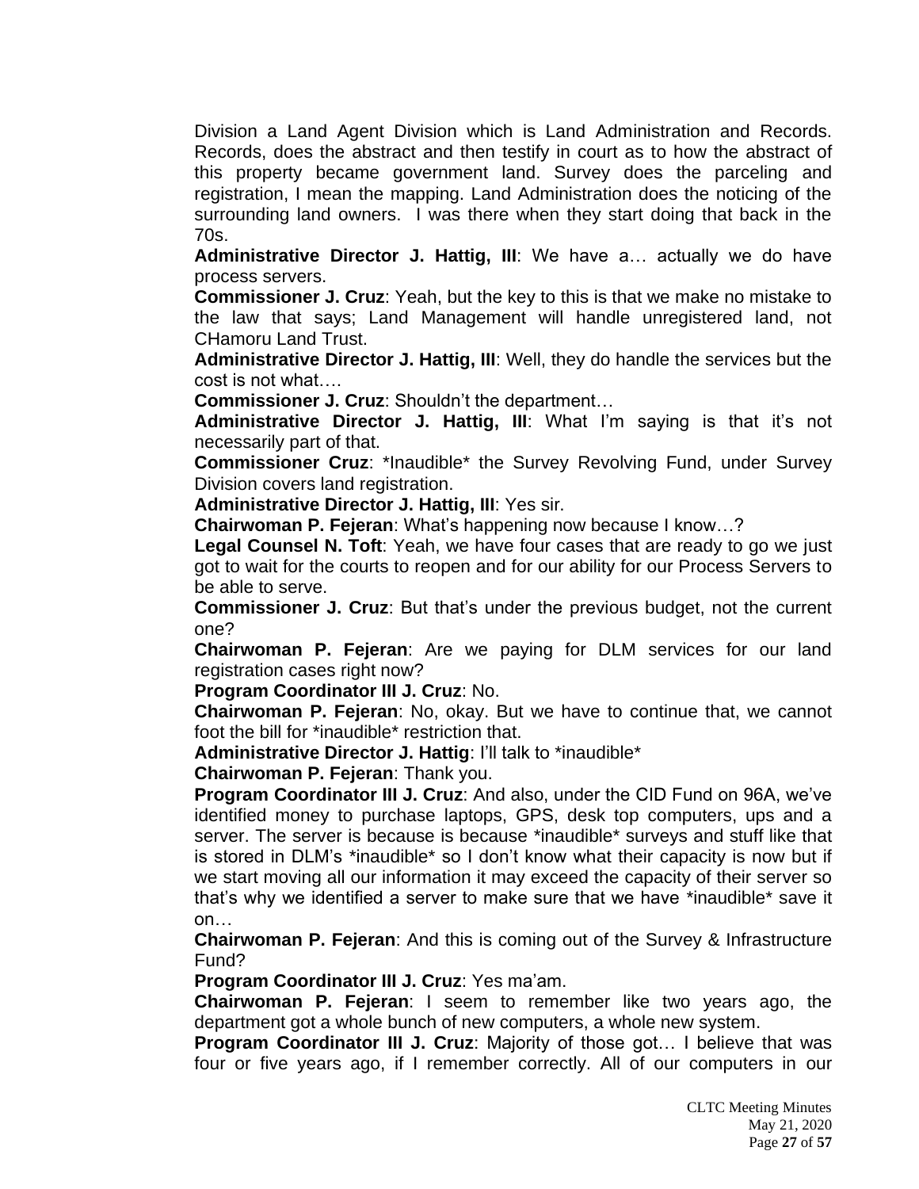Division a Land Agent Division which is Land Administration and Records. Records, does the abstract and then testify in court as to how the abstract of this property became government land. Survey does the parceling and registration, I mean the mapping. Land Administration does the noticing of the surrounding land owners. I was there when they start doing that back in the 70s.

**Administrative Director J. Hattig, III**: We have a… actually we do have process servers.

**Commissioner J. Cruz**: Yeah, but the key to this is that we make no mistake to the law that says; Land Management will handle unregistered land, not CHamoru Land Trust.

**Administrative Director J. Hattig, III**: Well, they do handle the services but the cost is not what….

**Commissioner J. Cruz**: Shouldn't the department…

**Administrative Director J. Hattig, III**: What I'm saying is that it's not necessarily part of that.

**Commissioner Cruz**: *Inaudible* the Survey Revolving Fund, under Survey Division covers land registration.

**Administrative Director J. Hattig, III**: Yes sir.

**Chairwoman P. Fejeran**: What's happening now because I know…?

**Legal Counsel N. Toft**: Yeah, we have four cases that are ready to go we just got to wait for the courts to reopen and for our ability for our Process Servers to be able to serve.

**Commissioner J. Cruz**: But that's under the previous budget, not the current one?

**Chairwoman P. Fejeran**: Are we paying for DLM services for our land registration cases right now?

**Program Coordinator III J. Cruz**: No.

**Chairwoman P. Fejeran**: No, okay. But we have to continue that, we cannot foot the bill for *inaudible* restriction that.

**Administrative Director J. Hattig**: I'll talk to *inaudible*

**Chairwoman P. Fejeran**: Thank you.

**Program Coordinator III J. Cruz**: And also, under the CID Fund on 96A, we've identified money to purchase laptops, GPS, desk top computers, ups and a server. The server is because is because *inaudible* surveys and stuff like that is stored in DLM's *inaudible* so I don't know what their capacity is now but if we start moving all our information it may exceed the capacity of their server so that's why we identified a server to make sure that we have *inaudible* save it on…

**Chairwoman P. Fejeran**: And this is coming out of the Survey & Infrastructure Fund?

**Program Coordinator III J. Cruz**: Yes ma'am.

**Chairwoman P. Fejeran**: I seem to remember like two years ago, the department got a whole bunch of new computers, a whole new system.

**Program Coordinator III J. Cruz**: Majority of those got… I believe that was four or five years ago, if I remember correctly. All of our computers in our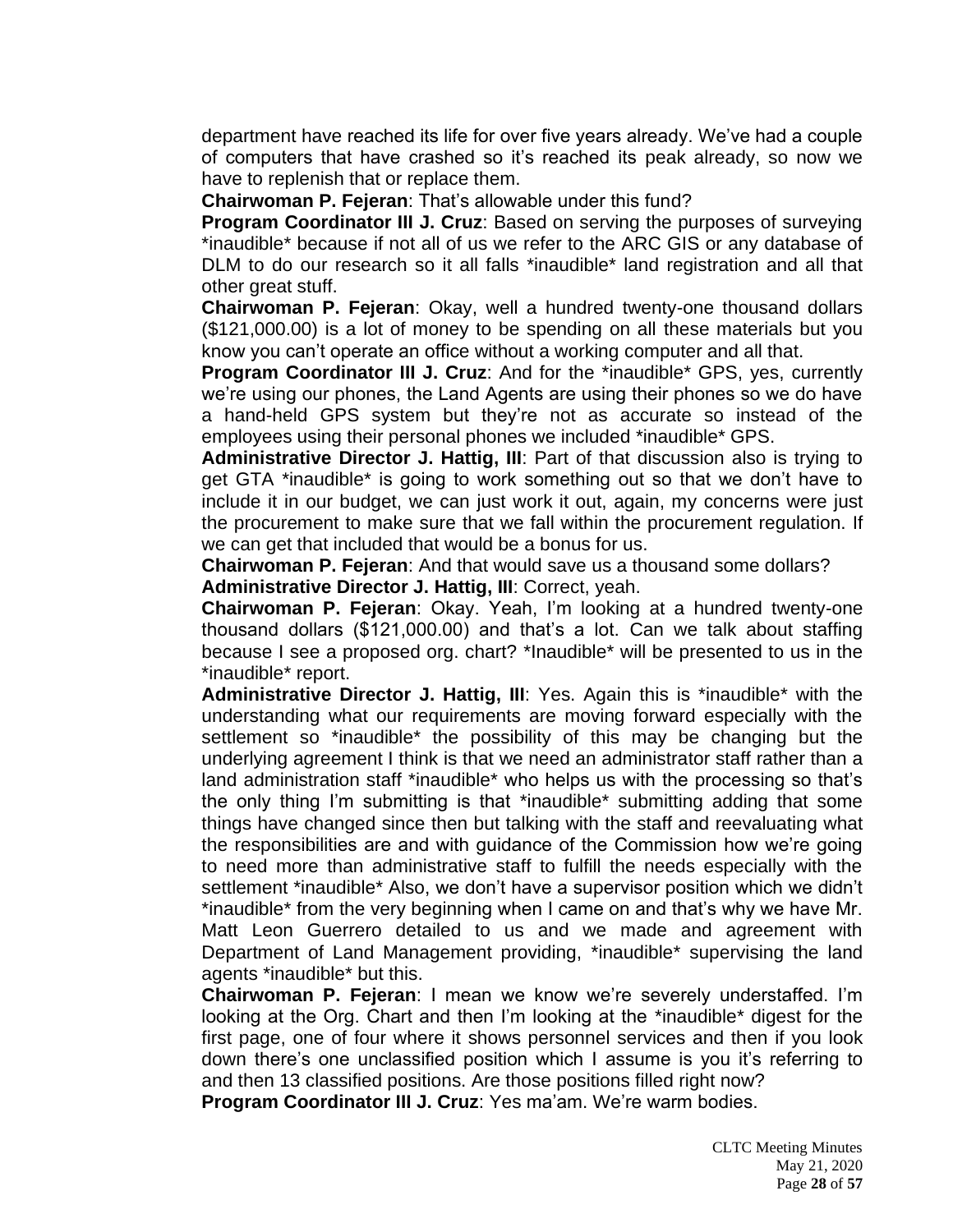department have reached its life for over five years already. We've had a couple of computers that have crashed so it's reached its peak already, so now we have to replenish that or replace them.

**Chairwoman P. Fejeran**: That's allowable under this fund?

**Program Coordinator III J. Cruz**: Based on serving the purposes of surveying *inaudible* because if not all of us we refer to the ARC GIS or any database of DLM to do our research so it all falls *inaudible* land registration and all that other great stuff.

**Chairwoman P. Fejeran**: Okay, well a hundred twenty-one thousand dollars ($121,000.00) is a lot of money to be spending on all these materials but you know you can't operate an office without a working computer and all that.

**Program Coordinator III J. Cruz**: And for the *inaudible* GPS, yes, currently we're using our phones, the Land Agents are using their phones so we do have a hand-held GPS system but they're not as accurate so instead of the employees using their personal phones we included *inaudible* GPS.

**Administrative Director J. Hattig, III**: Part of that discussion also is trying to get GTA *inaudible* is going to work something out so that we don't have to include it in our budget, we can just work it out, again, my concerns were just the procurement to make sure that we fall within the procurement regulation. If we can get that included that would be a bonus for us.

**Chairwoman P. Fejeran**: And that would save us a thousand some dollars?

**Administrative Director J. Hattig, III**: Correct, yeah.

**Chairwoman P. Fejeran**: Okay. Yeah, I'm looking at a hundred twenty-one thousand dollars ($121,000.00) and that's a lot. Can we talk about staffing because I see a proposed org. chart? *Inaudible* will be presented to us in the *inaudible* report.

**Administrative Director J. Hattig, III**: Yes. Again this is *inaudible* with the understanding what our requirements are moving forward especially with the settlement so *inaudible* the possibility of this may be changing but the underlying agreement I think is that we need an administrator staff rather than a land administration staff *inaudible* who helps us with the processing so that's the only thing I'm submitting is that *inaudible* submitting adding that some things have changed since then but talking with the staff and reevaluating what the responsibilities are and with guidance of the Commission how we're going to need more than administrative staff to fulfill the needs especially with the settlement *inaudible* Also, we don't have a supervisor position which we didn't *inaudible* from the very beginning when I came on and that's why we have Mr. Matt Leon Guerrero detailed to us and we made and agreement with Department of Land Management providing, *inaudible* supervising the land agents *inaudible* but this.

**Chairwoman P. Fejeran**: I mean we know we're severely understaffed. I'm looking at the Org. Chart and then I'm looking at the *inaudible* digest for the first page, one of four where it shows personnel services and then if you look down there's one unclassified position which I assume is you it's referring to and then 13 classified positions. Are those positions filled right now?

**Program Coordinator III J. Cruz**: Yes ma'am. We're warm bodies.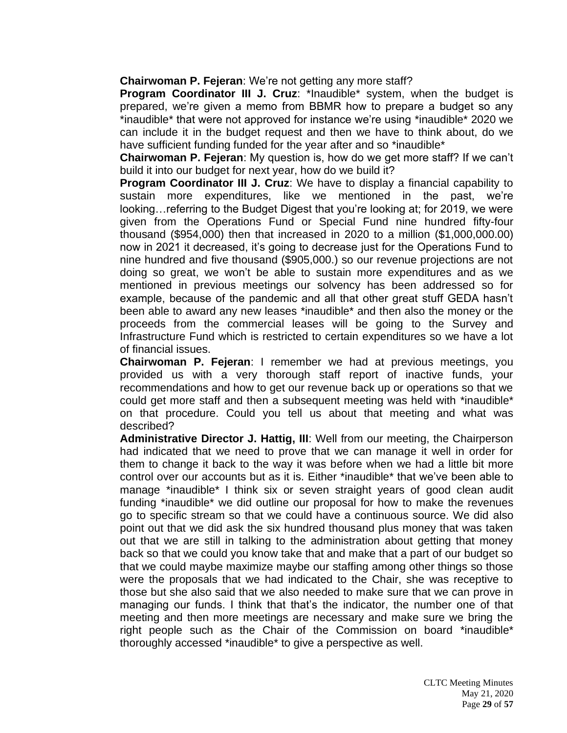**Chairwoman P. Fejeran**: We're not getting any more staff?

**Program Coordinator III J. Cruz**: *Inaudible* system, when the budget is prepared, we're given a memo from BBMR how to prepare a budget so any *inaudible* that were not approved for instance we're using *inaudible* 2020 we can include it in the budget request and then we have to think about, do we have sufficient funding funded for the year after and so *inaudible*

**Chairwoman P. Fejeran**: My question is, how do we get more staff? If we can't build it into our budget for next year, how do we build it?

**Program Coordinator III J. Cruz**: We have to display a financial capability to sustain more expenditures, like we mentioned in the past, we're looking…referring to the Budget Digest that you're looking at; for 2019, we were given from the Operations Fund or Special Fund nine hundred fifty-four thousand ($954,000) then that increased in 2020 to a million ($1,000,000.00) now in 2021 it decreased, it's going to decrease just for the Operations Fund to nine hundred and five thousand ($905,000.) so our revenue projections are not doing so great, we won't be able to sustain more expenditures and as we mentioned in previous meetings our solvency has been addressed so for example, because of the pandemic and all that other great stuff GEDA hasn't been able to award any new leases *inaudible* and then also the money or the proceeds from the commercial leases will be going to the Survey and Infrastructure Fund which is restricted to certain expenditures so we have a lot of financial issues.

**Chairwoman P. Fejeran**: I remember we had at previous meetings, you provided us with a very thorough staff report of inactive funds, your recommendations and how to get our revenue back up or operations so that we could get more staff and then a subsequent meeting was held with *inaudible* on that procedure. Could you tell us about that meeting and what was described?

**Administrative Director J. Hattig, III**: Well from our meeting, the Chairperson had indicated that we need to prove that we can manage it well in order for them to change it back to the way it was before when we had a little bit more control over our accounts but as it is. Either *inaudible* that we've been able to manage *inaudible* I think six or seven straight years of good clean audit funding *inaudible* we did outline our proposal for how to make the revenues go to specific stream so that we could have a continuous source. We did also point out that we did ask the six hundred thousand plus money that was taken out that we are still in talking to the administration about getting that money back so that we could you know take that and make that a part of our budget so that we could maybe maximize maybe our staffing among other things so those were the proposals that we had indicated to the Chair, she was receptive to those but she also said that we also needed to make sure that we can prove in managing our funds. I think that that's the indicator, the number one of that meeting and then more meetings are necessary and make sure we bring the right people such as the Chair of the Commission on board *inaudible* thoroughly accessed *inaudible* to give a perspective as well.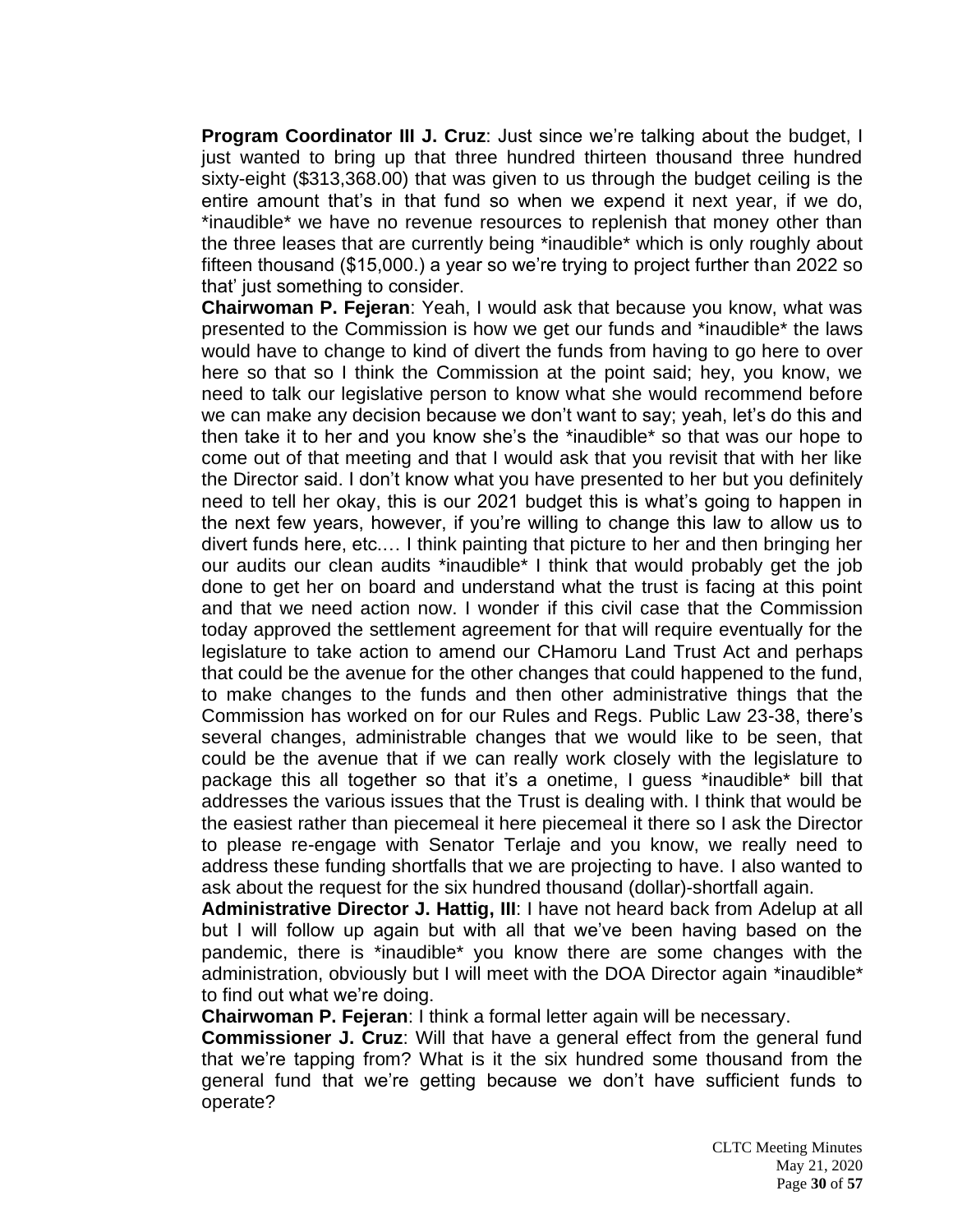**Program Coordinator III J. Cruz**: Just since we're talking about the budget, I just wanted to bring up that three hundred thirteen thousand three hundred sixty-eight ($313,368.00) that was given to us through the budget ceiling is the entire amount that's in that fund so when we expend it next year, if we do, *inaudible* we have no revenue resources to replenish that money other than the three leases that are currently being *inaudible* which is only roughly about fifteen thousand ($15,000.) a year so we're trying to project further than 2022 so that' just something to consider.

**Chairwoman P. Fejeran**: Yeah, I would ask that because you know, what was presented to the Commission is how we get our funds and *inaudible* the laws would have to change to kind of divert the funds from having to go here to over here so that so I think the Commission at the point said; hey, you know, we need to talk our legislative person to know what she would recommend before we can make any decision because we don't want to say; yeah, let's do this and then take it to her and you know she's the *inaudible* so that was our hope to come out of that meeting and that I would ask that you revisit that with her like the Director said. I don't know what you have presented to her but you definitely need to tell her okay, this is our 2021 budget this is what's going to happen in the next few years, however, if you're willing to change this law to allow us to divert funds here, etc.… I think painting that picture to her and then bringing her our audits our clean audits *inaudible* I think that would probably get the job done to get her on board and understand what the trust is facing at this point and that we need action now. I wonder if this civil case that the Commission today approved the settlement agreement for that will require eventually for the legislature to take action to amend our CHamoru Land Trust Act and perhaps that could be the avenue for the other changes that could happened to the fund, to make changes to the funds and then other administrative things that the Commission has worked on for our Rules and Regs. Public Law 23-38, there's several changes, administrable changes that we would like to be seen, that could be the avenue that if we can really work closely with the legislature to package this all together so that it's a onetime, I guess *inaudible* bill that addresses the various issues that the Trust is dealing with. I think that would be the easiest rather than piecemeal it here piecemeal it there so I ask the Director to please re-engage with Senator Terlaje and you know, we really need to address these funding shortfalls that we are projecting to have. I also wanted to ask about the request for the six hundred thousand (dollar)-shortfall again.

**Administrative Director J. Hattig, III**: I have not heard back from Adelup at all but I will follow up again but with all that we've been having based on the pandemic, there is *inaudible* you know there are some changes with the administration, obviously but I will meet with the DOA Director again *inaudible* to find out what we're doing.

**Chairwoman P. Fejeran**: I think a formal letter again will be necessary.

**Commissioner J. Cruz**: Will that have a general effect from the general fund that we're tapping from? What is it the six hundred some thousand from the general fund that we're getting because we don't have sufficient funds to operate?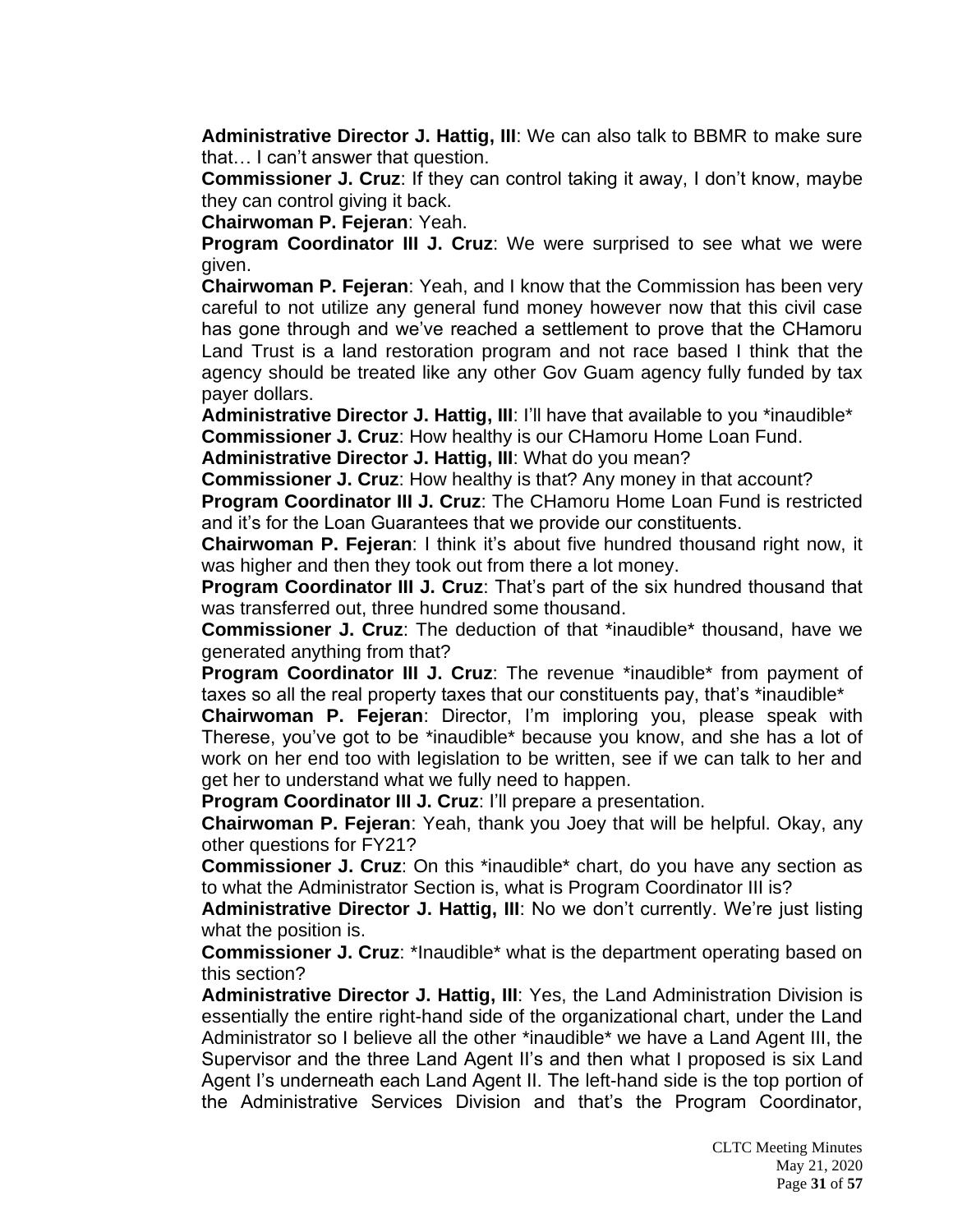**Administrative Director J. Hattig, III**: We can also talk to BBMR to make sure that… I can't answer that question.

**Commissioner J. Cruz**: If they can control taking it away, I don't know, maybe they can control giving it back.

**Chairwoman P. Fejeran**: Yeah.

**Program Coordinator III J. Cruz**: We were surprised to see what we were given.

**Chairwoman P. Fejeran**: Yeah, and I know that the Commission has been very careful to not utilize any general fund money however now that this civil case has gone through and we've reached a settlement to prove that the CHamoru Land Trust is a land restoration program and not race based I think that the agency should be treated like any other Gov Guam agency fully funded by tax payer dollars.

**Administrative Director J. Hattig, III**: I'll have that available to you *inaudible*

**Commissioner J. Cruz**: How healthy is our CHamoru Home Loan Fund.

**Administrative Director J. Hattig, III**: What do you mean?

**Commissioner J. Cruz**: How healthy is that? Any money in that account?

**Program Coordinator III J. Cruz**: The CHamoru Home Loan Fund is restricted and it's for the Loan Guarantees that we provide our constituents.

**Chairwoman P. Fejeran**: I think it's about five hundred thousand right now, it was higher and then they took out from there a lot money.

**Program Coordinator III J. Cruz**: That's part of the six hundred thousand that was transferred out, three hundred some thousand.

**Commissioner J. Cruz**: The deduction of that *inaudible* thousand, have we generated anything from that?

**Program Coordinator III J. Cruz**: The revenue *inaudible* from payment of taxes so all the real property taxes that our constituents pay, that's *inaudible*

**Chairwoman P. Fejeran**: Director, I'm imploring you, please speak with Therese, you've got to be *inaudible* because you know, and she has a lot of work on her end too with legislation to be written, see if we can talk to her and get her to understand what we fully need to happen.

**Program Coordinator III J. Cruz**: I'll prepare a presentation.

**Chairwoman P. Fejeran**: Yeah, thank you Joey that will be helpful. Okay, any other questions for FY21?

**Commissioner J. Cruz**: On this *inaudible* chart, do you have any section as to what the Administrator Section is, what is Program Coordinator III is?

**Administrative Director J. Hattig, III**: No we don't currently. We're just listing what the position is.

**Commissioner J. Cruz**: *Inaudible* what is the department operating based on this section?

**Administrative Director J. Hattig, III**: Yes, the Land Administration Division is essentially the entire right-hand side of the organizational chart, under the Land Administrator so I believe all the other *inaudible* we have a Land Agent III, the Supervisor and the three Land Agent II's and then what I proposed is six Land Agent I's underneath each Land Agent II. The left-hand side is the top portion of the Administrative Services Division and that's the Program Coordinator,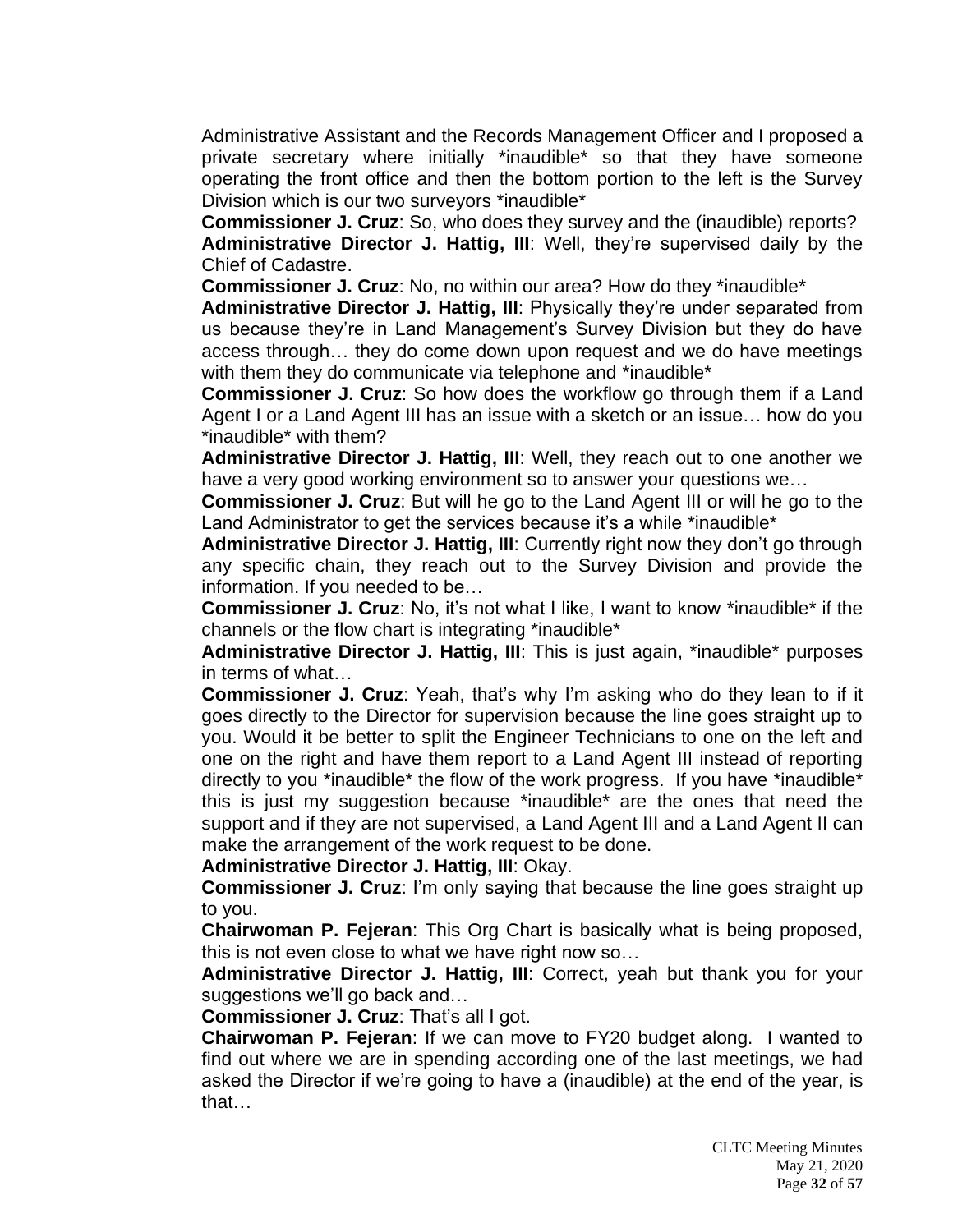Administrative Assistant and the Records Management Officer and I proposed a private secretary where initially *inaudible* so that they have someone operating the front office and then the bottom portion to the left is the Survey Division which is our two surveyors *inaudible*

**Commissioner J. Cruz**: So, who does they survey and the (inaudible) reports?

**Administrative Director J. Hattig, III**: Well, they're supervised daily by the Chief of Cadastre.

**Commissioner J. Cruz**: No, no within our area? How do they *inaudible*

**Administrative Director J. Hattig, III**: Physically they're under separated from us because they're in Land Management's Survey Division but they do have access through… they do come down upon request and we do have meetings with them they do communicate via telephone and *inaudible*

**Commissioner J. Cruz**: So how does the workflow go through them if a Land Agent I or a Land Agent III has an issue with a sketch or an issue… how do you *inaudible* with them?

**Administrative Director J. Hattig, III**: Well, they reach out to one another we have a very good working environment so to answer your questions we…

**Commissioner J. Cruz**: But will he go to the Land Agent III or will he go to the Land Administrator to get the services because it's a while *inaudible*

**Administrative Director J. Hattig, III**: Currently right now they don't go through any specific chain, they reach out to the Survey Division and provide the information. If you needed to be…

**Commissioner J. Cruz**: No, it's not what I like, I want to know *inaudible* if the channels or the flow chart is integrating *inaudible*

**Administrative Director J. Hattig, III**: This is just again, *inaudible* purposes in terms of what…

**Commissioner J. Cruz**: Yeah, that's why I'm asking who do they lean to if it goes directly to the Director for supervision because the line goes straight up to you. Would it be better to split the Engineer Technicians to one on the left and one on the right and have them report to a Land Agent III instead of reporting directly to you *inaudible* the flow of the work progress. If you have *inaudible* this is just my suggestion because *inaudible* are the ones that need the support and if they are not supervised, a Land Agent III and a Land Agent II can make the arrangement of the work request to be done.

**Administrative Director J. Hattig, III**: Okay.

**Commissioner J. Cruz**: I'm only saying that because the line goes straight up to you.

**Chairwoman P. Fejeran**: This Org Chart is basically what is being proposed, this is not even close to what we have right now so…

**Administrative Director J. Hattig, III**: Correct, yeah but thank you for your suggestions we'll go back and…

**Commissioner J. Cruz**: That's all I got.

**Chairwoman P. Fejeran**: If we can move to FY20 budget along. I wanted to find out where we are in spending according one of the last meetings, we had asked the Director if we're going to have a (inaudible) at the end of the year, is that…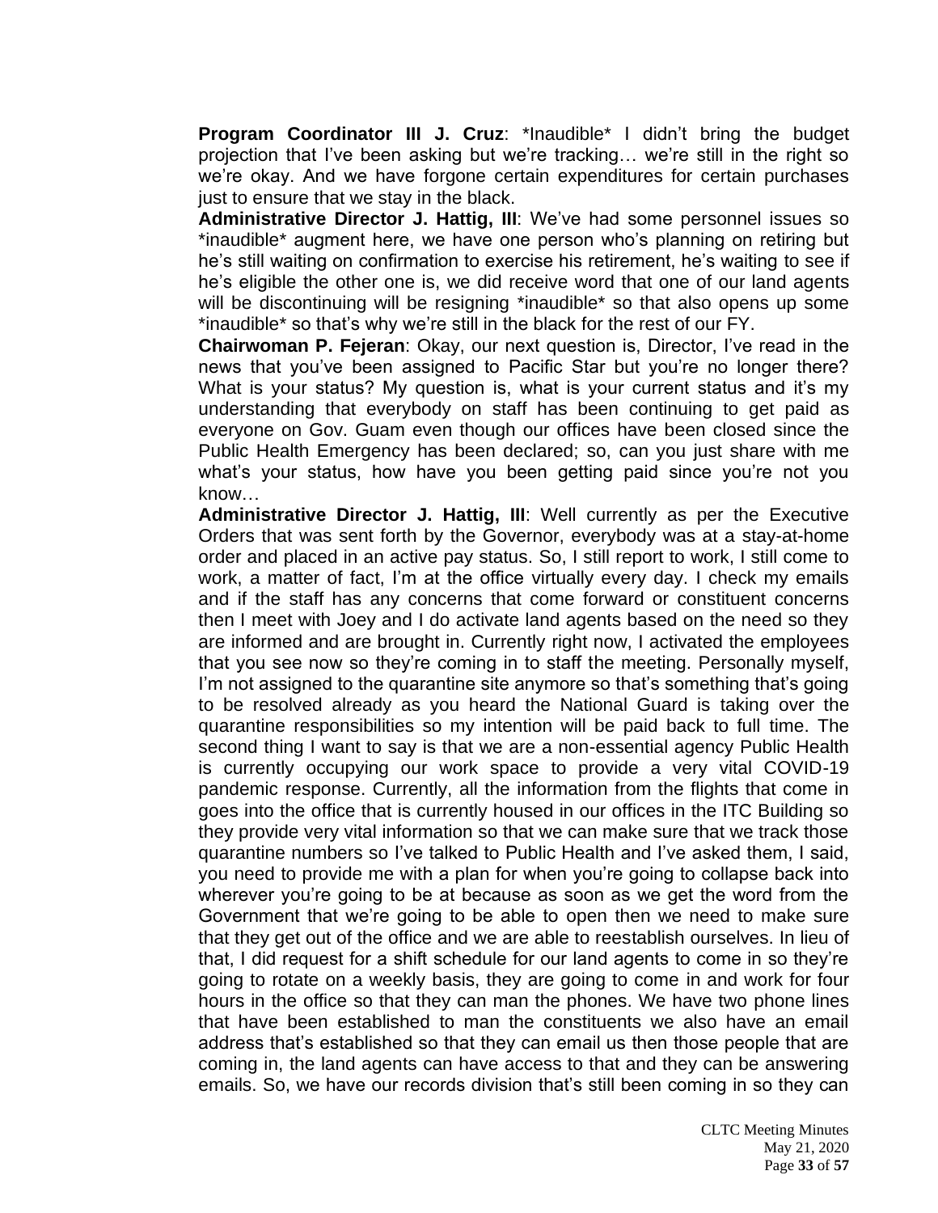**Program Coordinator III J. Cruz**: *Inaudible* I didn't bring the budget projection that I've been asking but we're tracking… we're still in the right so we're okay. And we have forgone certain expenditures for certain purchases just to ensure that we stay in the black.

**Administrative Director J. Hattig, III**: We've had some personnel issues so *inaudible* augment here, we have one person who's planning on retiring but he's still waiting on confirmation to exercise his retirement, he's waiting to see if he's eligible the other one is, we did receive word that one of our land agents will be discontinuing will be resigning *inaudible* so that also opens up some *inaudible* so that's why we're still in the black for the rest of our FY.

**Chairwoman P. Fejeran**: Okay, our next question is, Director, I've read in the news that you've been assigned to Pacific Star but you're no longer there? What is your status? My question is, what is your current status and it's my understanding that everybody on staff has been continuing to get paid as everyone on Gov. Guam even though our offices have been closed since the Public Health Emergency has been declared; so, can you just share with me what's your status, how have you been getting paid since you're not you know…

**Administrative Director J. Hattig, III**: Well currently as per the Executive Orders that was sent forth by the Governor, everybody was at a stay-at-home order and placed in an active pay status. So, I still report to work, I still come to work, a matter of fact, I'm at the office virtually every day. I check my emails and if the staff has any concerns that come forward or constituent concerns then I meet with Joey and I do activate land agents based on the need so they are informed and are brought in. Currently right now, I activated the employees that you see now so they're coming in to staff the meeting. Personally myself, I'm not assigned to the quarantine site anymore so that's something that's going to be resolved already as you heard the National Guard is taking over the quarantine responsibilities so my intention will be paid back to full time. The second thing I want to say is that we are a non-essential agency Public Health is currently occupying our work space to provide a very vital COVID-19 pandemic response. Currently, all the information from the flights that come in goes into the office that is currently housed in our offices in the ITC Building so they provide very vital information so that we can make sure that we track those quarantine numbers so I've talked to Public Health and I've asked them, I said, you need to provide me with a plan for when you're going to collapse back into wherever you're going to be at because as soon as we get the word from the Government that we're going to be able to open then we need to make sure that they get out of the office and we are able to reestablish ourselves. In lieu of that, I did request for a shift schedule for our land agents to come in so they're going to rotate on a weekly basis, they are going to come in and work for four hours in the office so that they can man the phones. We have two phone lines that have been established to man the constituents we also have an email address that's established so that they can email us then those people that are coming in, the land agents can have access to that and they can be answering emails. So, we have our records division that's still been coming in so they can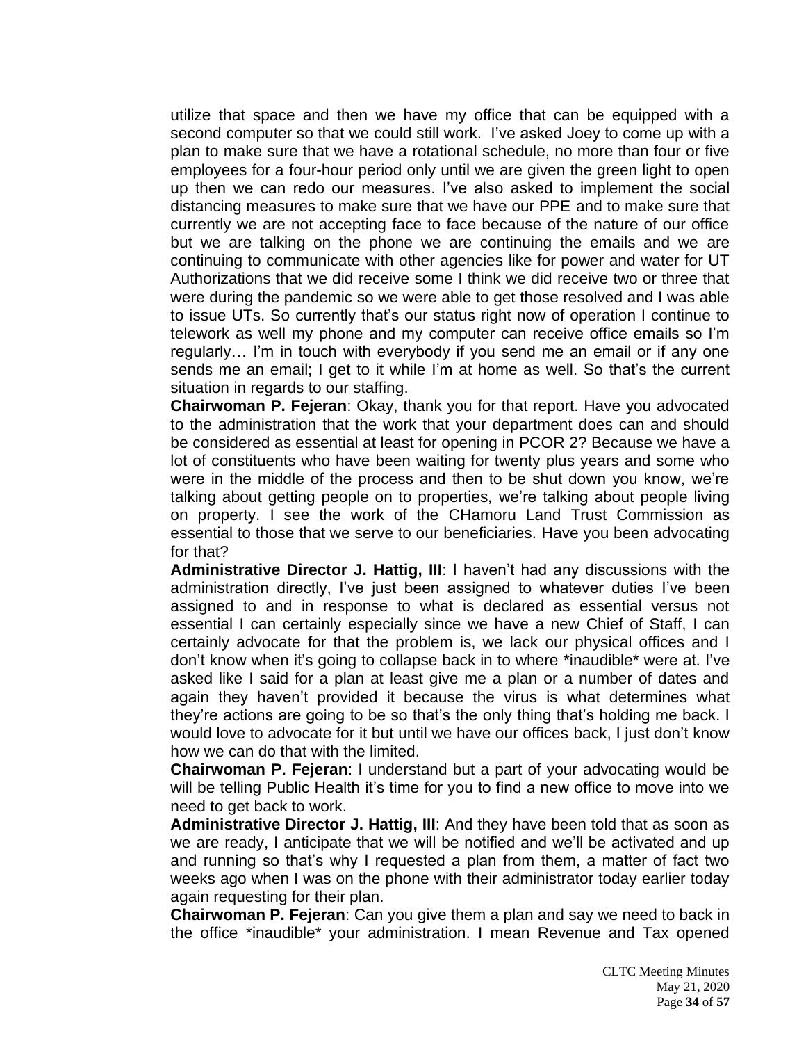utilize that space and then we have my office that can be equipped with a second computer so that we could still work. I've asked Joey to come up with a plan to make sure that we have a rotational schedule, no more than four or five employees for a four-hour period only until we are given the green light to open up then we can redo our measures. I've also asked to implement the social distancing measures to make sure that we have our PPE and to make sure that currently we are not accepting face to face because of the nature of our office but we are talking on the phone we are continuing the emails and we are continuing to communicate with other agencies like for power and water for UT Authorizations that we did receive some I think we did receive two or three that were during the pandemic so we were able to get those resolved and I was able to issue UTs. So currently that's our status right now of operation I continue to telework as well my phone and my computer can receive office emails so I'm regularly… I'm in touch with everybody if you send me an email or if any one sends me an email; I get to it while I'm at home as well. So that's the current situation in regards to our staffing.

**Chairwoman P. Fejeran**: Okay, thank you for that report. Have you advocated to the administration that the work that your department does can and should be considered as essential at least for opening in PCOR 2? Because we have a lot of constituents who have been waiting for twenty plus years and some who were in the middle of the process and then to be shut down you know, we're talking about getting people on to properties, we're talking about people living on property. I see the work of the CHamoru Land Trust Commission as essential to those that we serve to our beneficiaries. Have you been advocating for that?

**Administrative Director J. Hattig, III**: I haven't had any discussions with the administration directly, I've just been assigned to whatever duties I've been assigned to and in response to what is declared as essential versus not essential I can certainly especially since we have a new Chief of Staff, I can certainly advocate for that the problem is, we lack our physical offices and I don't know when it's going to collapse back in to where *inaudible* were at. I've asked like I said for a plan at least give me a plan or a number of dates and again they haven't provided it because the virus is what determines what they're actions are going to be so that's the only thing that's holding me back. I would love to advocate for it but until we have our offices back, I just don't know how we can do that with the limited.

**Chairwoman P. Fejeran**: I understand but a part of your advocating would be will be telling Public Health it's time for you to find a new office to move into we need to get back to work.

**Administrative Director J. Hattig, III**: And they have been told that as soon as we are ready, I anticipate that we will be notified and we'll be activated and up and running so that's why I requested a plan from them, a matter of fact two weeks ago when I was on the phone with their administrator today earlier today again requesting for their plan.

**Chairwoman P. Fejeran**: Can you give them a plan and say we need to back in the office *inaudible* your administration. I mean Revenue and Tax opened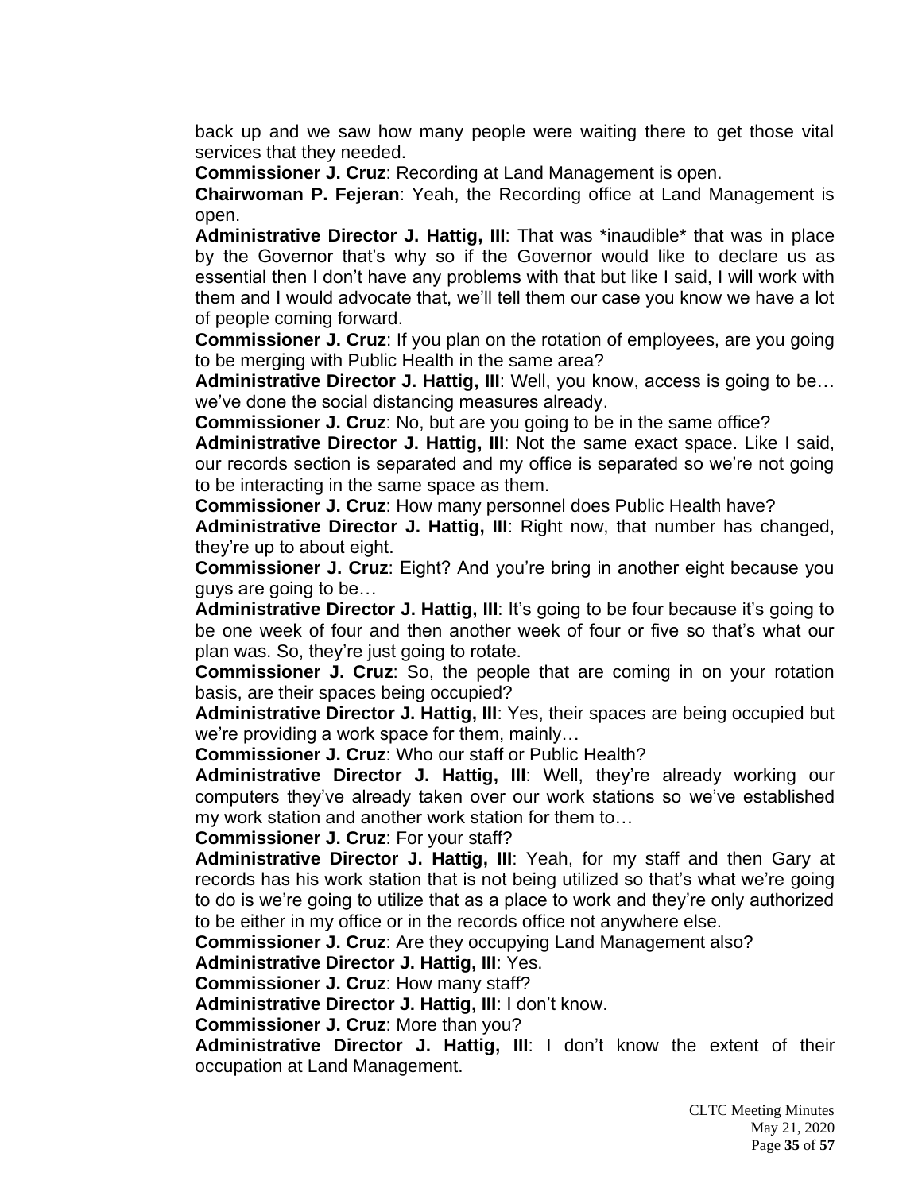back up and we saw how many people were waiting there to get those vital services that they needed.

**Commissioner J. Cruz**: Recording at Land Management is open.

**Chairwoman P. Fejeran**: Yeah, the Recording office at Land Management is open.

**Administrative Director J. Hattig, III**: That was *inaudible* that was in place by the Governor that's why so if the Governor would like to declare us as essential then I don't have any problems with that but like I said, I will work with them and I would advocate that, we'll tell them our case you know we have a lot of people coming forward.

**Commissioner J. Cruz**: If you plan on the rotation of employees, are you going to be merging with Public Health in the same area?

**Administrative Director J. Hattig, III**: Well, you know, access is going to be… we've done the social distancing measures already.

**Commissioner J. Cruz**: No, but are you going to be in the same office?

**Administrative Director J. Hattig, III**: Not the same exact space. Like I said, our records section is separated and my office is separated so we're not going to be interacting in the same space as them.

**Commissioner J. Cruz**: How many personnel does Public Health have?

**Administrative Director J. Hattig, III**: Right now, that number has changed, they're up to about eight.

**Commissioner J. Cruz**: Eight? And you're bring in another eight because you guys are going to be…

**Administrative Director J. Hattig, III**: It's going to be four because it's going to be one week of four and then another week of four or five so that's what our plan was. So, they're just going to rotate.

**Commissioner J. Cruz**: So, the people that are coming in on your rotation basis, are their spaces being occupied?

**Administrative Director J. Hattig, III**: Yes, their spaces are being occupied but we're providing a work space for them, mainly…

**Commissioner J. Cruz**: Who our staff or Public Health?

**Administrative Director J. Hattig, III**: Well, they're already working our computers they've already taken over our work stations so we've established my work station and another work station for them to…

**Commissioner J. Cruz**: For your staff?

**Administrative Director J. Hattig, III**: Yeah, for my staff and then Gary at records has his work station that is not being utilized so that's what we're going to do is we're going to utilize that as a place to work and they're only authorized to be either in my office or in the records office not anywhere else.

**Commissioner J. Cruz**: Are they occupying Land Management also?

**Administrative Director J. Hattig, III**: Yes.

**Commissioner J. Cruz**: How many staff?

**Administrative Director J. Hattig, III**: I don't know.

**Commissioner J. Cruz**: More than you?

**Administrative Director J. Hattig, III**: I don't know the extent of their occupation at Land Management.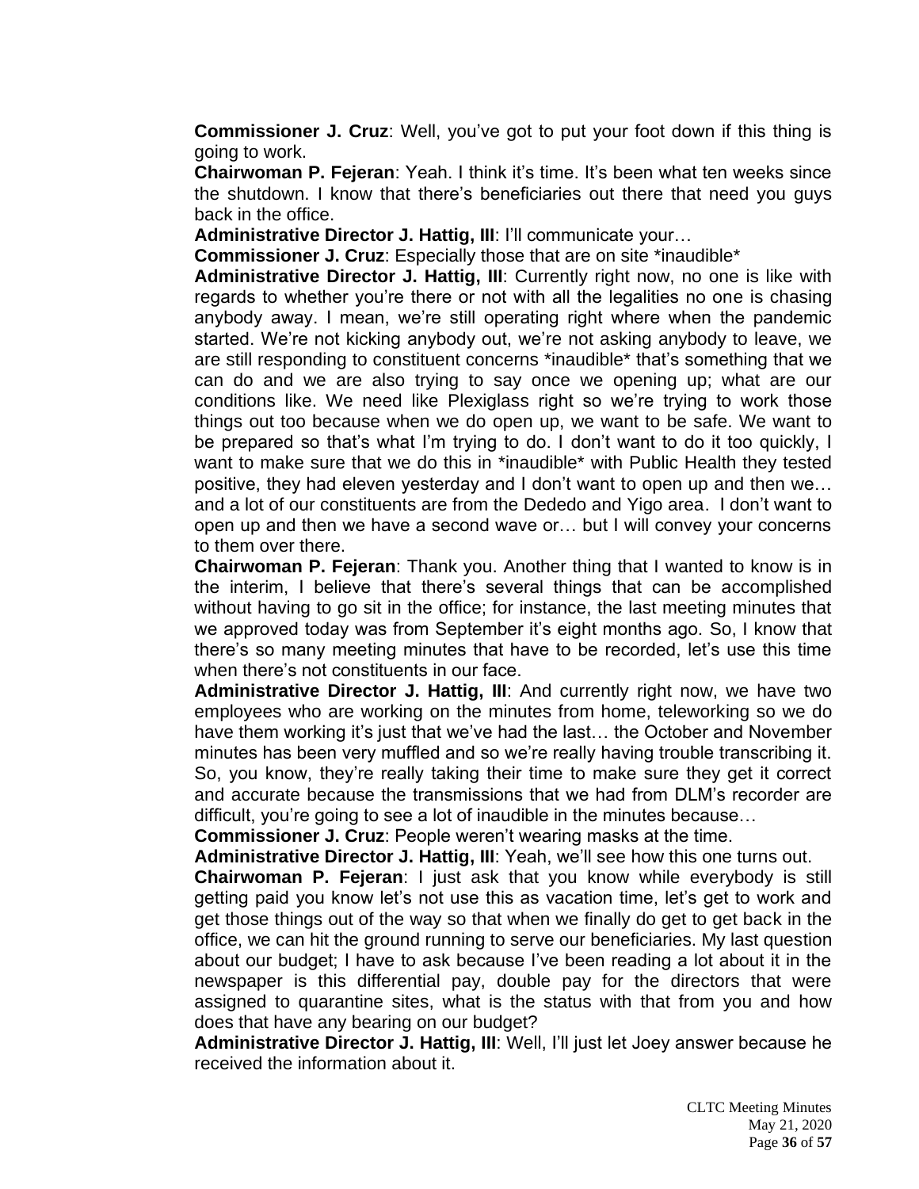**Commissioner J. Cruz**: Well, you've got to put your foot down if this thing is going to work.

**Chairwoman P. Fejeran**: Yeah. I think it's time. It's been what ten weeks since the shutdown. I know that there's beneficiaries out there that need you guys back in the office.

**Administrative Director J. Hattig, III**: I'll communicate your…

**Commissioner J. Cruz**: Especially those that are on site *inaudible*

**Administrative Director J. Hattig, III**: Currently right now, no one is like with regards to whether you're there or not with all the legalities no one is chasing anybody away. I mean, we're still operating right where when the pandemic started. We're not kicking anybody out, we're not asking anybody to leave, we are still responding to constituent concerns *inaudible* that's something that we can do and we are also trying to say once we opening up; what are our conditions like. We need like Plexiglass right so we're trying to work those things out too because when we do open up, we want to be safe. We want to be prepared so that's what I'm trying to do. I don't want to do it too quickly, I want to make sure that we do this in *inaudible* with Public Health they tested positive, they had eleven yesterday and I don't want to open up and then we… and a lot of our constituents are from the Dededo and Yigo area. I don't want to open up and then we have a second wave or… but I will convey your concerns to them over there.

**Chairwoman P. Fejeran**: Thank you. Another thing that I wanted to know is in the interim, I believe that there's several things that can be accomplished without having to go sit in the office; for instance, the last meeting minutes that we approved today was from September it's eight months ago. So, I know that there's so many meeting minutes that have to be recorded, let's use this time when there's not constituents in our face.

**Administrative Director J. Hattig, III**: And currently right now, we have two employees who are working on the minutes from home, teleworking so we do have them working it's just that we've had the last… the October and November minutes has been very muffled and so we're really having trouble transcribing it. So, you know, they're really taking their time to make sure they get it correct and accurate because the transmissions that we had from DLM's recorder are difficult, you're going to see a lot of inaudible in the minutes because…

**Commissioner J. Cruz**: People weren't wearing masks at the time.

**Administrative Director J. Hattig, III**: Yeah, we'll see how this one turns out.

**Chairwoman P. Fejeran**: I just ask that you know while everybody is still getting paid you know let's not use this as vacation time, let's get to work and get those things out of the way so that when we finally do get to get back in the office, we can hit the ground running to serve our beneficiaries. My last question about our budget; I have to ask because I've been reading a lot about it in the newspaper is this differential pay, double pay for the directors that were assigned to quarantine sites, what is the status with that from you and how does that have any bearing on our budget?

**Administrative Director J. Hattig, III**: Well, I'll just let Joey answer because he received the information about it.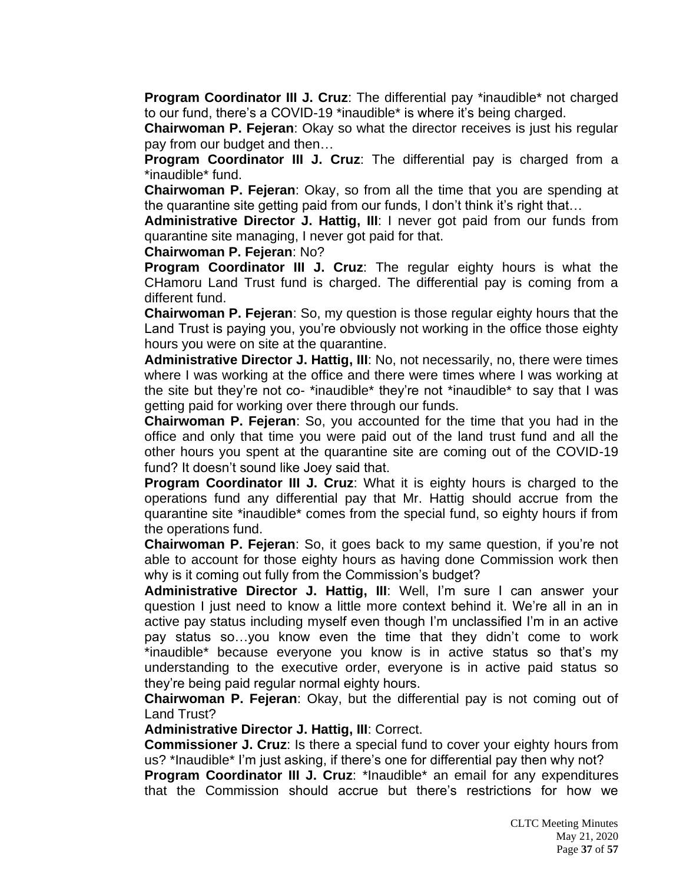**Program Coordinator III J. Cruz**: The differential pay *inaudible* not charged to our fund, there's a COVID-19 *inaudible* is where it's being charged.

**Chairwoman P. Fejeran**: Okay so what the director receives is just his regular pay from our budget and then…

**Program Coordinator III J. Cruz**: The differential pay is charged from a *inaudible* fund.

**Chairwoman P. Fejeran**: Okay, so from all the time that you are spending at the quarantine site getting paid from our funds, I don't think it's right that…

**Administrative Director J. Hattig, III**: I never got paid from our funds from quarantine site managing, I never got paid for that.

**Chairwoman P. Fejeran**: No?

**Program Coordinator III J. Cruz**: The regular eighty hours is what the CHamoru Land Trust fund is charged. The differential pay is coming from a different fund.

**Chairwoman P. Fejeran**: So, my question is those regular eighty hours that the Land Trust is paying you, you're obviously not working in the office those eighty hours you were on site at the quarantine.

**Administrative Director J. Hattig, III**: No, not necessarily, no, there were times where I was working at the office and there were times where I was working at the site but they're not co- *inaudible* they're not *inaudible* to say that I was getting paid for working over there through our funds.

**Chairwoman P. Fejeran**: So, you accounted for the time that you had in the office and only that time you were paid out of the land trust fund and all the other hours you spent at the quarantine site are coming out of the COVID-19 fund? It doesn't sound like Joey said that.

**Program Coordinator III J. Cruz**: What it is eighty hours is charged to the operations fund any differential pay that Mr. Hattig should accrue from the quarantine site *inaudible* comes from the special fund, so eighty hours if from the operations fund.

**Chairwoman P. Fejeran**: So, it goes back to my same question, if you're not able to account for those eighty hours as having done Commission work then why is it coming out fully from the Commission's budget?

**Administrative Director J. Hattig, III**: Well, I'm sure I can answer your question I just need to know a little more context behind it. We're all in an in active pay status including myself even though I'm unclassified I'm in an active pay status so…you know even the time that they didn't come to work *inaudible* because everyone you know is in active status so that's my understanding to the executive order, everyone is in active paid status so they're being paid regular normal eighty hours.

**Chairwoman P. Fejeran**: Okay, but the differential pay is not coming out of Land Trust?

**Administrative Director J. Hattig, III**: Correct.

**Commissioner J. Cruz**: Is there a special fund to cover your eighty hours from us? *Inaudible* I'm just asking, if there's one for differential pay then why not?

**Program Coordinator III J. Cruz**: *Inaudible* an email for any expenditures that the Commission should accrue but there's restrictions for how we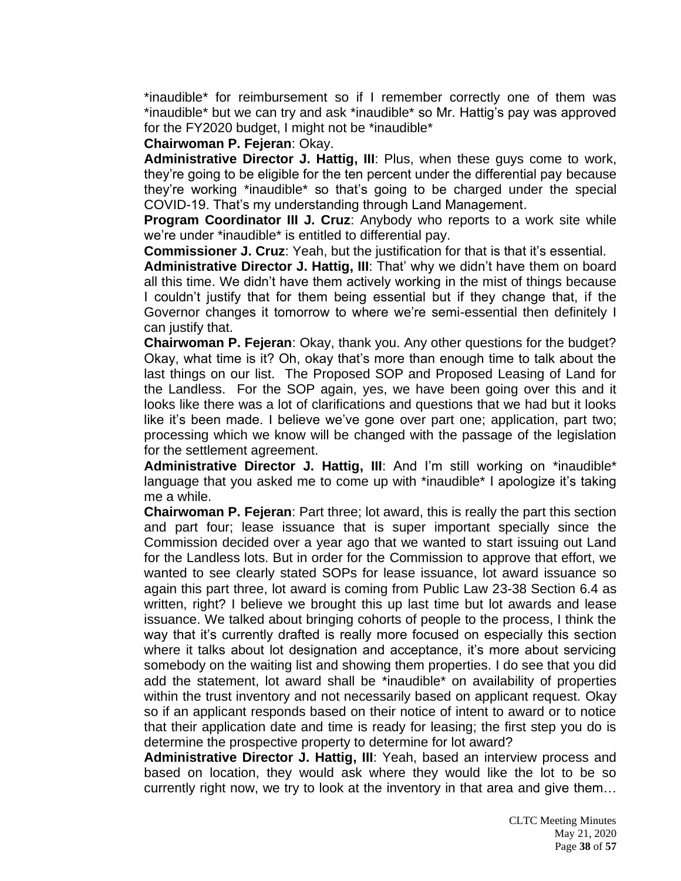\*inaudible\* for reimbursement so if I remember correctly one of them was \*inaudible\* but we can try and ask \*inaudible\* so Mr. Hattig's pay was approved for the FY2020 budget, I might not be \*inaudible\*

**Chairwoman P. Fejeran**: Okay.

**Administrative Director J. Hattig, III**: Plus, when these guys come to work, they're going to be eligible for the ten percent under the differential pay because they're working \*inaudible\* so that's going to be charged under the special COVID-19. That's my understanding through Land Management.

**Program Coordinator III J. Cruz**: Anybody who reports to a work site while we're under \*inaudible\* is entitled to differential pay.

**Commissioner J. Cruz**: Yeah, but the justification for that is that it's essential.

**Administrative Director J. Hattig, III**: That' why we didn't have them on board all this time. We didn't have them actively working in the mist of things because I couldn't justify that for them being essential but if they change that, if the Governor changes it tomorrow to where we're semi-essential then definitely I can justify that.

**Chairwoman P. Fejeran**: Okay, thank you. Any other questions for the budget? Okay, what time is it? Oh, okay that's more than enough time to talk about the last things on our list. The Proposed SOP and Proposed Leasing of Land for the Landless. For the SOP again, yes, we have been going over this and it looks like there was a lot of clarifications and questions that we had but it looks like it's been made. I believe we've gone over part one; application, part two; processing which we know will be changed with the passage of the legislation for the settlement agreement.

**Administrative Director J. Hattig, III**: And I'm still working on \*inaudible\* language that you asked me to come up with \*inaudible\* I apologize it's taking me a while.

**Chairwoman P. Fejeran**: Part three; lot award, this is really the part this section and part four; lease issuance that is super important specially since the Commission decided over a year ago that we wanted to start issuing out Land for the Landless lots. But in order for the Commission to approve that effort, we wanted to see clearly stated SOPs for lease issuance, lot award issuance so again this part three, lot award is coming from Public Law 23-38 Section 6.4 as written, right? I believe we brought this up last time but lot awards and lease issuance. We talked about bringing cohorts of people to the process, I think the way that it's currently drafted is really more focused on especially this section where it talks about lot designation and acceptance, it's more about servicing somebody on the waiting list and showing them properties. I do see that you did add the statement, lot award shall be \*inaudible\* on availability of properties within the trust inventory and not necessarily based on applicant request. Okay so if an applicant responds based on their notice of intent to award or to notice that their application date and time is ready for leasing; the first step you do is determine the prospective property to determine for lot award?

**Administrative Director J. Hattig, III**: Yeah, based an interview process and based on location, they would ask where they would like the lot to be so currently right now, we try to look at the inventory in that area and give them…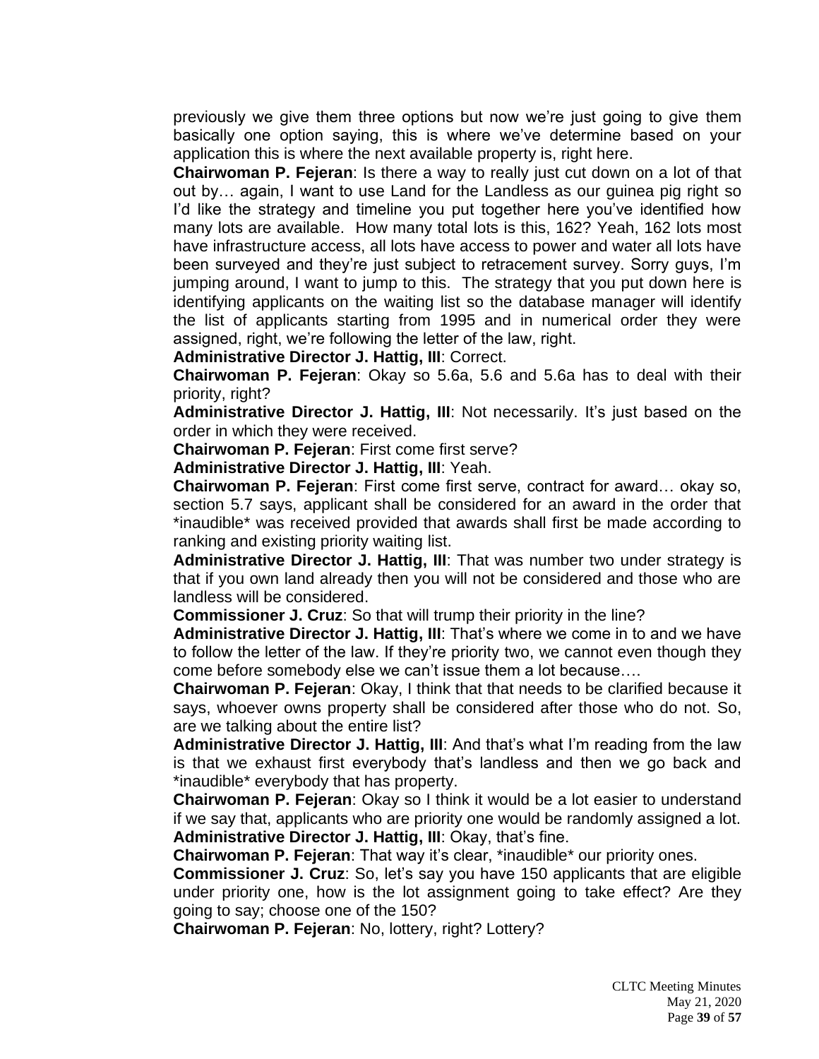previously we give them three options but now we're just going to give them basically one option saying, this is where we've determine based on your application this is where the next available property is, right here.

**Chairwoman P. Fejeran**: Is there a way to really just cut down on a lot of that out by… again, I want to use Land for the Landless as our guinea pig right so I'd like the strategy and timeline you put together here you've identified how many lots are available. How many total lots is this, 162? Yeah, 162 lots most have infrastructure access, all lots have access to power and water all lots have been surveyed and they're just subject to retracement survey. Sorry guys, I'm jumping around, I want to jump to this. The strategy that you put down here is identifying applicants on the waiting list so the database manager will identify the list of applicants starting from 1995 and in numerical order they were assigned, right, we're following the letter of the law, right.

**Administrative Director J. Hattig, III**: Correct.

**Chairwoman P. Fejeran**: Okay so 5.6a, 5.6 and 5.6a has to deal with their priority, right?

**Administrative Director J. Hattig, III**: Not necessarily. It's just based on the order in which they were received.

**Chairwoman P. Fejeran**: First come first serve?

**Administrative Director J. Hattig, III**: Yeah.

**Chairwoman P. Fejeran**: First come first serve, contract for award… okay so, section 5.7 says, applicant shall be considered for an award in the order that *inaudible* was received provided that awards shall first be made according to ranking and existing priority waiting list.

**Administrative Director J. Hattig, III**: That was number two under strategy is that if you own land already then you will not be considered and those who are landless will be considered.

**Commissioner J. Cruz**: So that will trump their priority in the line?

**Administrative Director J. Hattig, III**: That's where we come in to and we have to follow the letter of the law. If they're priority two, we cannot even though they come before somebody else we can't issue them a lot because….

**Chairwoman P. Fejeran**: Okay, I think that that needs to be clarified because it says, whoever owns property shall be considered after those who do not. So, are we talking about the entire list?

**Administrative Director J. Hattig, III**: And that's what I'm reading from the law is that we exhaust first everybody that's landless and then we go back and *inaudible* everybody that has property.

**Chairwoman P. Fejeran**: Okay so I think it would be a lot easier to understand if we say that, applicants who are priority one would be randomly assigned a lot.

**Administrative Director J. Hattig, III**: Okay, that's fine.

**Chairwoman P. Fejeran**: That way it's clear, *inaudible* our priority ones.

**Commissioner J. Cruz**: So, let's say you have 150 applicants that are eligible under priority one, how is the lot assignment going to take effect? Are they going to say; choose one of the 150?

**Chairwoman P. Fejeran**: No, lottery, right? Lottery?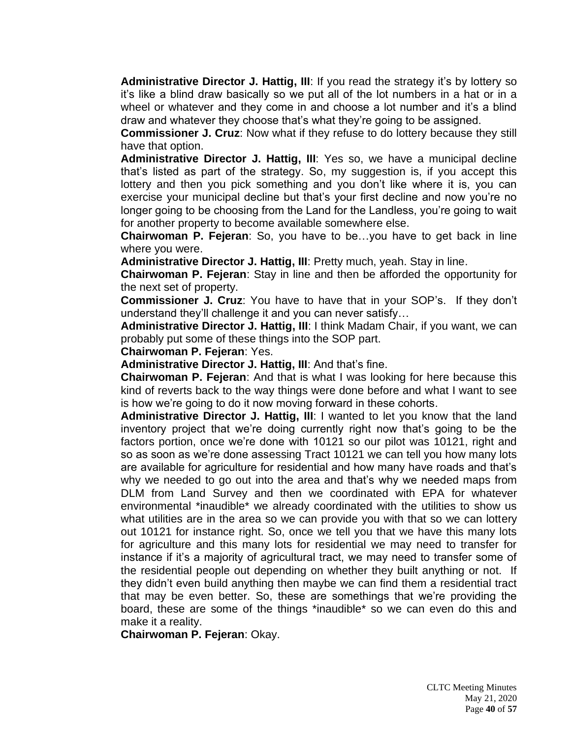**Administrative Director J. Hattig, III**: If you read the strategy it's by lottery so it's like a blind draw basically so we put all of the lot numbers in a hat or in a wheel or whatever and they come in and choose a lot number and it's a blind draw and whatever they choose that's what they're going to be assigned.

**Commissioner J. Cruz**: Now what if they refuse to do lottery because they still have that option.

**Administrative Director J. Hattig, III**: Yes so, we have a municipal decline that's listed as part of the strategy. So, my suggestion is, if you accept this lottery and then you pick something and you don't like where it is, you can exercise your municipal decline but that's your first decline and now you're no longer going to be choosing from the Land for the Landless, you're going to wait for another property to become available somewhere else.

**Chairwoman P. Fejeran**: So, you have to be…you have to get back in line where you were.

**Administrative Director J. Hattig, III**: Pretty much, yeah. Stay in line.

**Chairwoman P. Fejeran**: Stay in line and then be afforded the opportunity for the next set of property.

**Commissioner J. Cruz**: You have to have that in your SOP's. If they don't understand they'll challenge it and you can never satisfy…

**Administrative Director J. Hattig, III**: I think Madam Chair, if you want, we can probably put some of these things into the SOP part.

**Chairwoman P. Fejeran**: Yes.

**Administrative Director J. Hattig, III**: And that's fine.

**Chairwoman P. Fejeran**: And that is what I was looking for here because this kind of reverts back to the way things were done before and what I want to see is how we're going to do it now moving forward in these cohorts.

**Administrative Director J. Hattig, III**: I wanted to let you know that the land inventory project that we're doing currently right now that's going to be the factors portion, once we're done with 10121 so our pilot was 10121, right and so as soon as we're done assessing Tract 10121 we can tell you how many lots are available for agriculture for residential and how many have roads and that's why we needed to go out into the area and that's why we needed maps from DLM from Land Survey and then we coordinated with EPA for whatever environmental *inaudible* we already coordinated with the utilities to show us what utilities are in the area so we can provide you with that so we can lottery out 10121 for instance right. So, once we tell you that we have this many lots for agriculture and this many lots for residential we may need to transfer for instance if it's a majority of agricultural tract, we may need to transfer some of the residential people out depending on whether they built anything or not. If they didn't even build anything then maybe we can find them a residential tract that may be even better. So, these are somethings that we're providing the board, these are some of the things *inaudible* so we can even do this and make it a reality.

**Chairwoman P. Fejeran**: Okay.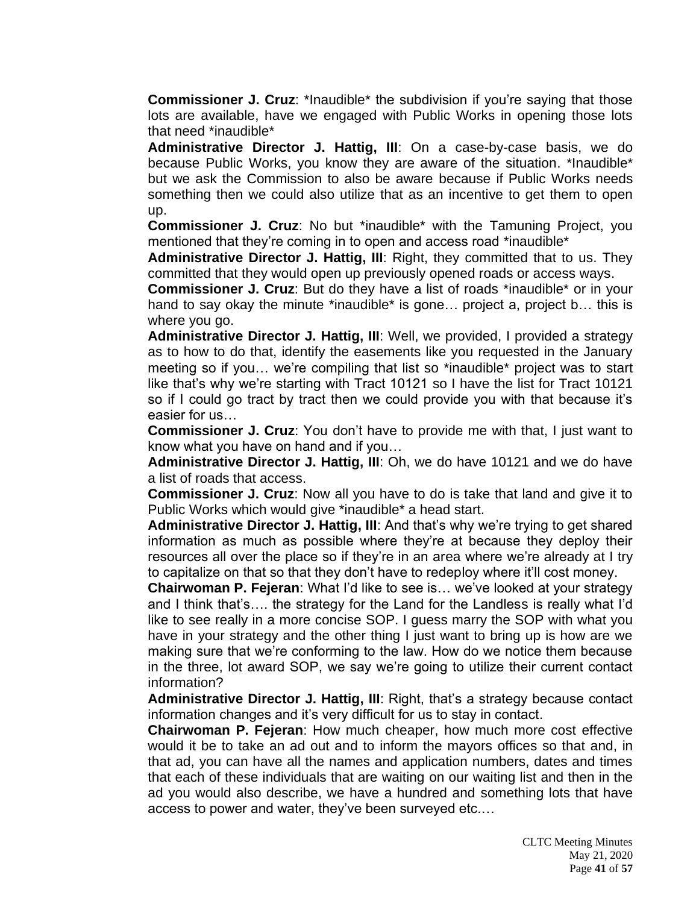**Commissioner J. Cruz**: *Inaudible* the subdivision if you're saying that those lots are available, have we engaged with Public Works in opening those lots that need *inaudible*

**Administrative Director J. Hattig, III**: On a case-by-case basis, we do because Public Works, you know they are aware of the situation. *Inaudible* but we ask the Commission to also be aware because if Public Works needs something then we could also utilize that as an incentive to get them to open up.

**Commissioner J. Cruz**: No but *inaudible* with the Tamuning Project, you mentioned that they're coming in to open and access road *inaudible*

**Administrative Director J. Hattig, III**: Right, they committed that to us. They committed that they would open up previously opened roads or access ways.

**Commissioner J. Cruz**: But do they have a list of roads *inaudible* or in your hand to say okay the minute *inaudible* is gone… project a, project b… this is where you go.

**Administrative Director J. Hattig, III**: Well, we provided, I provided a strategy as to how to do that, identify the easements like you requested in the January meeting so if you… we're compiling that list so *inaudible* project was to start like that's why we're starting with Tract 10121 so I have the list for Tract 10121 so if I could go tract by tract then we could provide you with that because it's easier for us…

**Commissioner J. Cruz**: You don't have to provide me with that, I just want to know what you have on hand and if you…

**Administrative Director J. Hattig, III**: Oh, we do have 10121 and we do have a list of roads that access.

**Commissioner J. Cruz**: Now all you have to do is take that land and give it to Public Works which would give *inaudible* a head start.

**Administrative Director J. Hattig, III**: And that's why we're trying to get shared information as much as possible where they're at because they deploy their resources all over the place so if they're in an area where we're already at I try to capitalize on that so that they don't have to redeploy where it'll cost money.

**Chairwoman P. Fejeran**: What I'd like to see is… we've looked at your strategy and I think that's…. the strategy for the Land for the Landless is really what I'd like to see really in a more concise SOP. I guess marry the SOP with what you have in your strategy and the other thing I just want to bring up is how are we making sure that we're conforming to the law. How do we notice them because in the three, lot award SOP, we say we're going to utilize their current contact information?

**Administrative Director J. Hattig, III**: Right, that's a strategy because contact information changes and it's very difficult for us to stay in contact.

**Chairwoman P. Fejeran**: How much cheaper, how much more cost effective would it be to take an ad out and to inform the mayors offices so that and, in that ad, you can have all the names and application numbers, dates and times that each of these individuals that are waiting on our waiting list and then in the ad you would also describe, we have a hundred and something lots that have access to power and water, they've been surveyed etc.…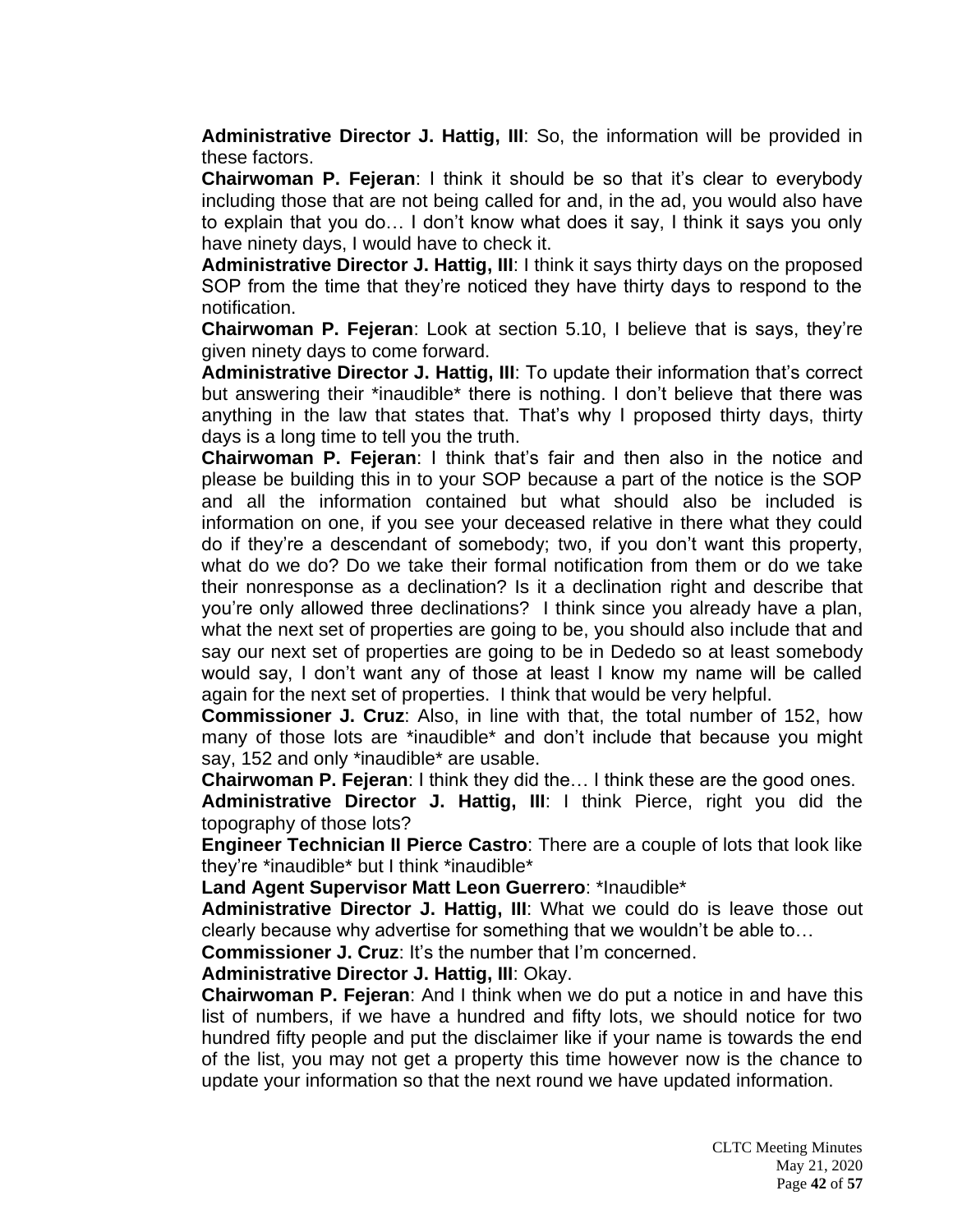**Administrative Director J. Hattig, III**: So, the information will be provided in these factors.

**Chairwoman P. Fejeran**: I think it should be so that it's clear to everybody including those that are not being called for and, in the ad, you would also have to explain that you do… I don't know what does it say, I think it says you only have ninety days, I would have to check it.

**Administrative Director J. Hattig, III**: I think it says thirty days on the proposed SOP from the time that they're noticed they have thirty days to respond to the notification.

**Chairwoman P. Fejeran**: Look at section 5.10, I believe that is says, they're given ninety days to come forward.

**Administrative Director J. Hattig, III**: To update their information that's correct but answering their *inaudible* there is nothing. I don't believe that there was anything in the law that states that. That's why I proposed thirty days, thirty days is a long time to tell you the truth.

**Chairwoman P. Fejeran**: I think that's fair and then also in the notice and please be building this in to your SOP because a part of the notice is the SOP and all the information contained but what should also be included is information on one, if you see your deceased relative in there what they could do if they're a descendant of somebody; two, if you don't want this property, what do we do? Do we take their formal notification from them or do we take their nonresponse as a declination? Is it a declination right and describe that you're only allowed three declinations? I think since you already have a plan, what the next set of properties are going to be, you should also include that and say our next set of properties are going to be in Dededo so at least somebody would say, I don't want any of those at least I know my name will be called again for the next set of properties. I think that would be very helpful.

**Commissioner J. Cruz**: Also, in line with that, the total number of 152, how many of those lots are *inaudible* and don't include that because you might say, 152 and only *inaudible* are usable.

**Chairwoman P. Fejeran**: I think they did the… I think these are the good ones.

**Administrative Director J. Hattig, III**: I think Pierce, right you did the topography of those lots?

**Engineer Technician II Pierce Castro**: There are a couple of lots that look like they're *inaudible* but I think *inaudible*

**Land Agent Supervisor Matt Leon Guerrero**: *Inaudible*

**Administrative Director J. Hattig, III**: What we could do is leave those out clearly because why advertise for something that we wouldn't be able to…

**Commissioner J. Cruz**: It's the number that I'm concerned.

**Administrative Director J. Hattig, III**: Okay.

**Chairwoman P. Fejeran**: And I think when we do put a notice in and have this list of numbers, if we have a hundred and fifty lots, we should notice for two hundred fifty people and put the disclaimer like if your name is towards the end of the list, you may not get a property this time however now is the chance to update your information so that the next round we have updated information.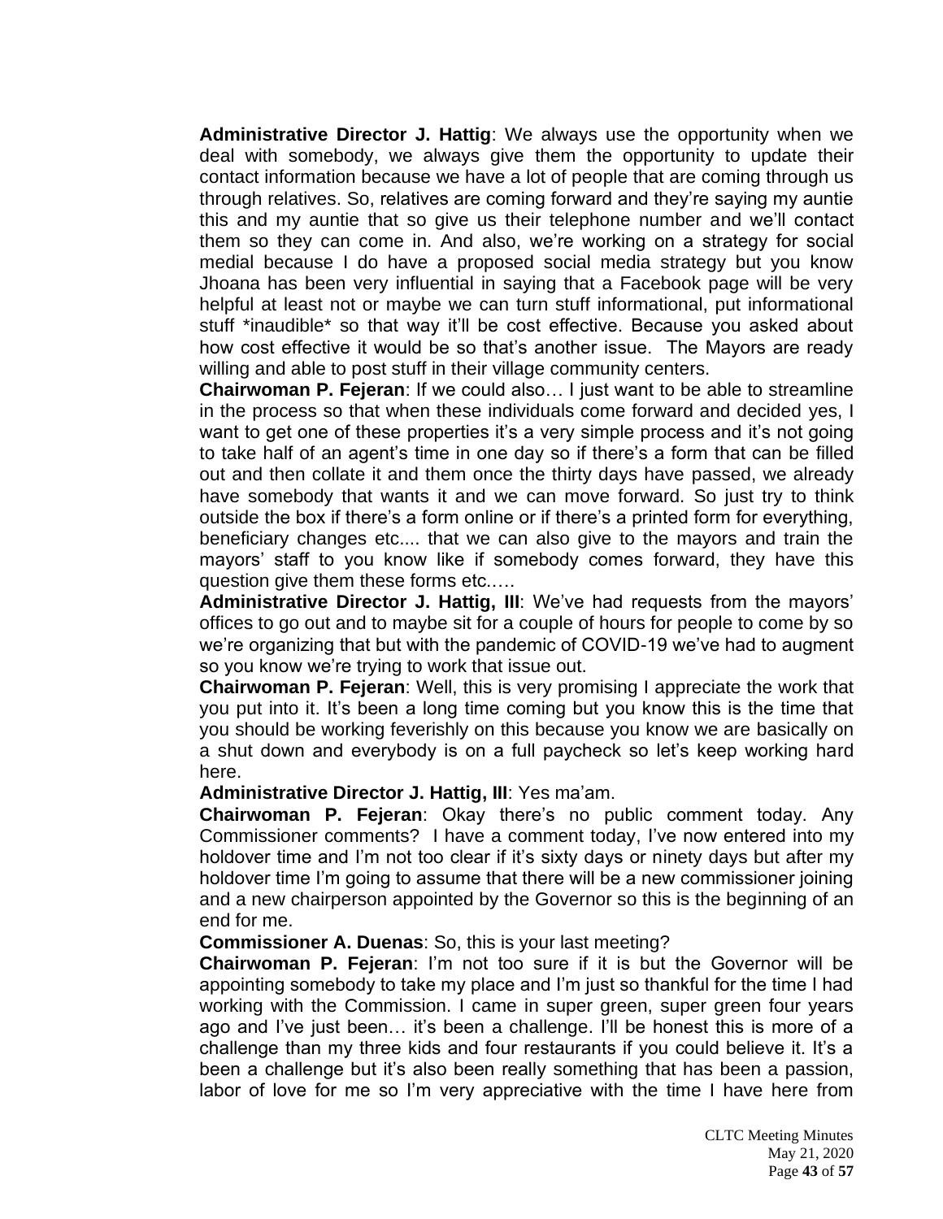**Administrative Director J. Hattig**: We always use the opportunity when we deal with somebody, we always give them the opportunity to update their contact information because we have a lot of people that are coming through us through relatives. So, relatives are coming forward and they're saying my auntie this and my auntie that so give us their telephone number and we'll contact them so they can come in. And also, we're working on a strategy for social medial because I do have a proposed social media strategy but you know Jhoana has been very influential in saying that a Facebook page will be very helpful at least not or maybe we can turn stuff informational, put informational stuff *inaudible* so that way it'll be cost effective. Because you asked about how cost effective it would be so that's another issue. The Mayors are ready willing and able to post stuff in their village community centers.

**Chairwoman P. Fejeran**: If we could also… I just want to be able to streamline in the process so that when these individuals come forward and decided yes, I want to get one of these properties it's a very simple process and it's not going to take half of an agent's time in one day so if there's a form that can be filled out and then collate it and them once the thirty days have passed, we already have somebody that wants it and we can move forward. So just try to think outside the box if there's a form online or if there's a printed form for everything, beneficiary changes etc.... that we can also give to the mayors and train the mayors' staff to you know like if somebody comes forward, they have this question give them these forms etc.….

**Administrative Director J. Hattig, III**: We've had requests from the mayors' offices to go out and to maybe sit for a couple of hours for people to come by so we're organizing that but with the pandemic of COVID-19 we've had to augment so you know we're trying to work that issue out.

**Chairwoman P. Fejeran**: Well, this is very promising I appreciate the work that you put into it. It's been a long time coming but you know this is the time that you should be working feverishly on this because you know we are basically on a shut down and everybody is on a full paycheck so let's keep working hard here.

**Administrative Director J. Hattig, III**: Yes ma'am.

**Chairwoman P. Fejeran**: Okay there's no public comment today. Any Commissioner comments? I have a comment today, I've now entered into my holdover time and I'm not too clear if it's sixty days or ninety days but after my holdover time I'm going to assume that there will be a new commissioner joining and a new chairperson appointed by the Governor so this is the beginning of an end for me.

**Commissioner A. Duenas**: So, this is your last meeting?

**Chairwoman P. Fejeran**: I'm not too sure if it is but the Governor will be appointing somebody to take my place and I'm just so thankful for the time I had working with the Commission. I came in super green, super green four years ago and I've just been… it's been a challenge. I'll be honest this is more of a challenge than my three kids and four restaurants if you could believe it. It's a been a challenge but it's also been really something that has been a passion, labor of love for me so I'm very appreciative with the time I have here from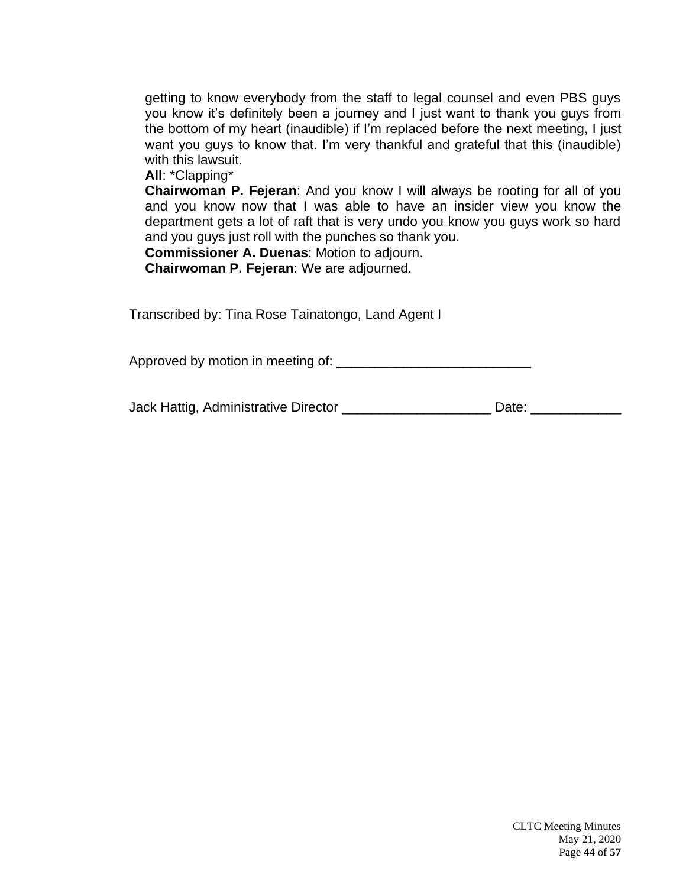getting to know everybody from the staff to legal counsel and even PBS guys you know it's definitely been a journey and I just want to thank you guys from the bottom of my heart (inaudible) if I'm replaced before the next meeting, I just want you guys to know that. I'm very thankful and grateful that this (inaudible) with this lawsuit.

**All**: *Clapping*

**Chairwoman P. Fejeran**: And you know I will always be rooting for all of you and you know now that I was able to have an insider view you know the department gets a lot of raft that is very undo you know you guys work so hard and you guys just roll with the punches so thank you.

**Commissioner A. Duenas**: Motion to adjourn.

**Chairwoman P. Fejeran**: We are adjourned.

Transcribed by: Tina Rose Tainatongo, Land Agent I

Approved by motion in meeting of: __________________________

Jack Hattig, Administrative Director ____________________ Date: ____________